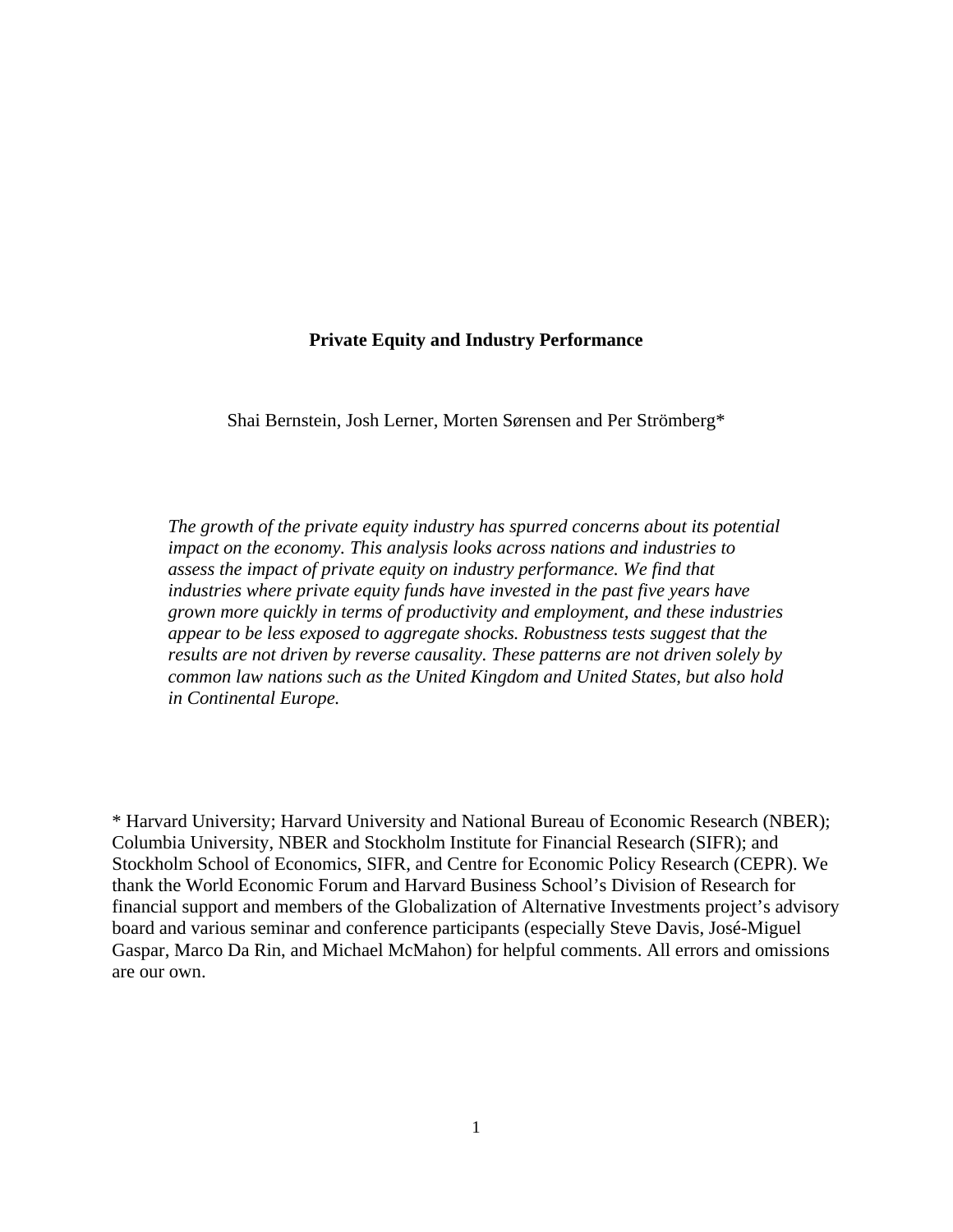# Private Equity and Industry Performance

Shai Bernstein, Josh Lerner, Morten Sørensen and Per Strömberg*

*The growth of the private equity industry has spurred concerns about its potential impact on the economy. This analysis looks across nations and industries to assess the impact of private equity on industry performance. We find that industries where private equity funds have invested in the past five years have grown more quickly in terms of productivity and employment, and these industries appear to be less exposed to aggregate shocks. Robustness tests suggest that the results are not driven by reverse causality. These patterns are not driven solely by common law nations such as the United Kingdom and United States, but also hold in Continental Europe.*

* Harvard University; Harvard University and National Bureau of Economic Research (NBER); Columbia University, NBER and Stockholm Institute for Financial Research (SIFR); and Stockholm School of Economics, SIFR, and Centre for Economic Policy Research (CEPR). We thank the World Economic Forum and Harvard Business School's Division of Research for financial support and members of the Globalization of Alternative Investments project's advisory board and various seminar and conference participants (especially Steve Davis, José-Miguel Gaspar, Marco Da Rin, and Michael McMahon) for helpful comments. All errors and omissions are our own.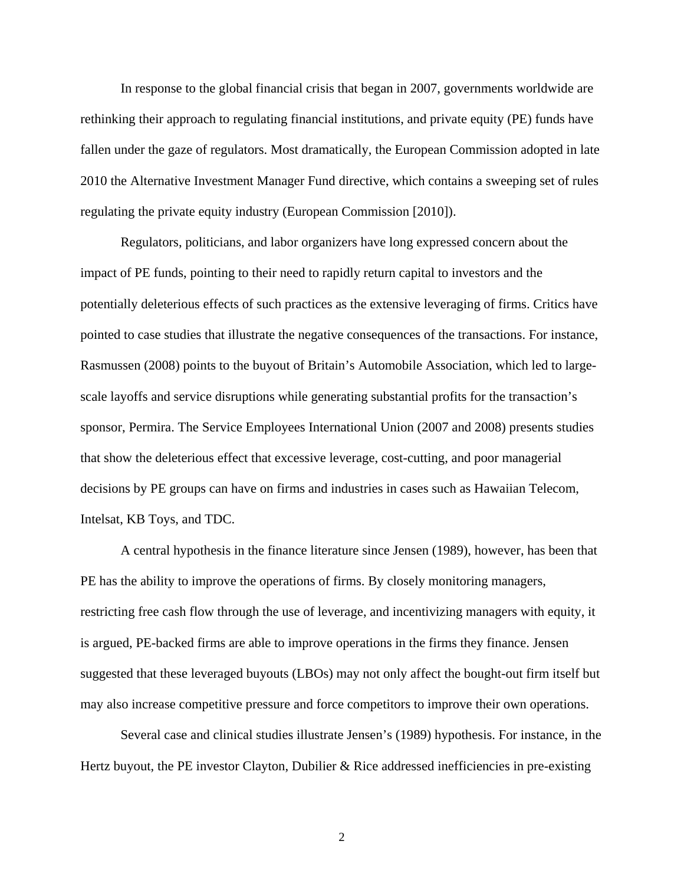In response to the global financial crisis that began in 2007, governments worldwide are rethinking their approach to regulating financial institutions, and private equity (PE) funds have fallen under the gaze of regulators. Most dramatically, the European Commission adopted in late 2010 the Alternative Investment Manager Fund directive, which contains a sweeping set of rules regulating the private equity industry (European Commission [2010]).

Regulators, politicians, and labor organizers have long expressed concern about the impact of PE funds, pointing to their need to rapidly return capital to investors and the potentially deleterious effects of such practices as the extensive leveraging of firms. Critics have pointed to case studies that illustrate the negative consequences of the transactions. For instance, Rasmussen (2008) points to the buyout of Britain's Automobile Association, which led to large-scale layoffs and service disruptions while generating substantial profits for the transaction's sponsor, Permira. The Service Employees International Union (2007 and 2008) presents studies that show the deleterious effect that excessive leverage, cost-cutting, and poor managerial decisions by PE groups can have on firms and industries in cases such as Hawaiian Telecom, Intelsat, KB Toys, and TDC.

A central hypothesis in the finance literature since Jensen (1989), however, has been that PE has the ability to improve the operations of firms. By closely monitoring managers, restricting free cash flow through the use of leverage, and incentivizing managers with equity, it is argued, PE-backed firms are able to improve operations in the firms they finance. Jensen suggested that these leveraged buyouts (LBOs) may not only affect the bought-out firm itself but may also increase competitive pressure and force competitors to improve their own operations.

Several case and clinical studies illustrate Jensen's (1989) hypothesis. For instance, in the Hertz buyout, the PE investor Clayton, Dubilier & Rice addressed inefficiencies in pre-existing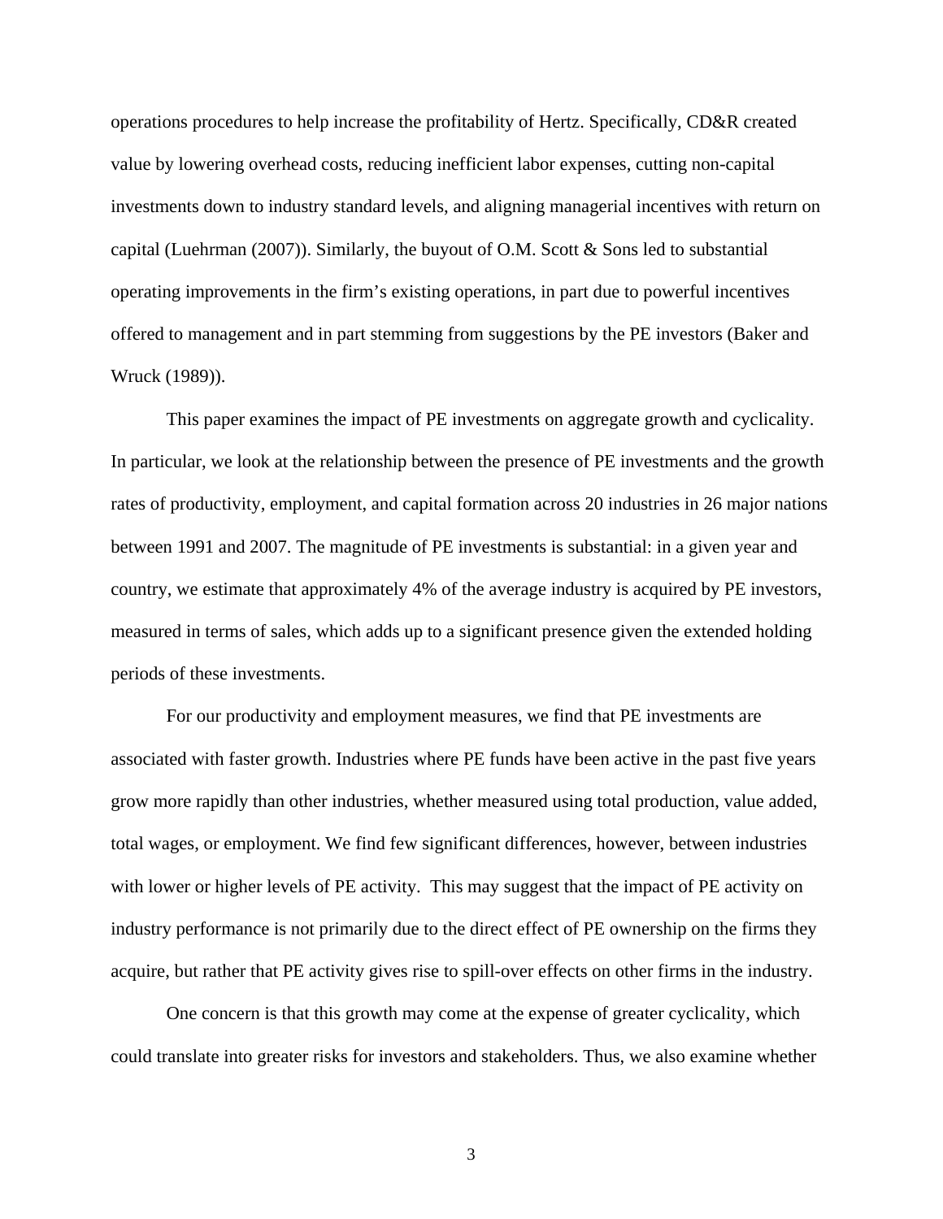operations procedures to help increase the profitability of Hertz. Specifically, CD&R created value by lowering overhead costs, reducing inefficient labor expenses, cutting non-capital investments down to industry standard levels, and aligning managerial incentives with return on capital (Luehrman (2007)). Similarly, the buyout of O.M. Scott & Sons led to substantial operating improvements in the firm's existing operations, in part due to powerful incentives offered to management and in part stemming from suggestions by the PE investors (Baker and Wruck (1989)).

This paper examines the impact of PE investments on aggregate growth and cyclicality. In particular, we look at the relationship between the presence of PE investments and the growth rates of productivity, employment, and capital formation across 20 industries in 26 major nations between 1991 and 2007. The magnitude of PE investments is substantial: in a given year and country, we estimate that approximately 4% of the average industry is acquired by PE investors, measured in terms of sales, which adds up to a significant presence given the extended holding periods of these investments.

For our productivity and employment measures, we find that PE investments are associated with faster growth. Industries where PE funds have been active in the past five years grow more rapidly than other industries, whether measured using total production, value added, total wages, or employment. We find few significant differences, however, between industries with lower or higher levels of PE activity. This may suggest that the impact of PE activity on industry performance is not primarily due to the direct effect of PE ownership on the firms they acquire, but rather that PE activity gives rise to spill-over effects on other firms in the industry.

One concern is that this growth may come at the expense of greater cyclicality, which could translate into greater risks for investors and stakeholders. Thus, we also examine whether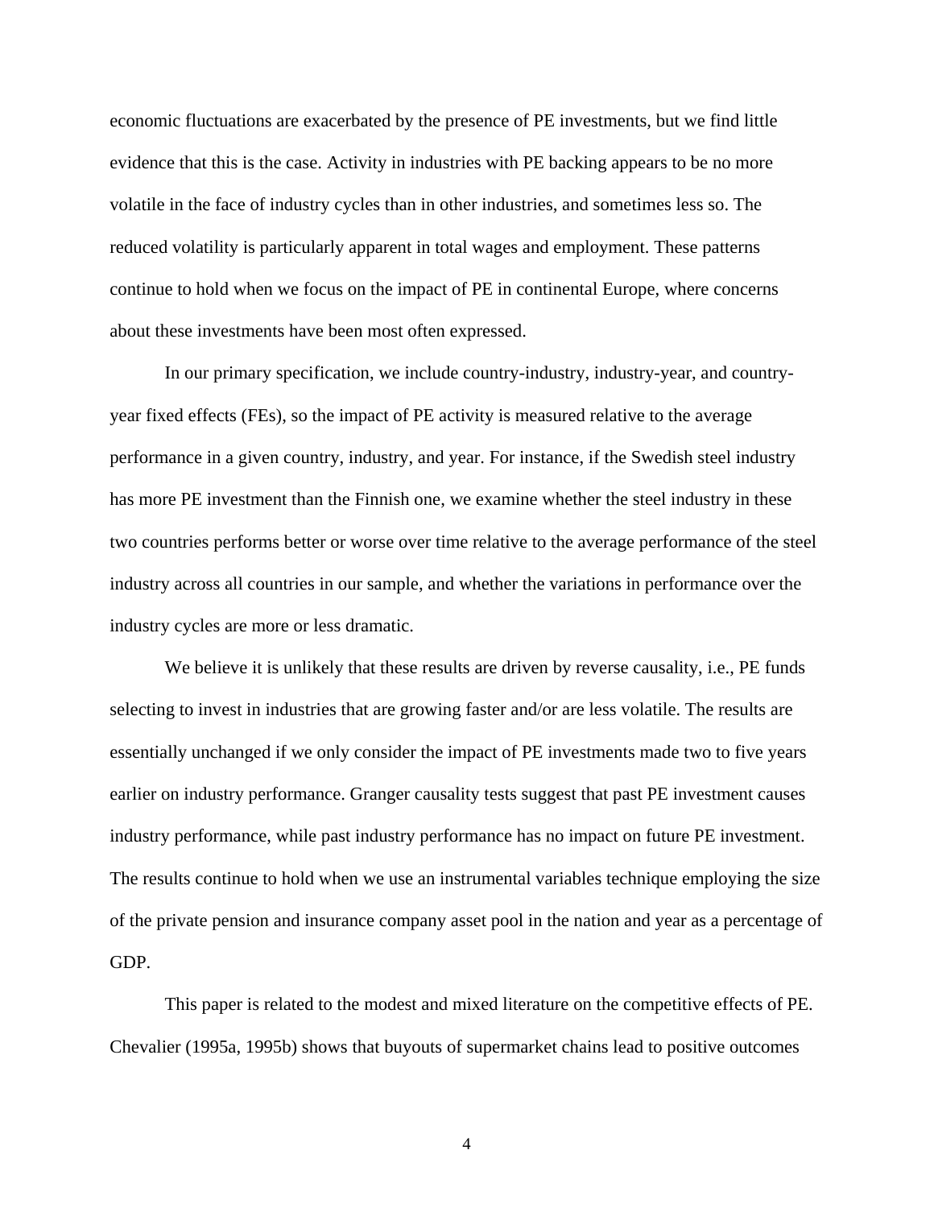economic fluctuations are exacerbated by the presence of PE investments, but we find little evidence that this is the case. Activity in industries with PE backing appears to be no more volatile in the face of industry cycles than in other industries, and sometimes less so. The reduced volatility is particularly apparent in total wages and employment. These patterns continue to hold when we focus on the impact of PE in continental Europe, where concerns about these investments have been most often expressed.

In our primary specification, we include country-industry, industry-year, and country-year fixed effects (FEs), so the impact of PE activity is measured relative to the average performance in a given country, industry, and year. For instance, if the Swedish steel industry has more PE investment than the Finnish one, we examine whether the steel industry in these two countries performs better or worse over time relative to the average performance of the steel industry across all countries in our sample, and whether the variations in performance over the industry cycles are more or less dramatic.

We believe it is unlikely that these results are driven by reverse causality, i.e., PE funds selecting to invest in industries that are growing faster and/or are less volatile. The results are essentially unchanged if we only consider the impact of PE investments made two to five years earlier on industry performance. Granger causality tests suggest that past PE investment causes industry performance, while past industry performance has no impact on future PE investment. The results continue to hold when we use an instrumental variables technique employing the size of the private pension and insurance company asset pool in the nation and year as a percentage of GDP.

This paper is related to the modest and mixed literature on the competitive effects of PE. Chevalier (1995a, 1995b) shows that buyouts of supermarket chains lead to positive outcomes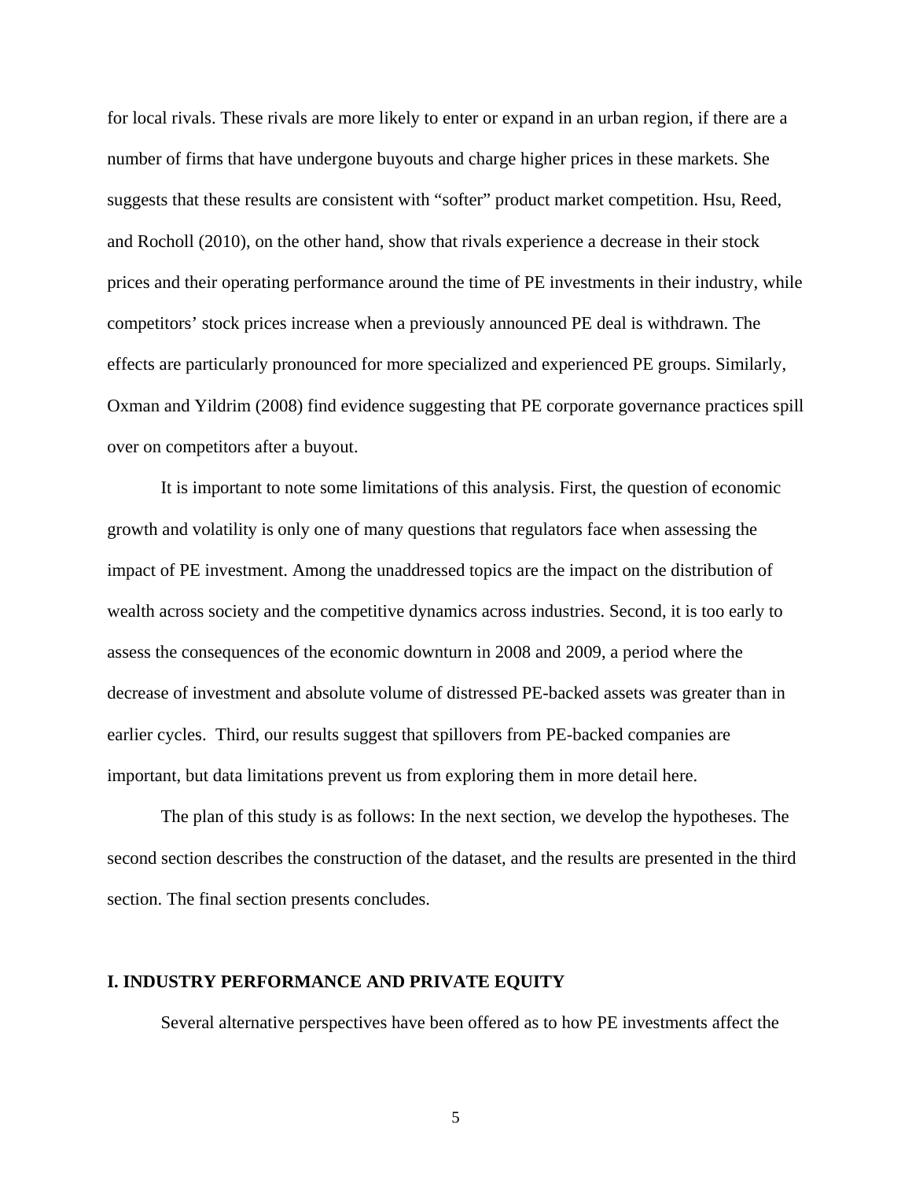for local rivals. These rivals are more likely to enter or expand in an urban region, if there are a number of firms that have undergone buyouts and charge higher prices in these markets. She suggests that these results are consistent with "softer" product market competition. Hsu, Reed, and Rocholl (2010), on the other hand, show that rivals experience a decrease in their stock prices and their operating performance around the time of PE investments in their industry, while competitors' stock prices increase when a previously announced PE deal is withdrawn. The effects are particularly pronounced for more specialized and experienced PE groups. Similarly, Oxman and Yildrim (2008) find evidence suggesting that PE corporate governance practices spill over on competitors after a buyout.

It is important to note some limitations of this analysis. First, the question of economic growth and volatility is only one of many questions that regulators face when assessing the impact of PE investment. Among the unaddressed topics are the impact on the distribution of wealth across society and the competitive dynamics across industries. Second, it is too early to assess the consequences of the economic downturn in 2008 and 2009, a period where the decrease of investment and absolute volume of distressed PE-backed assets was greater than in earlier cycles. Third, our results suggest that spillovers from PE-backed companies are important, but data limitations prevent us from exploring them in more detail here.

The plan of this study is as follows: In the next section, we develop the hypotheses. The second section describes the construction of the dataset, and the results are presented in the third section. The final section presents concludes.

## I. INDUSTRY PERFORMANCE AND PRIVATE EQUITY

Several alternative perspectives have been offered as to how PE investments affect the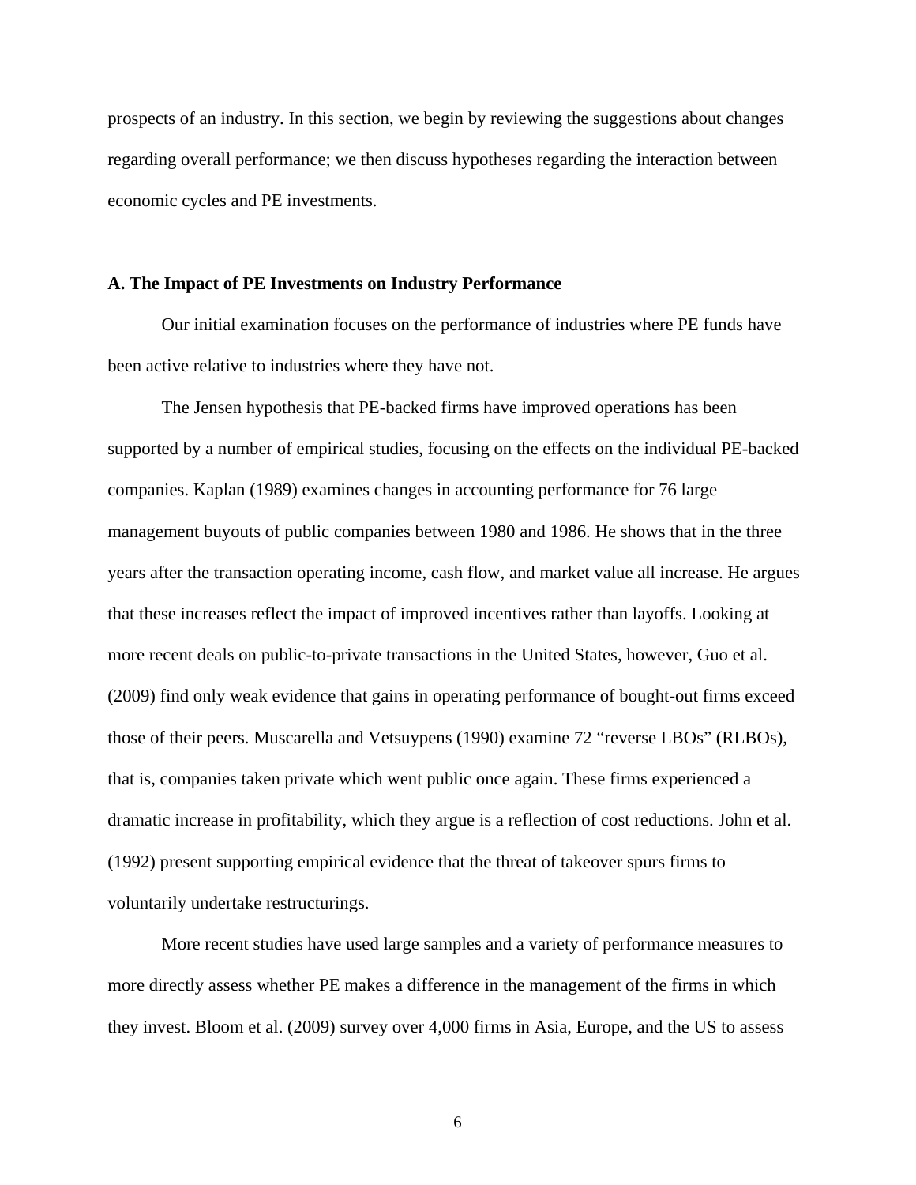prospects of an industry. In this section, we begin by reviewing the suggestions about changes regarding overall performance; we then discuss hypotheses regarding the interaction between economic cycles and PE investments.

### A. The Impact of PE Investments on Industry Performance

Our initial examination focuses on the performance of industries where PE funds have been active relative to industries where they have not.

The Jensen hypothesis that PE-backed firms have improved operations has been supported by a number of empirical studies, focusing on the effects on the individual PE-backed companies. Kaplan (1989) examines changes in accounting performance for 76 large management buyouts of public companies between 1980 and 1986. He shows that in the three years after the transaction operating income, cash flow, and market value all increase. He argues that these increases reflect the impact of improved incentives rather than layoffs. Looking at more recent deals on public-to-private transactions in the United States, however, Guo et al. (2009) find only weak evidence that gains in operating performance of bought-out firms exceed those of their peers. Muscarella and Vetsuypens (1990) examine 72 "reverse LBOs" (RLBOs), that is, companies taken private which went public once again. These firms experienced a dramatic increase in profitability, which they argue is a reflection of cost reductions. John et al. (1992) present supporting empirical evidence that the threat of takeover spurs firms to voluntarily undertake restructurings.

More recent studies have used large samples and a variety of performance measures to more directly assess whether PE makes a difference in the management of the firms in which they invest. Bloom et al. (2009) survey over 4,000 firms in Asia, Europe, and the US to assess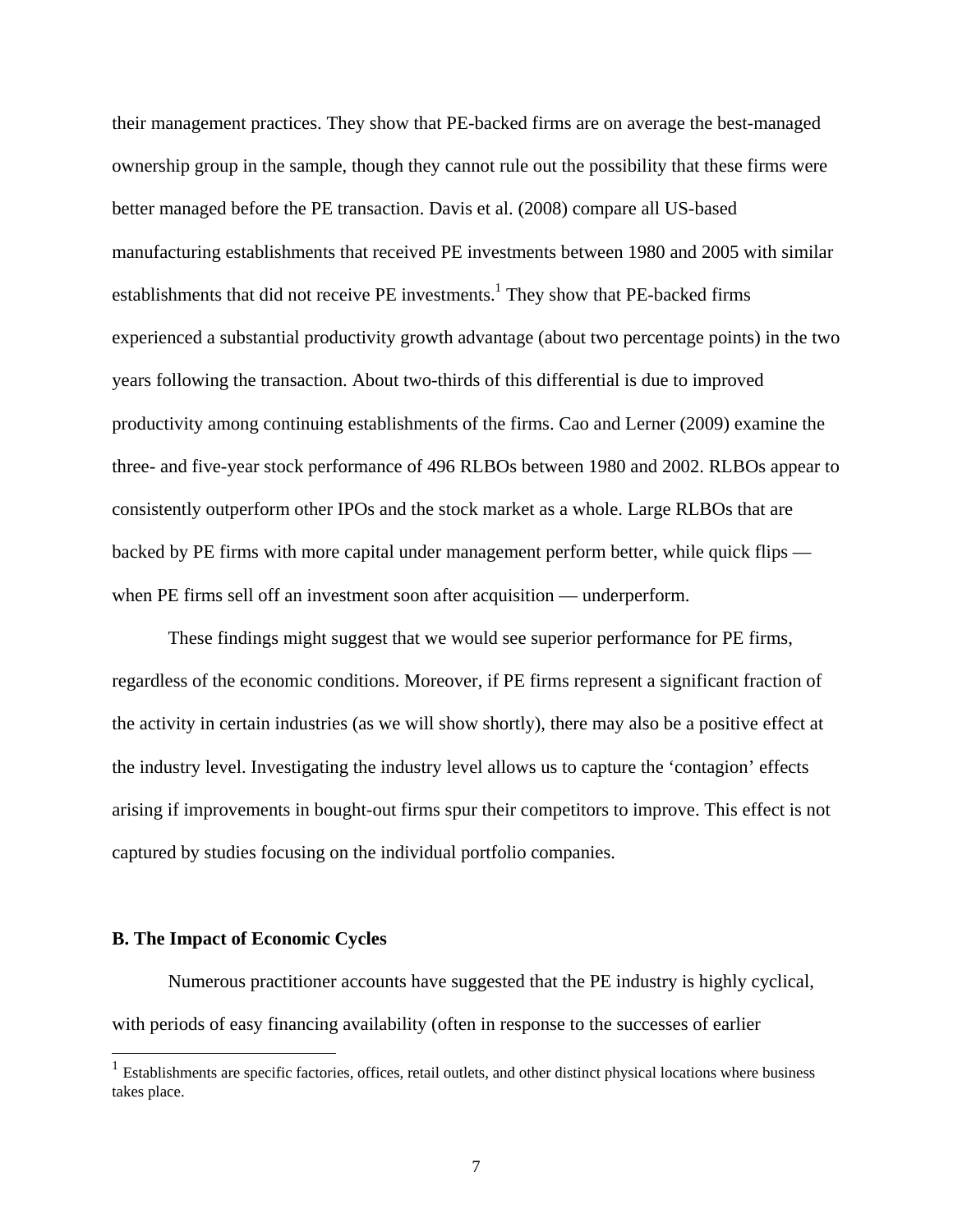their management practices. They show that PE-backed firms are on average the best-managed ownership group in the sample, though they cannot rule out the possibility that these firms were better managed before the PE transaction. Davis et al. (2008) compare all US-based manufacturing establishments that received PE investments between 1980 and 2005 with similar establishments that did not receive PE investments.[1] They show that PE-backed firms experienced a substantial productivity growth advantage (about two percentage points) in the two years following the transaction. About two-thirds of this differential is due to improved productivity among continuing establishments of the firms. Cao and Lerner (2009) examine the three- and five-year stock performance of 496 RLBOs between 1980 and 2002. RLBOs appear to consistently outperform other IPOs and the stock market as a whole. Large RLBOs that are backed by PE firms with more capital under management perform better, while quick flips — when PE firms sell off an investment soon after acquisition — underperform.

These findings might suggest that we would see superior performance for PE firms, regardless of the economic conditions. Moreover, if PE firms represent a significant fraction of the activity in certain industries (as we will show shortly), there may also be a positive effect at the industry level. Investigating the industry level allows us to capture the 'contagion' effects arising if improvements in bought-out firms spur their competitors to improve. This effect is not captured by studies focusing on the individual portfolio companies.

### B. The Impact of Economic Cycles

Numerous practitioner accounts have suggested that the PE industry is highly cyclical, with periods of easy financing availability (often in response to the successes of earlier

[1] Establishments are specific factories, offices, retail outlets, and other distinct physical locations where business takes place.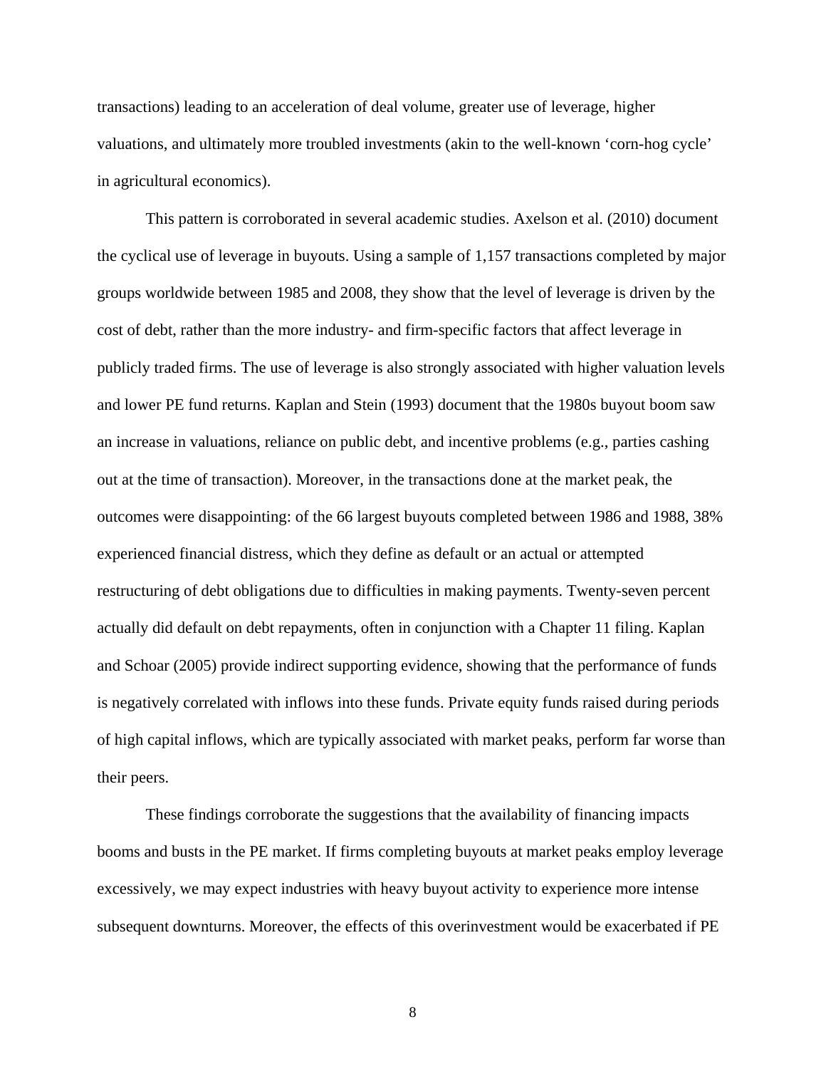transactions) leading to an acceleration of deal volume, greater use of leverage, higher valuations, and ultimately more troubled investments (akin to the well-known 'corn-hog cycle' in agricultural economics).

This pattern is corroborated in several academic studies. Axelson et al. (2010) document the cyclical use of leverage in buyouts. Using a sample of 1,157 transactions completed by major groups worldwide between 1985 and 2008, they show that the level of leverage is driven by the cost of debt, rather than the more industry- and firm-specific factors that affect leverage in publicly traded firms. The use of leverage is also strongly associated with higher valuation levels and lower PE fund returns. Kaplan and Stein (1993) document that the 1980s buyout boom saw an increase in valuations, reliance on public debt, and incentive problems (e.g., parties cashing out at the time of transaction). Moreover, in the transactions done at the market peak, the outcomes were disappointing: of the 66 largest buyouts completed between 1986 and 1988, 38% experienced financial distress, which they define as default or an actual or attempted restructuring of debt obligations due to difficulties in making payments. Twenty-seven percent actually did default on debt repayments, often in conjunction with a Chapter 11 filing. Kaplan and Schoar (2005) provide indirect supporting evidence, showing that the performance of funds is negatively correlated with inflows into these funds. Private equity funds raised during periods of high capital inflows, which are typically associated with market peaks, perform far worse than their peers.

These findings corroborate the suggestions that the availability of financing impacts booms and busts in the PE market. If firms completing buyouts at market peaks employ leverage excessively, we may expect industries with heavy buyout activity to experience more intense subsequent downturns. Moreover, the effects of this overinvestment would be exacerbated if PE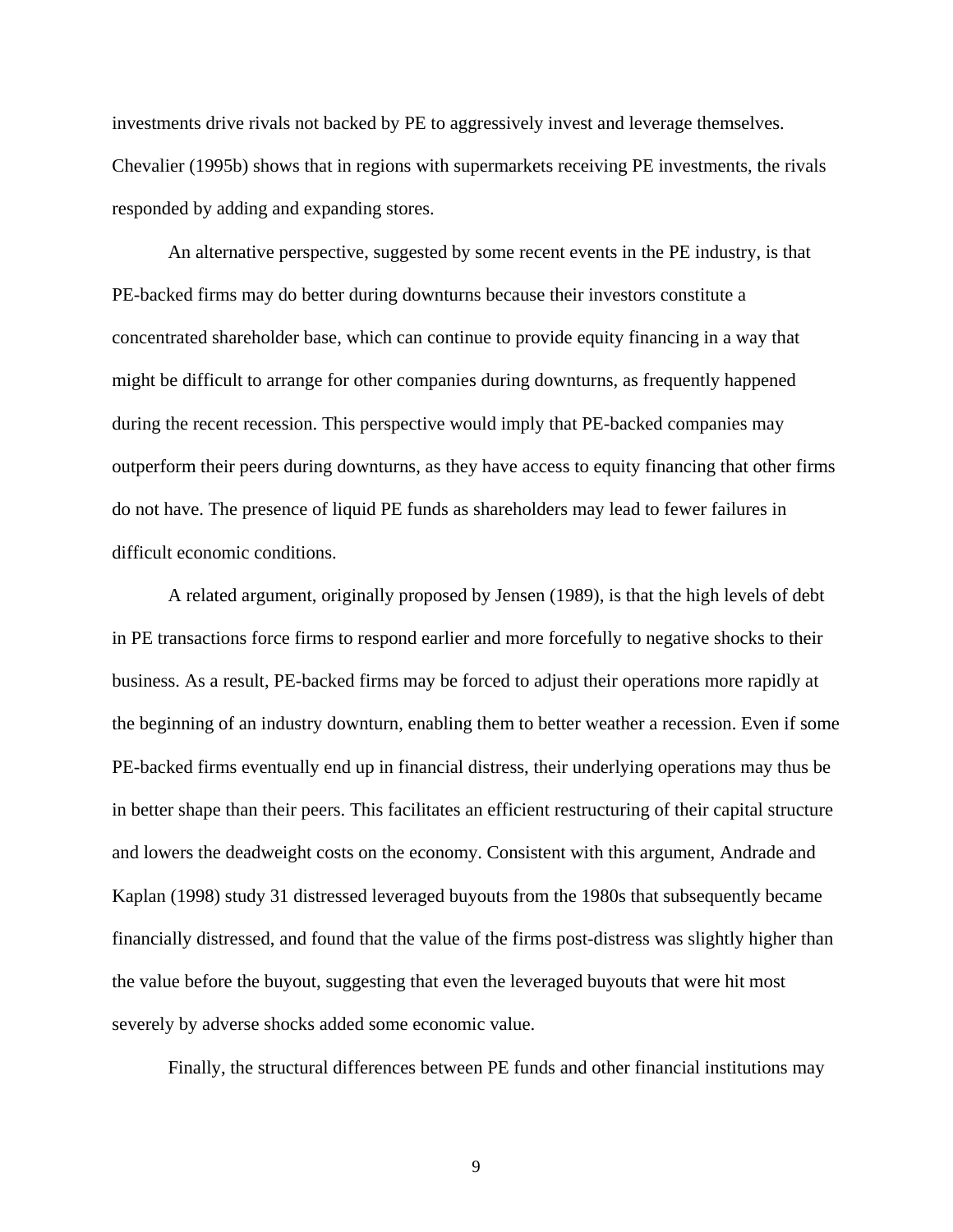investments drive rivals not backed by PE to aggressively invest and leverage themselves. Chevalier (1995b) shows that in regions with supermarkets receiving PE investments, the rivals responded by adding and expanding stores.

An alternative perspective, suggested by some recent events in the PE industry, is that PE-backed firms may do better during downturns because their investors constitute a concentrated shareholder base, which can continue to provide equity financing in a way that might be difficult to arrange for other companies during downturns, as frequently happened during the recent recession. This perspective would imply that PE-backed companies may outperform their peers during downturns, as they have access to equity financing that other firms do not have. The presence of liquid PE funds as shareholders may lead to fewer failures in difficult economic conditions.

A related argument, originally proposed by Jensen (1989), is that the high levels of debt in PE transactions force firms to respond earlier and more forcefully to negative shocks to their business. As a result, PE-backed firms may be forced to adjust their operations more rapidly at the beginning of an industry downturn, enabling them to better weather a recession. Even if some PE-backed firms eventually end up in financial distress, their underlying operations may thus be in better shape than their peers. This facilitates an efficient restructuring of their capital structure and lowers the deadweight costs on the economy. Consistent with this argument, Andrade and Kaplan (1998) study 31 distressed leveraged buyouts from the 1980s that subsequently became financially distressed, and found that the value of the firms post-distress was slightly higher than the value before the buyout, suggesting that even the leveraged buyouts that were hit most severely by adverse shocks added some economic value.

Finally, the structural differences between PE funds and other financial institutions may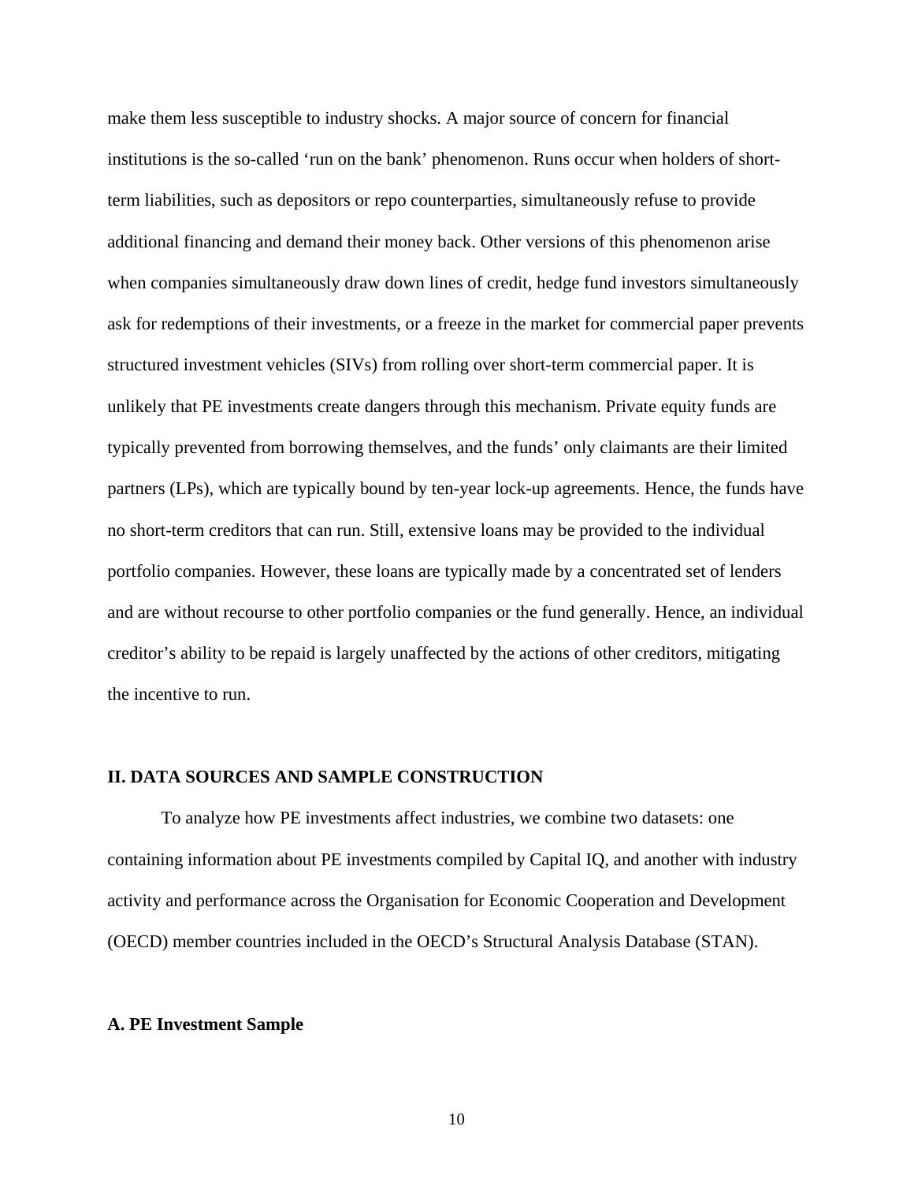make them less susceptible to industry shocks. A major source of concern for financial institutions is the so-called ‘run on the bank’ phenomenon. Runs occur when holders of short-term liabilities, such as depositors or repo counterparties, simultaneously refuse to provide additional financing and demand their money back. Other versions of this phenomenon arise when companies simultaneously draw down lines of credit, hedge fund investors simultaneously ask for redemptions of their investments, or a freeze in the market for commercial paper prevents structured investment vehicles (SIVs) from rolling over short-term commercial paper. It is unlikely that PE investments create dangers through this mechanism. Private equity funds are typically prevented from borrowing themselves, and the funds’ only claimants are their limited partners (LPs), which are typically bound by ten-year lock-up agreements. Hence, the funds have no short-term creditors that can run. Still, extensive loans may be provided to the individual portfolio companies. However, these loans are typically made by a concentrated set of lenders and are without recourse to other portfolio companies or the fund generally. Hence, an individual creditor’s ability to be repaid is largely unaffected by the actions of other creditors, mitigating the incentive to run.

## II. DATA SOURCES AND SAMPLE CONSTRUCTION

To analyze how PE investments affect industries, we combine two datasets: one containing information about PE investments compiled by Capital IQ, and another with industry activity and performance across the Organisation for Economic Cooperation and Development (OECD) member countries included in the OECD’s Structural Analysis Database (STAN).

### A. PE Investment Sample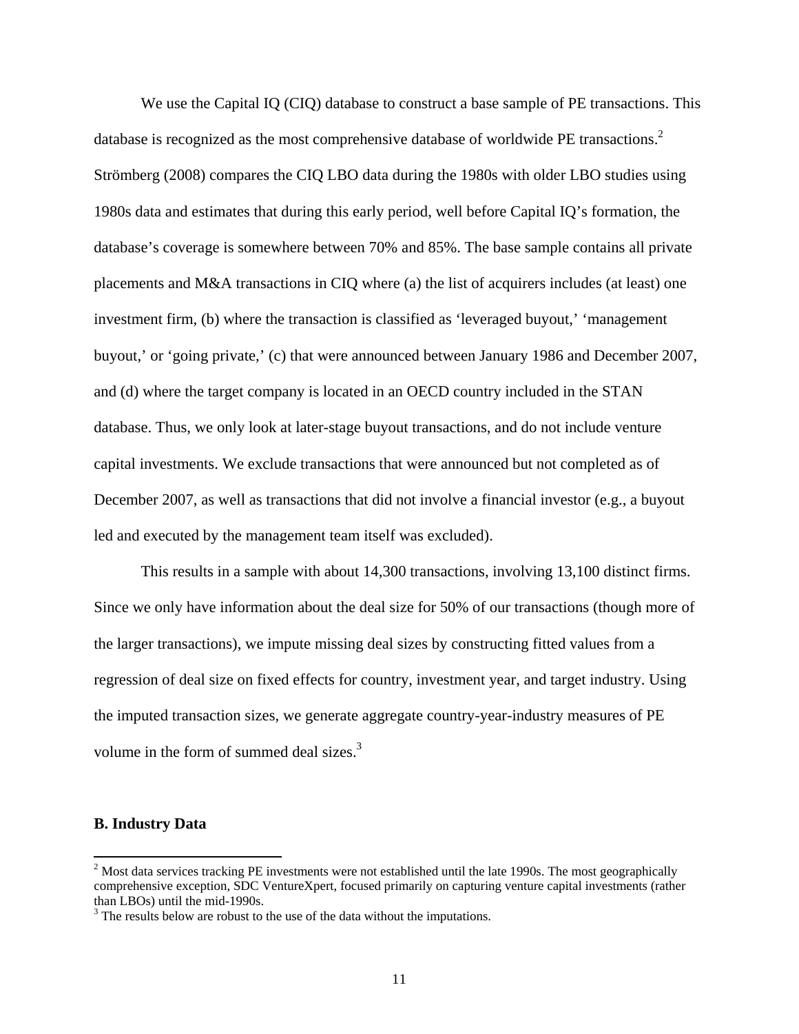We use the Capital IQ (CIQ) database to construct a base sample of PE transactions. This database is recognized as the most comprehensive database of worldwide PE transactions.[2] Strömberg (2008) compares the CIQ LBO data during the 1980s with older LBO studies using 1980s data and estimates that during this early period, well before Capital IQ's formation, the database's coverage is somewhere between 70% and 85%. The base sample contains all private placements and M&A transactions in CIQ where (a) the list of acquirers includes (at least) one investment firm, (b) where the transaction is classified as 'leveraged buyout,' 'management buyout,' or 'going private,' (c) that were announced between January 1986 and December 2007, and (d) where the target company is located in an OECD country included in the STAN database. Thus, we only look at later-stage buyout transactions, and do not include venture capital investments. We exclude transactions that were announced but not completed as of December 2007, as well as transactions that did not involve a financial investor (e.g., a buyout led and executed by the management team itself was excluded).

This results in a sample with about 14,300 transactions, involving 13,100 distinct firms. Since we only have information about the deal size for 50% of our transactions (though more of the larger transactions), we impute missing deal sizes by constructing fitted values from a regression of deal size on fixed effects for country, investment year, and target industry. Using the imputed transaction sizes, we generate aggregate country-year-industry measures of PE volume in the form of summed deal sizes.[3]

**B. Industry Data**

[2] Most data services tracking PE investments were not established until the late 1990s. The most geographically comprehensive exception, SDC VentureXpert, focused primarily on capturing venture capital investments (rather than LBOs) until the mid-1990s.

[3] The results below are robust to the use of the data without the imputations.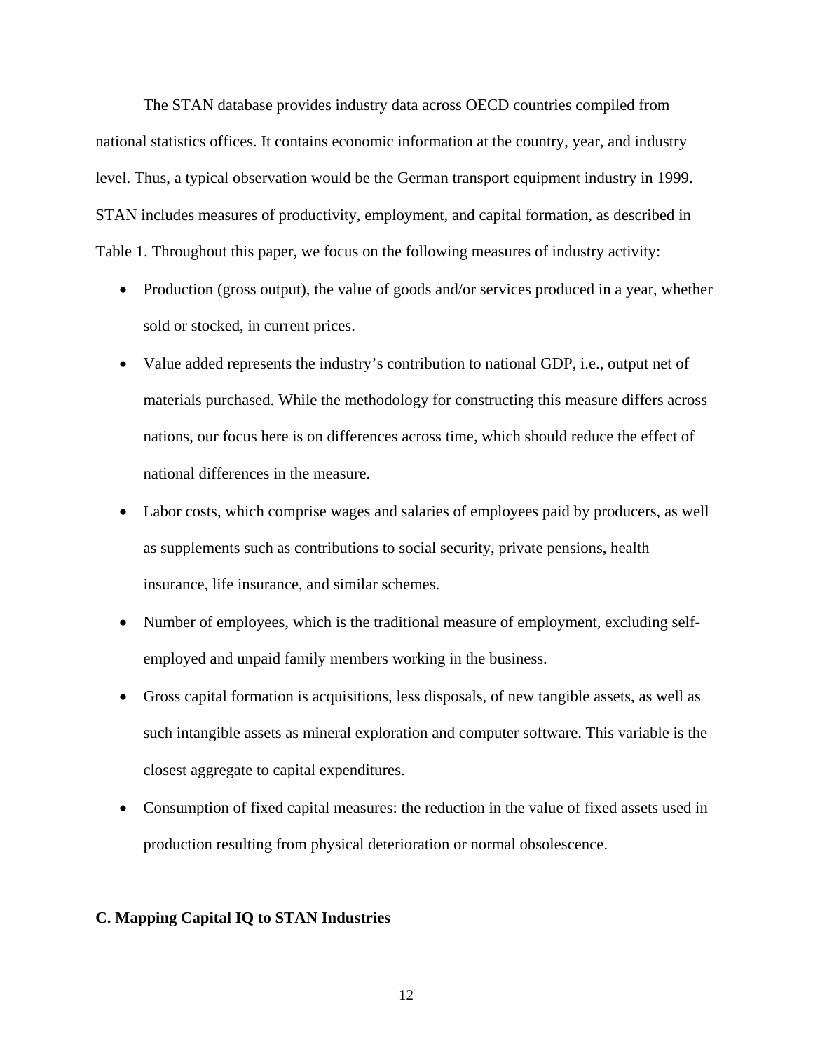The STAN database provides industry data across OECD countries compiled from national statistics offices. It contains economic information at the country, year, and industry level. Thus, a typical observation would be the German transport equipment industry in 1999. STAN includes measures of productivity, employment, and capital formation, as described in Table 1. Throughout this paper, we focus on the following measures of industry activity:

- Production (gross output), the value of goods and/or services produced in a year, whether sold or stocked, in current prices.
- Value added represents the industry's contribution to national GDP, i.e., output net of materials purchased. While the methodology for constructing this measure differs across nations, our focus here is on differences across time, which should reduce the effect of national differences in the measure.
- Labor costs, which comprise wages and salaries of employees paid by producers, as well as supplements such as contributions to social security, private pensions, health insurance, life insurance, and similar schemes.
- Number of employees, which is the traditional measure of employment, excluding self-employed and unpaid family members working in the business.
- Gross capital formation is acquisitions, less disposals, of new tangible assets, as well as such intangible assets as mineral exploration and computer software. This variable is the closest aggregate to capital expenditures.
- Consumption of fixed capital measures: the reduction in the value of fixed assets used in production resulting from physical deterioration or normal obsolescence.

**C. Mapping Capital IQ to STAN Industries**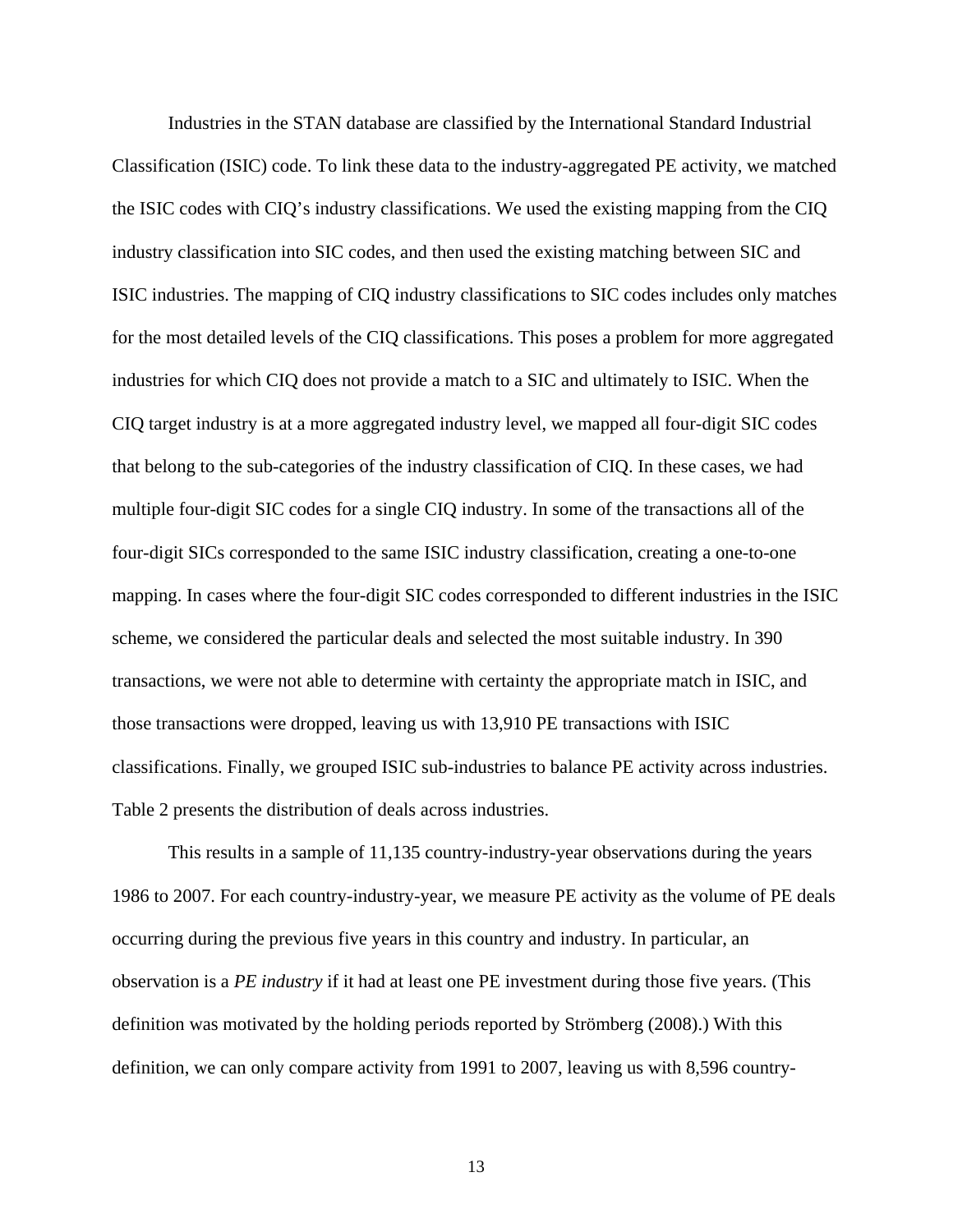Industries in the STAN database are classified by the International Standard Industrial Classification (ISIC) code. To link these data to the industry-aggregated PE activity, we matched the ISIC codes with CIQ's industry classifications. We used the existing mapping from the CIQ industry classification into SIC codes, and then used the existing matching between SIC and ISIC industries. The mapping of CIQ industry classifications to SIC codes includes only matches for the most detailed levels of the CIQ classifications. This poses a problem for more aggregated industries for which CIQ does not provide a match to a SIC and ultimately to ISIC. When the CIQ target industry is at a more aggregated industry level, we mapped all four-digit SIC codes that belong to the sub-categories of the industry classification of CIQ. In these cases, we had multiple four-digit SIC codes for a single CIQ industry. In some of the transactions all of the four-digit SICs corresponded to the same ISIC industry classification, creating a one-to-one mapping. In cases where the four-digit SIC codes corresponded to different industries in the ISIC scheme, we considered the particular deals and selected the most suitable industry. In 390 transactions, we were not able to determine with certainty the appropriate match in ISIC, and those transactions were dropped, leaving us with 13,910 PE transactions with ISIC classifications. Finally, we grouped ISIC sub-industries to balance PE activity across industries. Table 2 presents the distribution of deals across industries.

This results in a sample of 11,135 country-industry-year observations during the years 1986 to 2007. For each country-industry-year, we measure PE activity as the volume of PE deals occurring during the previous five years in this country and industry. In particular, an observation is a *PE industry* if it had at least one PE investment during those five years. (This definition was motivated by the holding periods reported by Strömberg (2008).) With this definition, we can only compare activity from 1991 to 2007, leaving us with 8,596 country-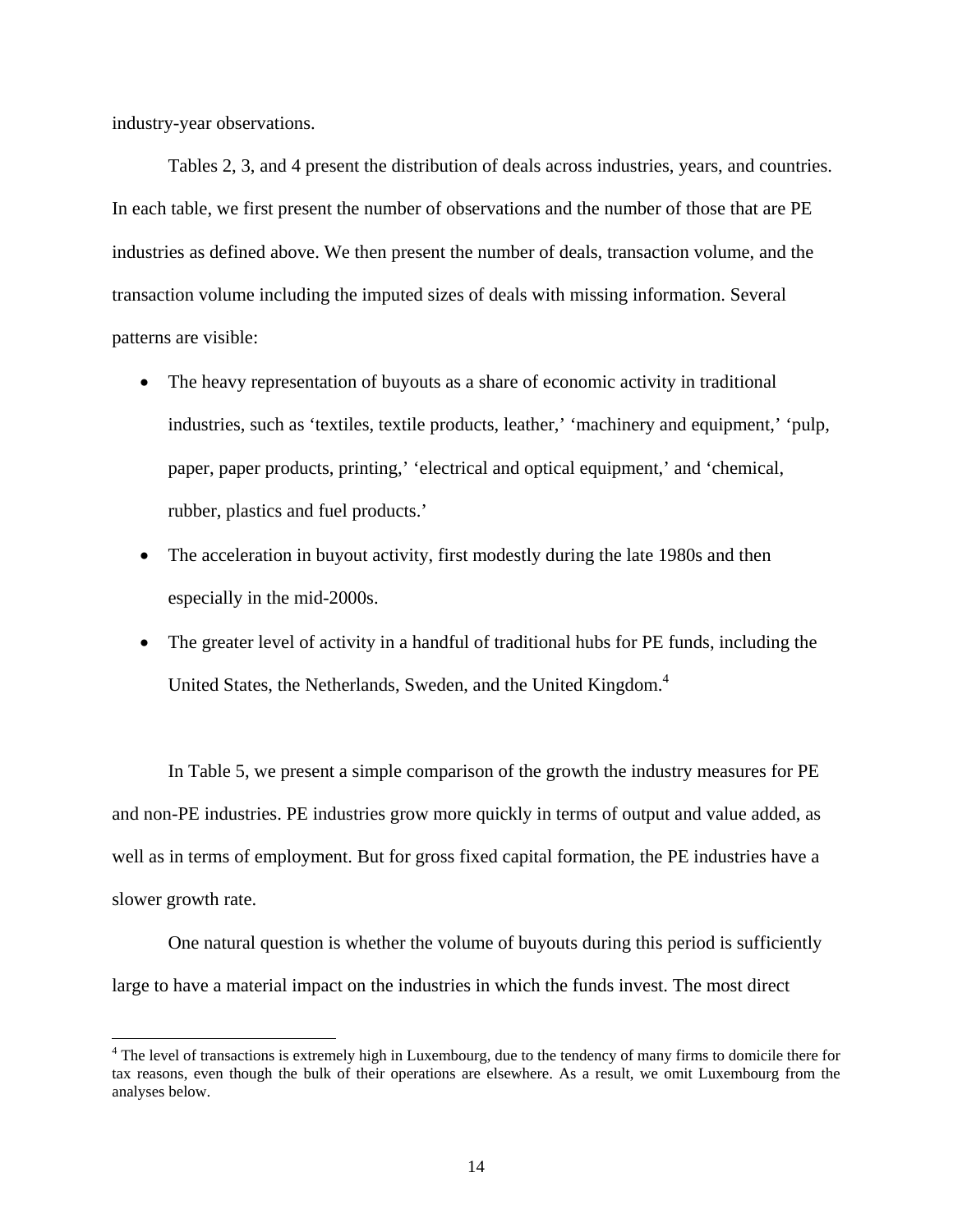industry-year observations.

Tables 2, 3, and 4 present the distribution of deals across industries, years, and countries. In each table, we first present the number of observations and the number of those that are PE industries as defined above. We then present the number of deals, transaction volume, and the transaction volume including the imputed sizes of deals with missing information. Several patterns are visible:

- The heavy representation of buyouts as a share of economic activity in traditional industries, such as 'textiles, textile products, leather,' 'machinery and equipment,' 'pulp, paper, paper products, printing,' 'electrical and optical equipment,' and 'chemical, rubber, plastics and fuel products.'
- The acceleration in buyout activity, first modestly during the late 1980s and then especially in the mid-2000s.
- The greater level of activity in a handful of traditional hubs for PE funds, including the United States, the Netherlands, Sweden, and the United Kingdom.[4]

In Table 5, we present a simple comparison of the growth the industry measures for PE and non-PE industries. PE industries grow more quickly in terms of output and value added, as well as in terms of employment. But for gross fixed capital formation, the PE industries have a slower growth rate.

One natural question is whether the volume of buyouts during this period is sufficiently large to have a material impact on the industries in which the funds invest. The most direct

[4] The level of transactions is extremely high in Luxembourg, due to the tendency of many firms to domicile there for tax reasons, even though the bulk of their operations are elsewhere. As a result, we omit Luxembourg from the analyses below.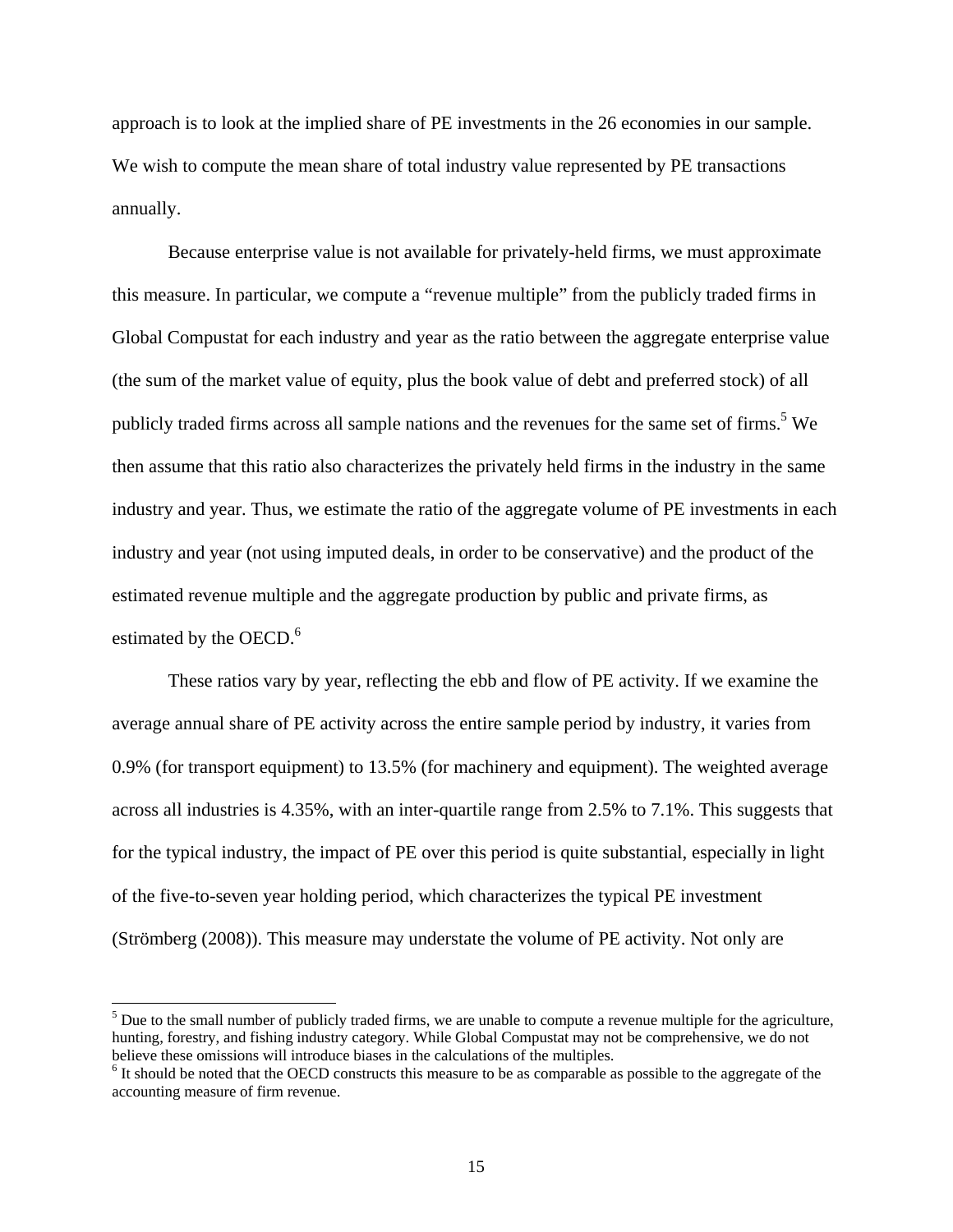approach is to look at the implied share of PE investments in the 26 economies in our sample. We wish to compute the mean share of total industry value represented by PE transactions annually.

Because enterprise value is not available for privately-held firms, we must approximate this measure. In particular, we compute a "revenue multiple" from the publicly traded firms in Global Compustat for each industry and year as the ratio between the aggregate enterprise value (the sum of the market value of equity, plus the book value of debt and preferred stock) of all publicly traded firms across all sample nations and the revenues for the same set of firms.[5] We then assume that this ratio also characterizes the privately held firms in the industry in the same industry and year. Thus, we estimate the ratio of the aggregate volume of PE investments in each industry and year (not using imputed deals, in order to be conservative) and the product of the estimated revenue multiple and the aggregate production by public and private firms, as estimated by the OECD.[6]

These ratios vary by year, reflecting the ebb and flow of PE activity. If we examine the average annual share of PE activity across the entire sample period by industry, it varies from 0.9% (for transport equipment) to 13.5% (for machinery and equipment). The weighted average across all industries is 4.35%, with an inter-quartile range from 2.5% to 7.1%. This suggests that for the typical industry, the impact of PE over this period is quite substantial, especially in light of the five-to-seven year holding period, which characterizes the typical PE investment (Strömberg (2008)). This measure may understate the volume of PE activity. Not only are

---

[5] Due to the small number of publicly traded firms, we are unable to compute a revenue multiple for the agriculture, hunting, forestry, and fishing industry category. While Global Compustat may not be comprehensive, we do not believe these omissions will introduce biases in the calculations of the multiples.

[6] It should be noted that the OECD constructs this measure to be as comparable as possible to the aggregate of the accounting measure of firm revenue.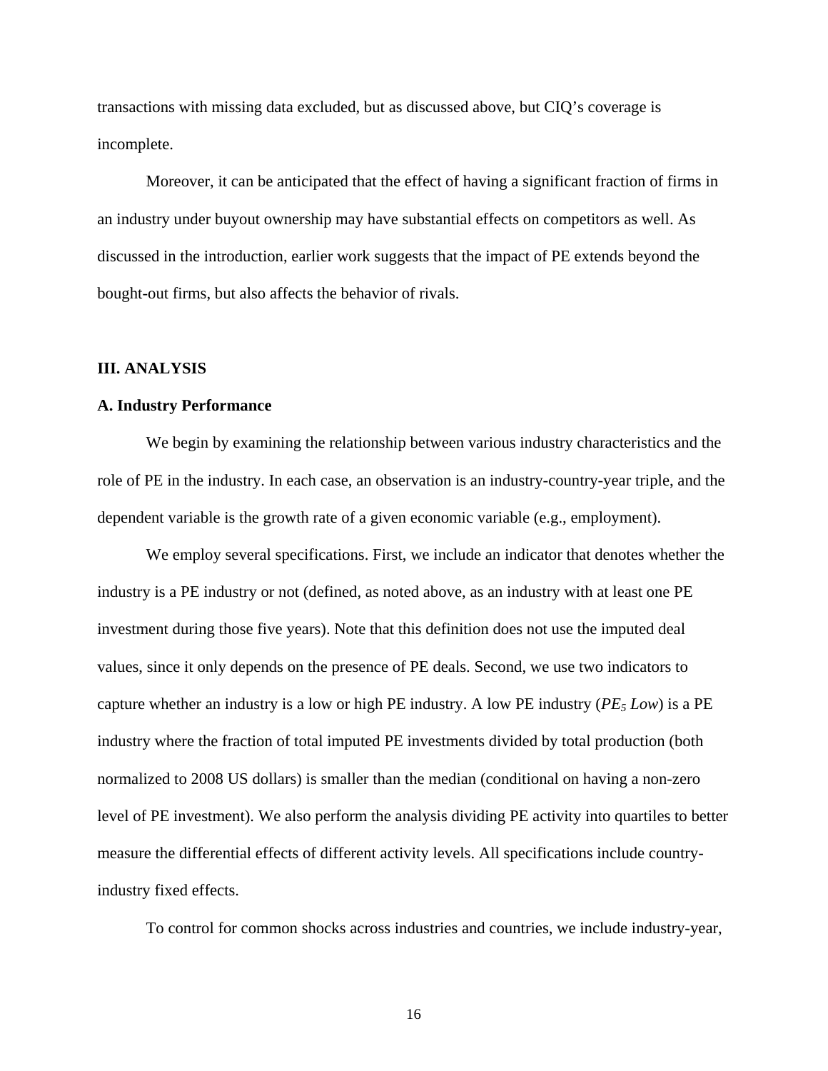transactions with missing data excluded, but as discussed above, but CIQ's coverage is incomplete.

Moreover, it can be anticipated that the effect of having a significant fraction of firms in an industry under buyout ownership may have substantial effects on competitors as well. As discussed in the introduction, earlier work suggests that the impact of PE extends beyond the bought-out firms, but also affects the behavior of rivals.

## III. ANALYSIS

### A. Industry Performance

We begin by examining the relationship between various industry characteristics and the role of PE in the industry. In each case, an observation is an industry-country-year triple, and the dependent variable is the growth rate of a given economic variable (e.g., employment).

We employ several specifications. First, we include an indicator that denotes whether the industry is a PE industry or not (defined, as noted above, as an industry with at least one PE investment during those five years). Note that this definition does not use the imputed deal values, since it only depends on the presence of PE deals. Second, we use two indicators to capture whether an industry is a low or high PE industry. A low PE industry ($PE_5$ *Low*) is a PE industry where the fraction of total imputed PE investments divided by total production (both normalized to 2008 US dollars) is smaller than the median (conditional on having a non-zero level of PE investment). We also perform the analysis dividing PE activity into quartiles to better measure the differential effects of different activity levels. All specifications include country-industry fixed effects.

To control for common shocks across industries and countries, we include industry-year,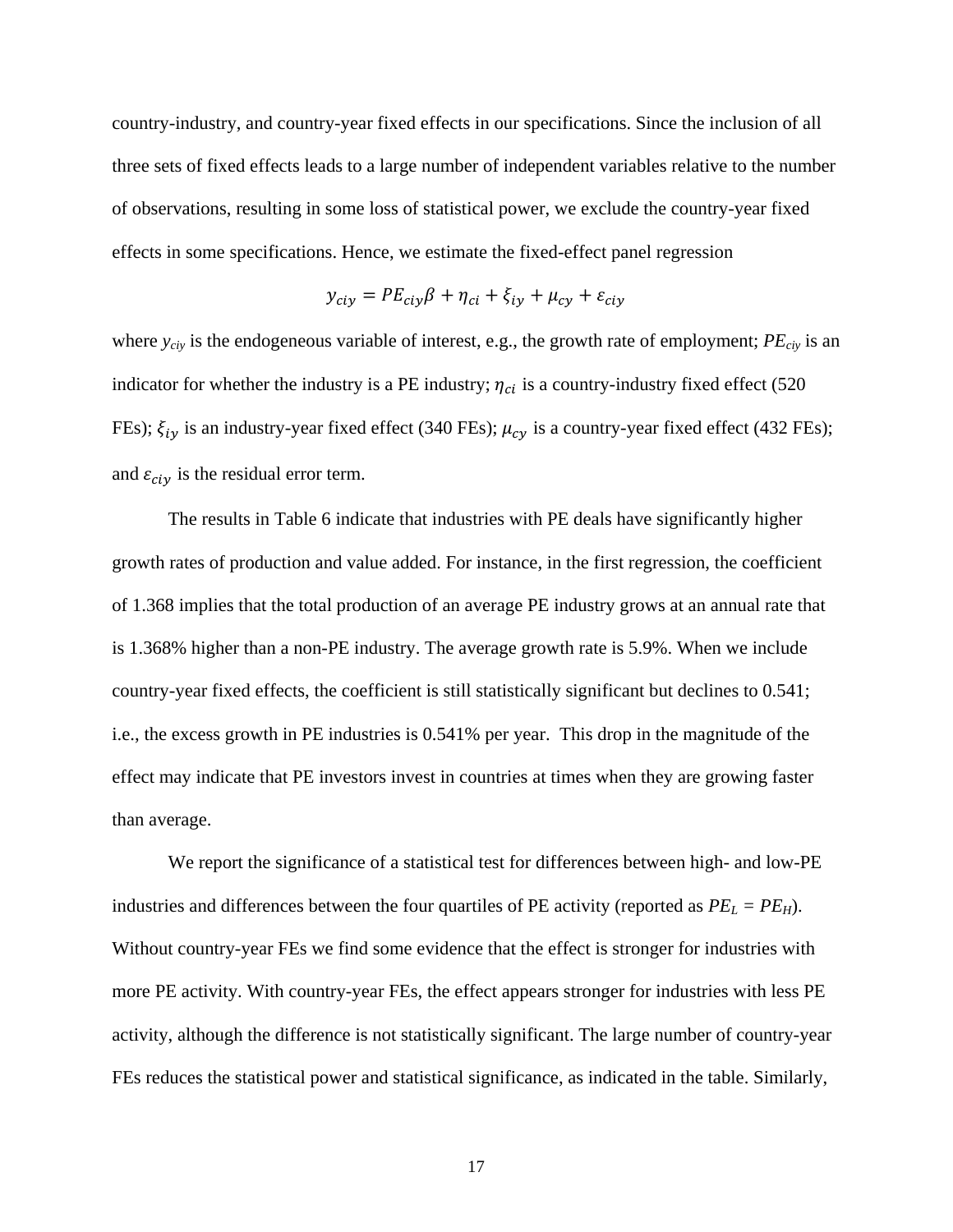country-industry, and country-year fixed effects in our specifications. Since the inclusion of all three sets of fixed effects leads to a large number of independent variables relative to the number of observations, resulting in some loss of statistical power, we exclude the country-year fixed effects in some specifications. Hence, we estimate the fixed-effect panel regression

$$y_{ciy} = PE_{ciy}\beta + \eta_{ci} + \xi_{iy} + \mu_{cy} + \varepsilon_{ciy}$$

where $y_{ciy}$ is the endogeneous variable of interest, e.g., the growth rate of employment; $PE_{ciy}$ is an indicator for whether the industry is a PE industry; $\eta_{ci}$ is a country-industry fixed effect (520 FEs); $\xi_{iy}$ is an industry-year fixed effect (340 FEs); $\mu_{cy}$ is a country-year fixed effect (432 FEs); and $\varepsilon_{ciy}$ is the residual error term.

The results in Table 6 indicate that industries with PE deals have significantly higher growth rates of production and value added. For instance, in the first regression, the coefficient of 1.368 implies that the total production of an average PE industry grows at an annual rate that is 1.368% higher than a non-PE industry. The average growth rate is 5.9%. When we include country-year fixed effects, the coefficient is still statistically significant but declines to 0.541; i.e., the excess growth in PE industries is 0.541% per year. This drop in the magnitude of the effect may indicate that PE investors invest in countries at times when they are growing faster than average.

We report the significance of a statistical test for differences between high- and low-PE industries and differences between the four quartiles of PE activity (reported as $PE_L = PE_H$). Without country-year FEs we find some evidence that the effect is stronger for industries with more PE activity. With country-year FEs, the effect appears stronger for industries with less PE activity, although the difference is not statistically significant. The large number of country-year FEs reduces the statistical power and statistical significance, as indicated in the table. Similarly,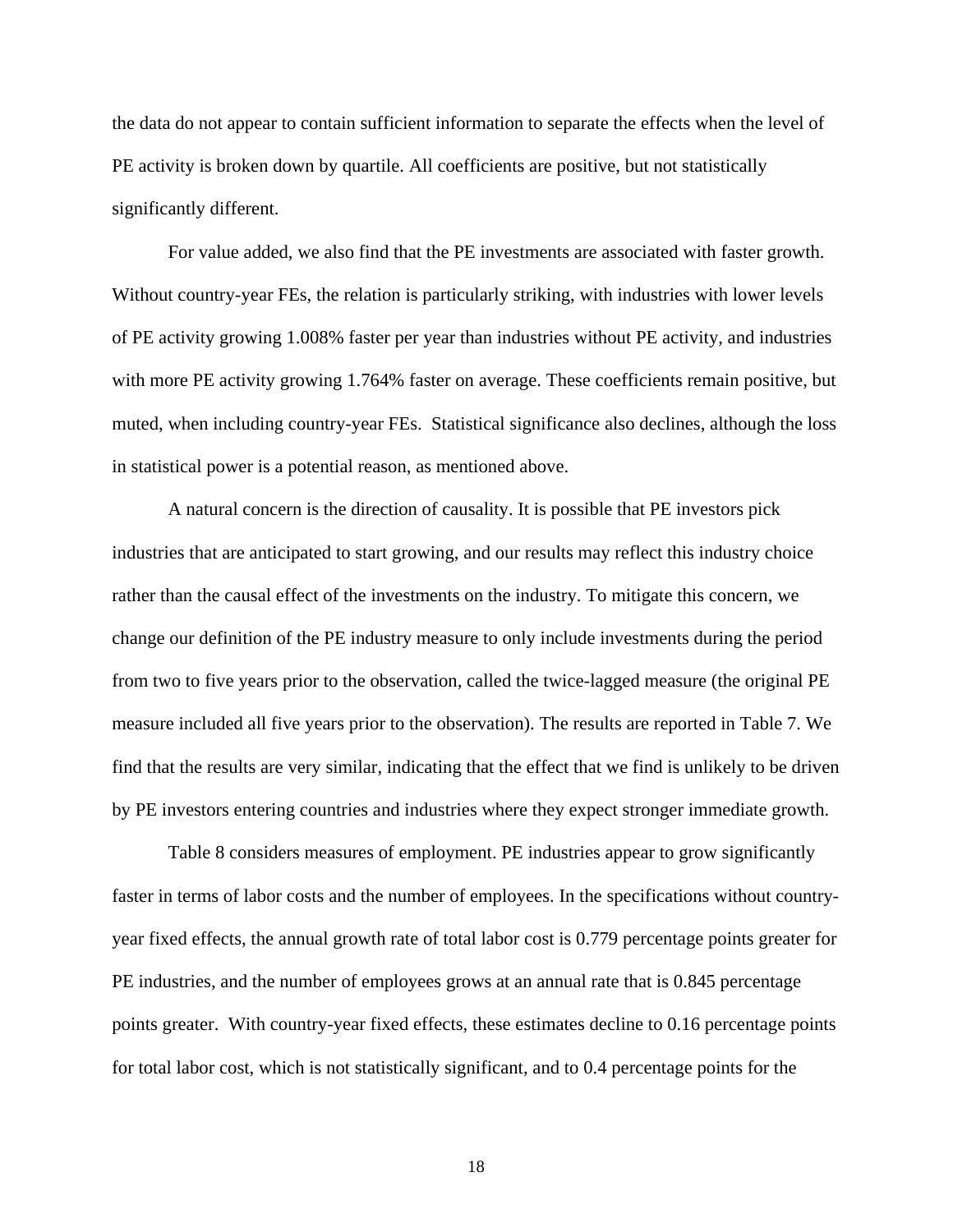the data do not appear to contain sufficient information to separate the effects when the level of PE activity is broken down by quartile. All coefficients are positive, but not statistically significantly different.

For value added, we also find that the PE investments are associated with faster growth. Without country-year FEs, the relation is particularly striking, with industries with lower levels of PE activity growing 1.008% faster per year than industries without PE activity, and industries with more PE activity growing 1.764% faster on average. These coefficients remain positive, but muted, when including country-year FEs. Statistical significance also declines, although the loss in statistical power is a potential reason, as mentioned above.

A natural concern is the direction of causality. It is possible that PE investors pick industries that are anticipated to start growing, and our results may reflect this industry choice rather than the causal effect of the investments on the industry. To mitigate this concern, we change our definition of the PE industry measure to only include investments during the period from two to five years prior to the observation, called the twice-lagged measure (the original PE measure included all five years prior to the observation). The results are reported in Table 7. We find that the results are very similar, indicating that the effect that we find is unlikely to be driven by PE investors entering countries and industries where they expect stronger immediate growth.

Table 8 considers measures of employment. PE industries appear to grow significantly faster in terms of labor costs and the number of employees. In the specifications without country-year fixed effects, the annual growth rate of total labor cost is 0.779 percentage points greater for PE industries, and the number of employees grows at an annual rate that is 0.845 percentage points greater. With country-year fixed effects, these estimates decline to 0.16 percentage points for total labor cost, which is not statistically significant, and to 0.4 percentage points for the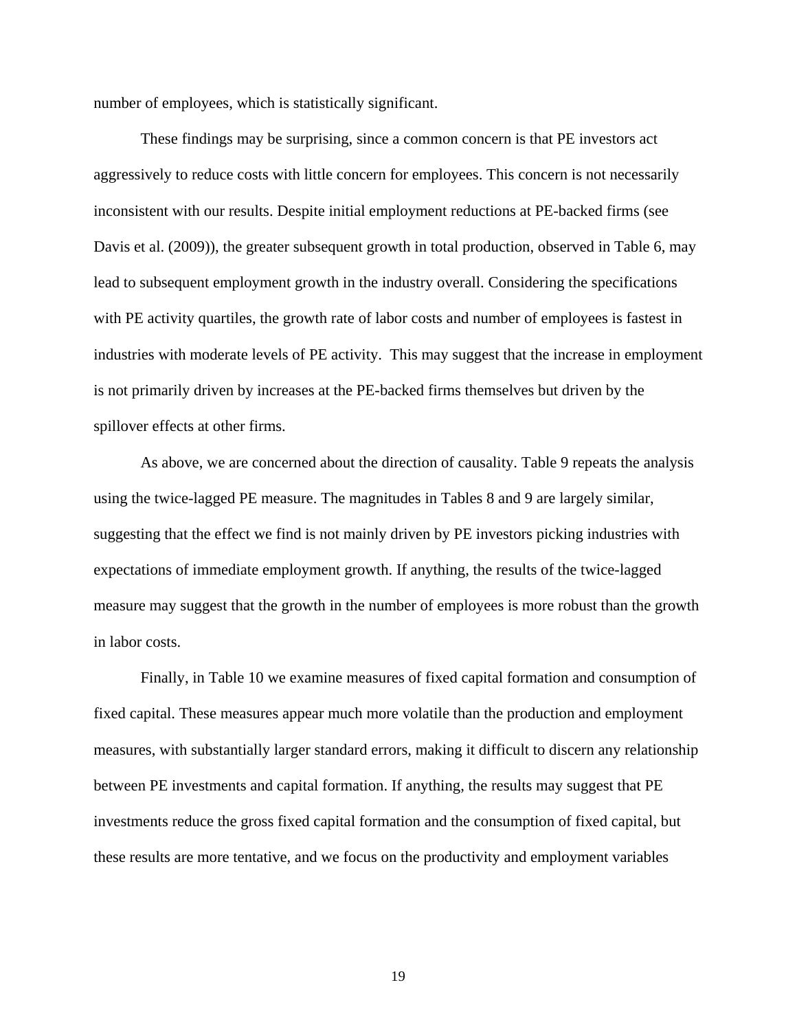number of employees, which is statistically significant.

These findings may be surprising, since a common concern is that PE investors act aggressively to reduce costs with little concern for employees. This concern is not necessarily inconsistent with our results. Despite initial employment reductions at PE-backed firms (see Davis et al. (2009)), the greater subsequent growth in total production, observed in Table 6, may lead to subsequent employment growth in the industry overall. Considering the specifications with PE activity quartiles, the growth rate of labor costs and number of employees is fastest in industries with moderate levels of PE activity. This may suggest that the increase in employment is not primarily driven by increases at the PE-backed firms themselves but driven by the spillover effects at other firms.

As above, we are concerned about the direction of causality. Table 9 repeats the analysis using the twice-lagged PE measure. The magnitudes in Tables 8 and 9 are largely similar, suggesting that the effect we find is not mainly driven by PE investors picking industries with expectations of immediate employment growth. If anything, the results of the twice-lagged measure may suggest that the growth in the number of employees is more robust than the growth in labor costs.

Finally, in Table 10 we examine measures of fixed capital formation and consumption of fixed capital. These measures appear much more volatile than the production and employment measures, with substantially larger standard errors, making it difficult to discern any relationship between PE investments and capital formation. If anything, the results may suggest that PE investments reduce the gross fixed capital formation and the consumption of fixed capital, but these results are more tentative, and we focus on the productivity and employment variables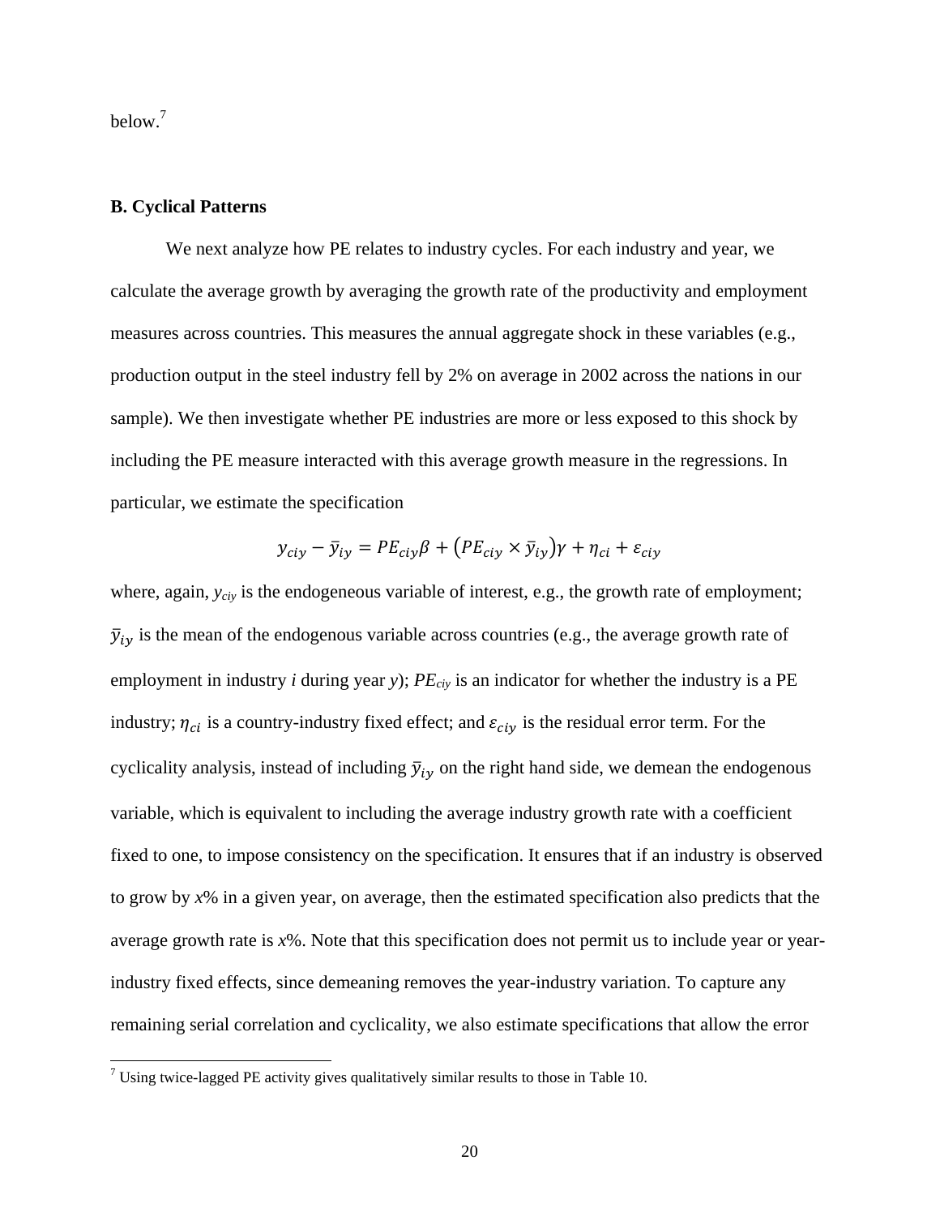below.[7]

### B. Cyclical Patterns

We next analyze how PE relates to industry cycles. For each industry and year, we calculate the average growth by averaging the growth rate of the productivity and employment measures across countries. This measures the annual aggregate shock in these variables (e.g., production output in the steel industry fell by 2% on average in 2002 across the nations in our sample). We then investigate whether PE industries are more or less exposed to this shock by including the PE measure interacted with this average growth measure in the regressions. In particular, we estimate the specification

$$y_{ciy} - \bar{y}_{iy} = PE_{ciy}\beta + \left(PE_{ciy} \times \bar{y}_{iy}\right)\gamma + \eta_{ci} + \varepsilon_{ciy}$$

where, again, $y_{ciy}$ is the endogeneous variable of interest, e.g., the growth rate of employment; $\bar{y}_{iy}$ is the mean of the endogenous variable across countries (e.g., the average growth rate of employment in industry *i* during year *y*); $PE_{ciy}$ is an indicator for whether the industry is a PE industry; $\eta_{ci}$ is a country-industry fixed effect; and $\varepsilon_{ciy}$ is the residual error term. For the cyclicality analysis, instead of including $\bar{y}_{iy}$ on the right hand side, we demean the endogenous variable, which is equivalent to including the average industry growth rate with a coefficient fixed to one, to impose consistency on the specification. It ensures that if an industry is observed to grow by *x*% in a given year, on average, then the estimated specification also predicts that the average growth rate is *x*%. Note that this specification does not permit us to include year or year-industry fixed effects, since demeaning removes the year-industry variation. To capture any remaining serial correlation and cyclicality, we also estimate specifications that allow the error

[7] Using twice-lagged PE activity gives qualitatively similar results to those in Table 10.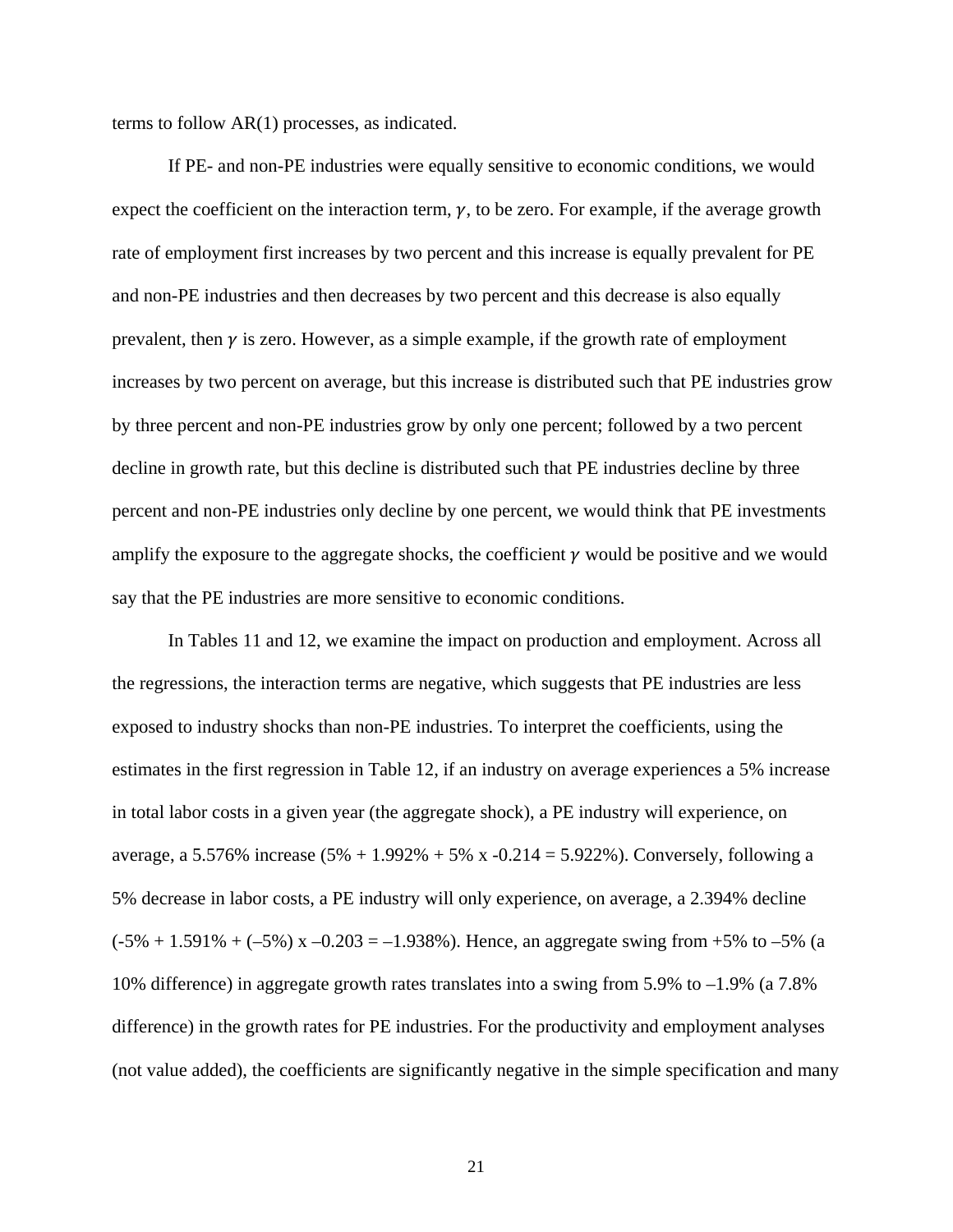terms to follow AR(1) processes, as indicated.

If PE- and non-PE industries were equally sensitive to economic conditions, we would expect the coefficient on the interaction term, $\gamma$, to be zero. For example, if the average growth rate of employment first increases by two percent and this increase is equally prevalent for PE and non-PE industries and then decreases by two percent and this decrease is also equally prevalent, then $\gamma$ is zero. However, as a simple example, if the growth rate of employment increases by two percent on average, but this increase is distributed such that PE industries grow by three percent and non-PE industries grow by only one percent; followed by a two percent decline in growth rate, but this decline is distributed such that PE industries decline by three percent and non-PE industries only decline by one percent, we would think that PE investments amplify the exposure to the aggregate shocks, the coefficient $\gamma$ would be positive and we would say that the PE industries are more sensitive to economic conditions.

In Tables 11 and 12, we examine the impact on production and employment. Across all the regressions, the interaction terms are negative, which suggests that PE industries are less exposed to industry shocks than non-PE industries. To interpret the coefficients, using the estimates in the first regression in Table 12, if an industry on average experiences a 5% increase in total labor costs in a given year (the aggregate shock), a PE industry will experience, on average, a 5.576% increase (5% + 1.992% + 5% x -0.214 = 5.922%). Conversely, following a 5% decrease in labor costs, a PE industry will only experience, on average, a 2.394% decline (-5% + 1.591% + (–5%) x –0.203 = –1.938%). Hence, an aggregate swing from +5% to –5% (a 10% difference) in aggregate growth rates translates into a swing from 5.9% to –1.9% (a 7.8% difference) in the growth rates for PE industries. For the productivity and employment analyses (not value added), the coefficients are significantly negative in the simple specification and many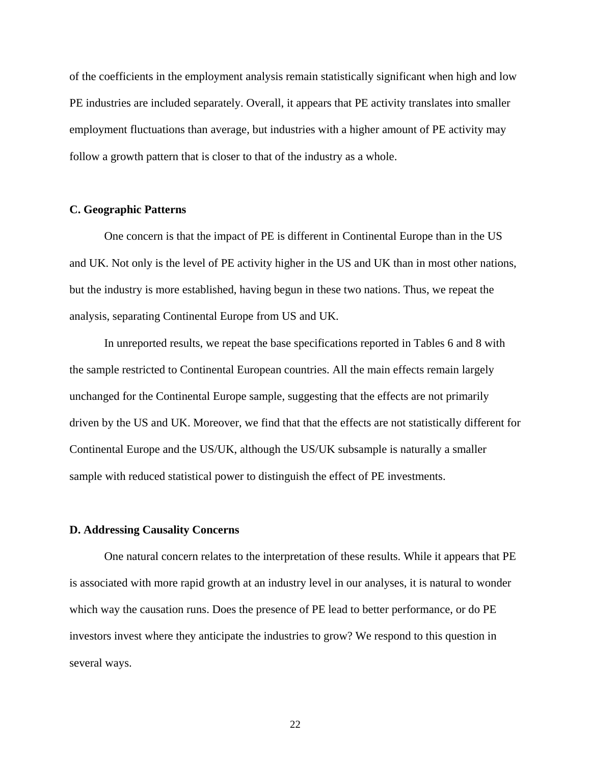of the coefficients in the employment analysis remain statistically significant when high and low PE industries are included separately. Overall, it appears that PE activity translates into smaller employment fluctuations than average, but industries with a higher amount of PE activity may follow a growth pattern that is closer to that of the industry as a whole.

### C. Geographic Patterns

One concern is that the impact of PE is different in Continental Europe than in the US and UK. Not only is the level of PE activity higher in the US and UK than in most other nations, but the industry is more established, having begun in these two nations. Thus, we repeat the analysis, separating Continental Europe from US and UK.

In unreported results, we repeat the base specifications reported in Tables 6 and 8 with the sample restricted to Continental European countries. All the main effects remain largely unchanged for the Continental Europe sample, suggesting that the effects are not primarily driven by the US and UK. Moreover, we find that that the effects are not statistically different for Continental Europe and the US/UK, although the US/UK subsample is naturally a smaller sample with reduced statistical power to distinguish the effect of PE investments.

### D. Addressing Causality Concerns

One natural concern relates to the interpretation of these results. While it appears that PE is associated with more rapid growth at an industry level in our analyses, it is natural to wonder which way the causation runs. Does the presence of PE lead to better performance, or do PE investors invest where they anticipate the industries to grow? We respond to this question in several ways.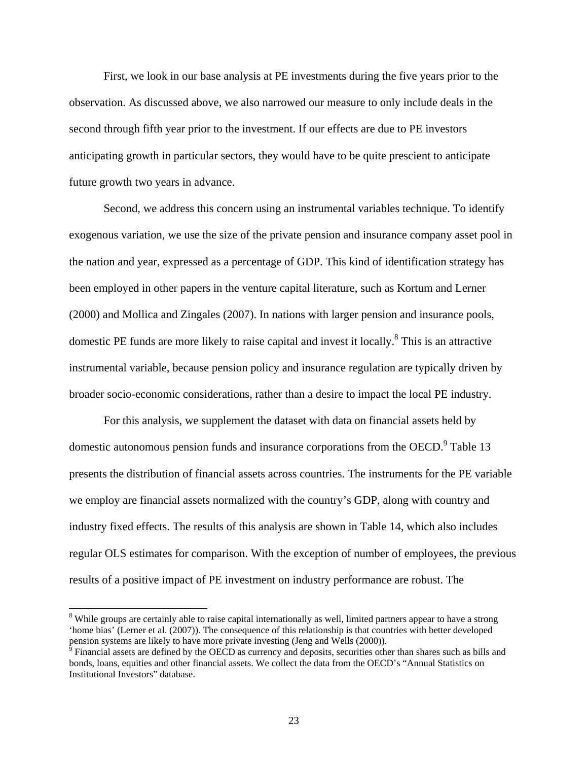First, we look in our base analysis at PE investments during the five years prior to the observation. As discussed above, we also narrowed our measure to only include deals in the second through fifth year prior to the investment. If our effects are due to PE investors anticipating growth in particular sectors, they would have to be quite prescient to anticipate future growth two years in advance.

Second, we address this concern using an instrumental variables technique. To identify exogenous variation, we use the size of the private pension and insurance company asset pool in the nation and year, expressed as a percentage of GDP. This kind of identification strategy has been employed in other papers in the venture capital literature, such as Kortum and Lerner (2000) and Mollica and Zingales (2007). In nations with larger pension and insurance pools, domestic PE funds are more likely to raise capital and invest it locally.[8] This is an attractive instrumental variable, because pension policy and insurance regulation are typically driven by broader socio-economic considerations, rather than a desire to impact the local PE industry.

For this analysis, we supplement the dataset with data on financial assets held by domestic autonomous pension funds and insurance corporations from the OECD.[9] Table 13 presents the distribution of financial assets across countries. The instruments for the PE variable we employ are financial assets normalized with the country's GDP, along with country and industry fixed effects. The results of this analysis are shown in Table 14, which also includes regular OLS estimates for comparison. With the exception of number of employees, the previous results of a positive impact of PE investment on industry performance are robust. The

[8] While groups are certainly able to raise capital internationally as well, limited partners appear to have a strong 'home bias' (Lerner et al. (2007)). The consequence of this relationship is that countries with better developed pension systems are likely to have more private investing (Jeng and Wells (2000)).

[9] Financial assets are defined by the OECD as currency and deposits, securities other than shares such as bills and bonds, loans, equities and other financial assets. We collect the data from the OECD's "Annual Statistics on Institutional Investors" database.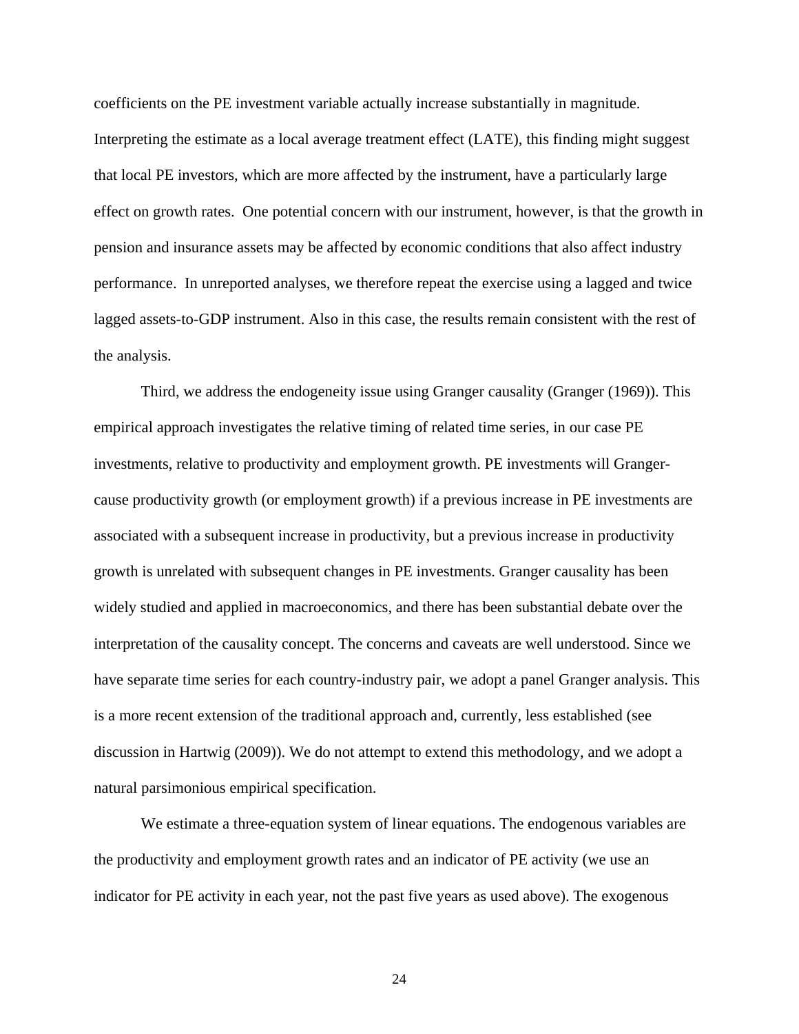coefficients on the PE investment variable actually increase substantially in magnitude. Interpreting the estimate as a local average treatment effect (LATE), this finding might suggest that local PE investors, which are more affected by the instrument, have a particularly large effect on growth rates. One potential concern with our instrument, however, is that the growth in pension and insurance assets may be affected by economic conditions that also affect industry performance. In unreported analyses, we therefore repeat the exercise using a lagged and twice lagged assets-to-GDP instrument. Also in this case, the results remain consistent with the rest of the analysis.

Third, we address the endogeneity issue using Granger causality (Granger (1969)). This empirical approach investigates the relative timing of related time series, in our case PE investments, relative to productivity and employment growth. PE investments will Granger-cause productivity growth (or employment growth) if a previous increase in PE investments are associated with a subsequent increase in productivity, but a previous increase in productivity growth is unrelated with subsequent changes in PE investments. Granger causality has been widely studied and applied in macroeconomics, and there has been substantial debate over the interpretation of the causality concept. The concerns and caveats are well understood. Since we have separate time series for each country-industry pair, we adopt a panel Granger analysis. This is a more recent extension of the traditional approach and, currently, less established (see discussion in Hartwig (2009)). We do not attempt to extend this methodology, and we adopt a natural parsimonious empirical specification.

We estimate a three-equation system of linear equations. The endogenous variables are the productivity and employment growth rates and an indicator of PE activity (we use an indicator for PE activity in each year, not the past five years as used above). The exogenous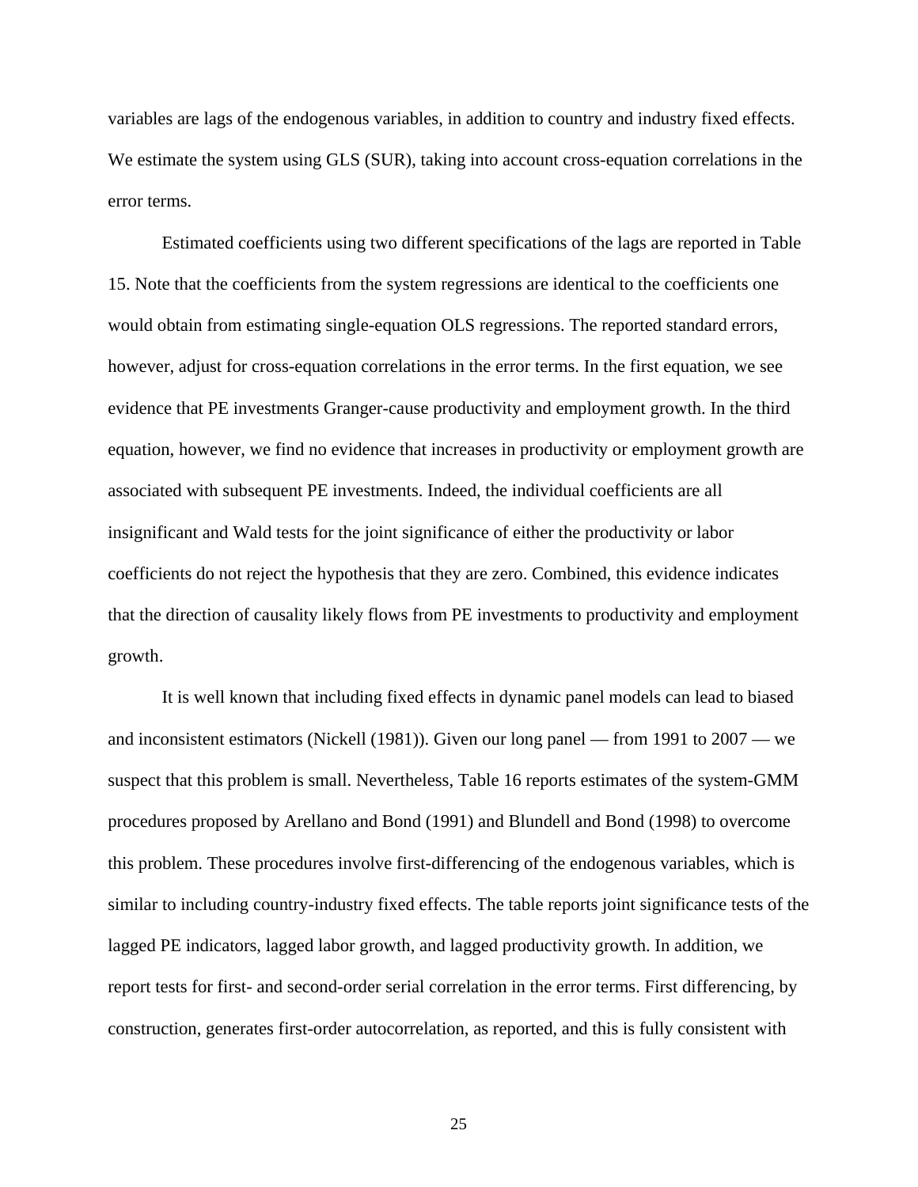variables are lags of the endogenous variables, in addition to country and industry fixed effects. We estimate the system using GLS (SUR), taking into account cross-equation correlations in the error terms.

Estimated coefficients using two different specifications of the lags are reported in Table 15. Note that the coefficients from the system regressions are identical to the coefficients one would obtain from estimating single-equation OLS regressions. The reported standard errors, however, adjust for cross-equation correlations in the error terms. In the first equation, we see evidence that PE investments Granger-cause productivity and employment growth. In the third equation, however, we find no evidence that increases in productivity or employment growth are associated with subsequent PE investments. Indeed, the individual coefficients are all insignificant and Wald tests for the joint significance of either the productivity or labor coefficients do not reject the hypothesis that they are zero. Combined, this evidence indicates that the direction of causality likely flows from PE investments to productivity and employment growth.

It is well known that including fixed effects in dynamic panel models can lead to biased and inconsistent estimators (Nickell (1981)). Given our long panel — from 1991 to 2007 — we suspect that this problem is small. Nevertheless, Table 16 reports estimates of the system-GMM procedures proposed by Arellano and Bond (1991) and Blundell and Bond (1998) to overcome this problem. These procedures involve first-differencing of the endogenous variables, which is similar to including country-industry fixed effects. The table reports joint significance tests of the lagged PE indicators, lagged labor growth, and lagged productivity growth. In addition, we report tests for first- and second-order serial correlation in the error terms. First differencing, by construction, generates first-order autocorrelation, as reported, and this is fully consistent with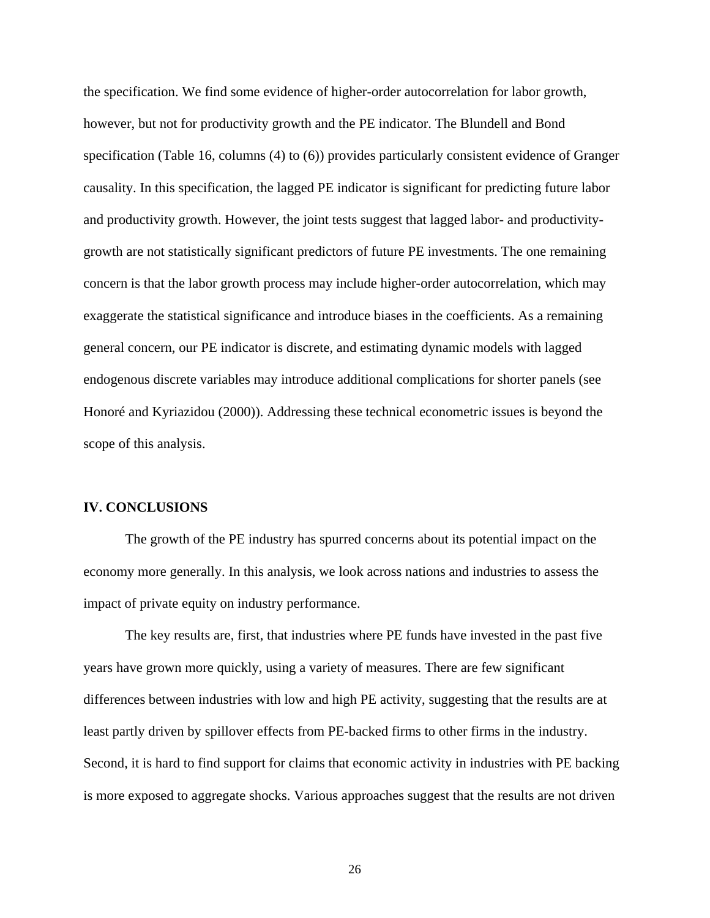the specification. We find some evidence of higher-order autocorrelation for labor growth, however, but not for productivity growth and the PE indicator. The Blundell and Bond specification (Table 16, columns (4) to (6)) provides particularly consistent evidence of Granger causality. In this specification, the lagged PE indicator is significant for predicting future labor and productivity growth. However, the joint tests suggest that lagged labor- and productivity-growth are not statistically significant predictors of future PE investments. The one remaining concern is that the labor growth process may include higher-order autocorrelation, which may exaggerate the statistical significance and introduce biases in the coefficients. As a remaining general concern, our PE indicator is discrete, and estimating dynamic models with lagged endogenous discrete variables may introduce additional complications for shorter panels (see Honoré and Kyriazidou (2000)). Addressing these technical econometric issues is beyond the scope of this analysis.

## IV. CONCLUSIONS

The growth of the PE industry has spurred concerns about its potential impact on the economy more generally. In this analysis, we look across nations and industries to assess the impact of private equity on industry performance.

The key results are, first, that industries where PE funds have invested in the past five years have grown more quickly, using a variety of measures. There are few significant differences between industries with low and high PE activity, suggesting that the results are at least partly driven by spillover effects from PE-backed firms to other firms in the industry. Second, it is hard to find support for claims that economic activity in industries with PE backing is more exposed to aggregate shocks. Various approaches suggest that the results are not driven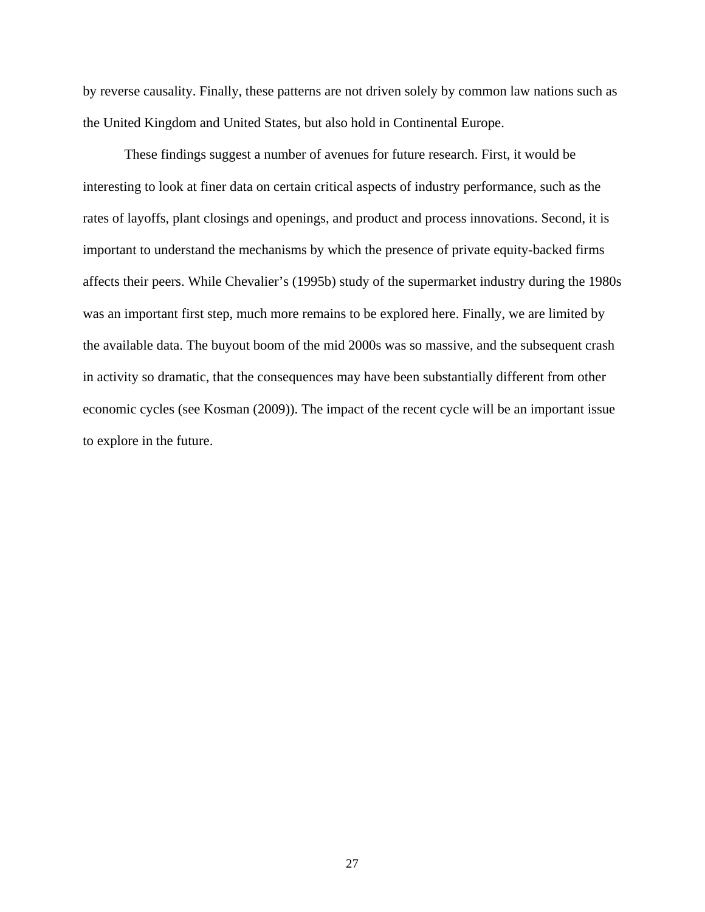by reverse causality. Finally, these patterns are not driven solely by common law nations such as the United Kingdom and United States, but also hold in Continental Europe.

These findings suggest a number of avenues for future research. First, it would be interesting to look at finer data on certain critical aspects of industry performance, such as the rates of layoffs, plant closings and openings, and product and process innovations. Second, it is important to understand the mechanisms by which the presence of private equity-backed firms affects their peers. While Chevalier's (1995b) study of the supermarket industry during the 1980s was an important first step, much more remains to be explored here. Finally, we are limited by the available data. The buyout boom of the mid 2000s was so massive, and the subsequent crash in activity so dramatic, that the consequences may have been substantially different from other economic cycles (see Kosman (2009)). The impact of the recent cycle will be an important issue to explore in the future.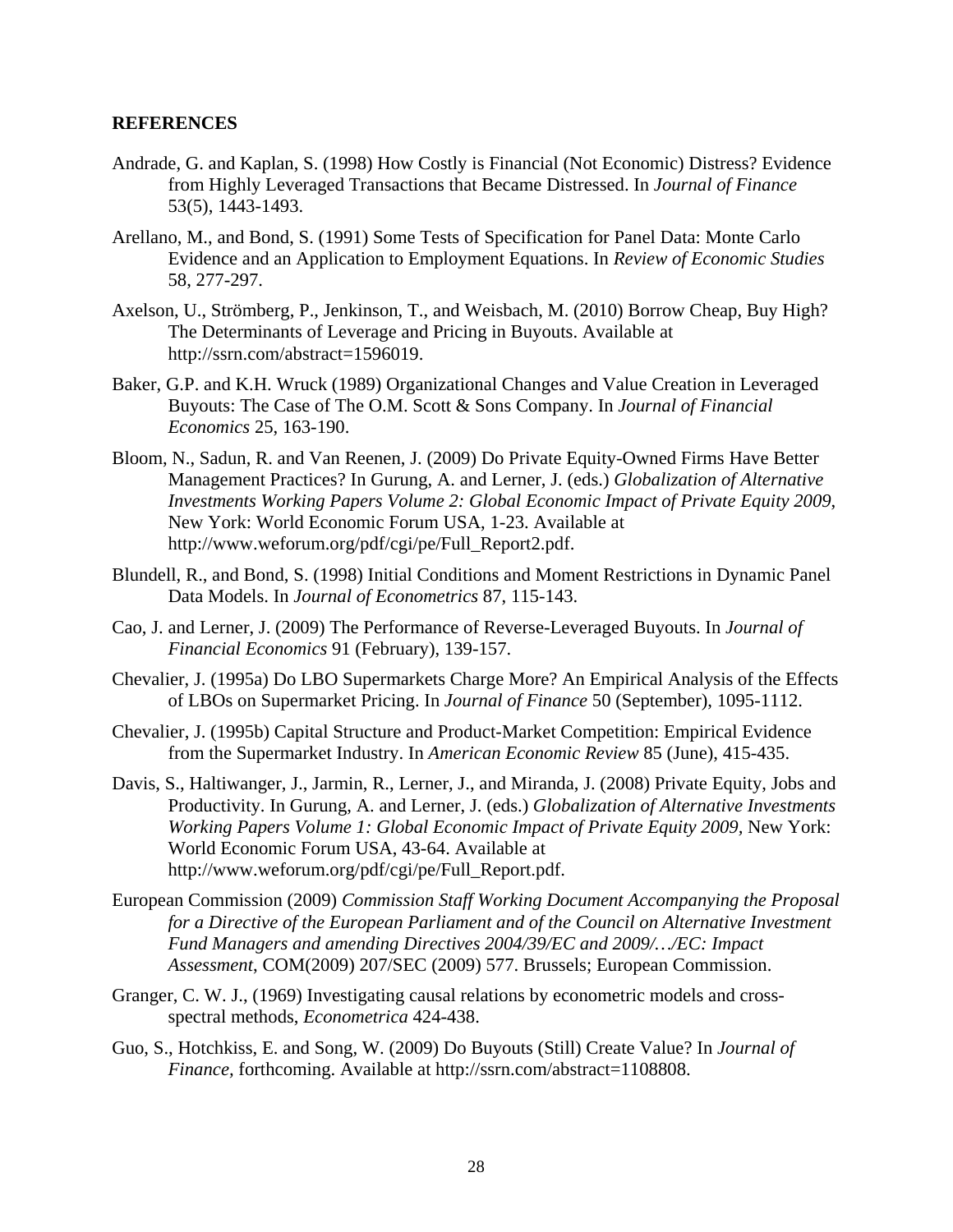## REFERENCES

Andrade, G. and Kaplan, S. (1998) How Costly is Financial (Not Economic) Distress? Evidence from Highly Leveraged Transactions that Became Distressed. In *Journal of Finance* 53(5), 1443-1493.

Arellano, M., and Bond, S. (1991) Some Tests of Specification for Panel Data: Monte Carlo Evidence and an Application to Employment Equations. In *Review of Economic Studies* 58, 277-297.

Axelson, U., Strömberg, P., Jenkinson, T., and Weisbach, M. (2010) Borrow Cheap, Buy High? The Determinants of Leverage and Pricing in Buyouts. Available at http://ssrn.com/abstract=1596019.

Baker, G.P. and K.H. Wruck (1989) Organizational Changes and Value Creation in Leveraged Buyouts: The Case of The O.M. Scott & Sons Company. In *Journal of Financial Economics* 25, 163-190.

Bloom, N., Sadun, R. and Van Reenen, J. (2009) Do Private Equity-Owned Firms Have Better Management Practices? In Gurung, A. and Lerner, J. (eds.) *Globalization of Alternative Investments Working Papers Volume 2: Global Economic Impact of Private Equity 2009*, New York: World Economic Forum USA, 1-23. Available at http://www.weforum.org/pdf/cgi/pe/Full_Report2.pdf.

Blundell, R., and Bond, S. (1998) Initial Conditions and Moment Restrictions in Dynamic Panel Data Models. In *Journal of Econometrics* 87, 115-143.

Cao, J. and Lerner, J. (2009) The Performance of Reverse-Leveraged Buyouts. In *Journal of Financial Economics* 91 (February), 139-157.

Chevalier, J. (1995a) Do LBO Supermarkets Charge More? An Empirical Analysis of the Effects of LBOs on Supermarket Pricing. In *Journal of Finance* 50 (September), 1095-1112.

Chevalier, J. (1995b) Capital Structure and Product-Market Competition: Empirical Evidence from the Supermarket Industry. In *American Economic Review* 85 (June), 415-435.

Davis, S., Haltiwanger, J., Jarmin, R., Lerner, J., and Miranda, J. (2008) Private Equity, Jobs and Productivity. In Gurung, A. and Lerner, J. (eds.) *Globalization of Alternative Investments Working Papers Volume 1: Global Economic Impact of Private Equity 2009*, New York: World Economic Forum USA, 43-64. Available at http://www.weforum.org/pdf/cgi/pe/Full_Report.pdf.

European Commission (2009) *Commission Staff Working Document Accompanying the Proposal for a Directive of the European Parliament and of the Council on Alternative Investment Fund Managers and amending Directives 2004/39/EC and 2009/…/EC: Impact Assessment*, COM(2009) 207/SEC (2009) 577. Brussels; European Commission.

Granger, C. W. J., (1969) Investigating causal relations by econometric models and cross-spectral methods, *Econometrica* 424-438.

Guo, S., Hotchkiss, E. and Song, W. (2009) Do Buyouts (Still) Create Value? In *Journal of Finance*, forthcoming. Available at http://ssrn.com/abstract=1108808.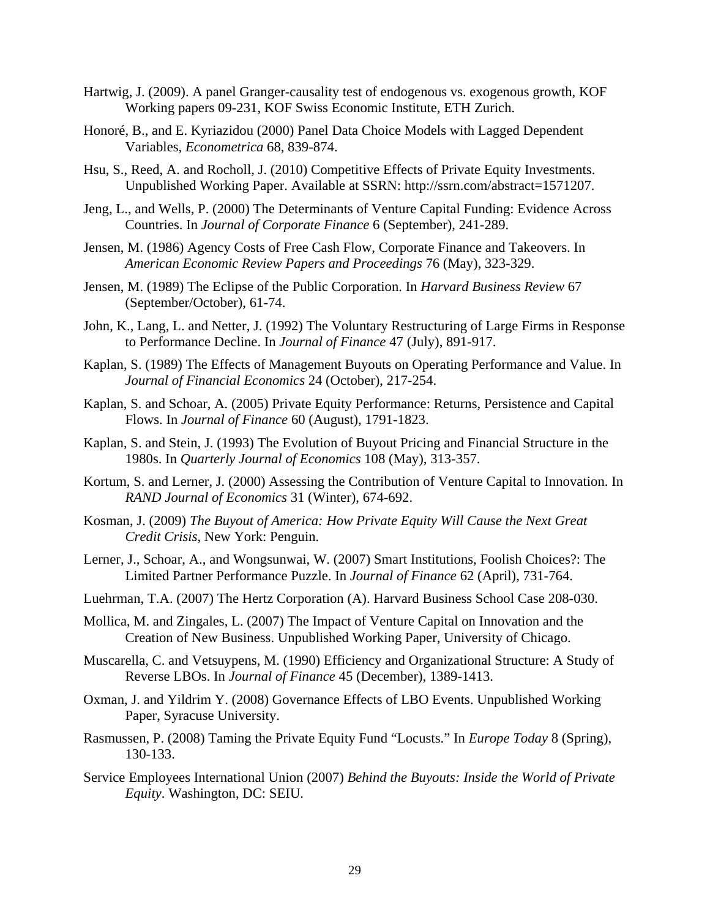Hartwig, J. (2009). A panel Granger-causality test of endogenous vs. exogenous growth, KOF Working papers 09-231, KOF Swiss Economic Institute, ETH Zurich.

Honoré, B., and E. Kyriazidou (2000) Panel Data Choice Models with Lagged Dependent Variables, *Econometrica* 68, 839-874.

Hsu, S., Reed, A. and Rocholl, J. (2010) Competitive Effects of Private Equity Investments. Unpublished Working Paper. Available at SSRN: http://ssrn.com/abstract=1571207.

Jeng, L., and Wells, P. (2000) The Determinants of Venture Capital Funding: Evidence Across Countries. In *Journal of Corporate Finance* 6 (September), 241-289.

Jensen, M. (1986) Agency Costs of Free Cash Flow, Corporate Finance and Takeovers. In *American Economic Review Papers and Proceedings* 76 (May), 323-329.

Jensen, M. (1989) The Eclipse of the Public Corporation. In *Harvard Business Review* 67 (September/October), 61-74.

John, K., Lang, L. and Netter, J. (1992) The Voluntary Restructuring of Large Firms in Response to Performance Decline. In *Journal of Finance* 47 (July), 891-917.

Kaplan, S. (1989) The Effects of Management Buyouts on Operating Performance and Value. In *Journal of Financial Economics* 24 (October), 217-254.

Kaplan, S. and Schoar, A. (2005) Private Equity Performance: Returns, Persistence and Capital Flows. In *Journal of Finance* 60 (August), 1791-1823.

Kaplan, S. and Stein, J. (1993) The Evolution of Buyout Pricing and Financial Structure in the 1980s. In *Quarterly Journal of Economics* 108 (May), 313-357.

Kortum, S. and Lerner, J. (2000) Assessing the Contribution of Venture Capital to Innovation. In *RAND Journal of Economics* 31 (Winter), 674-692.

Kosman, J. (2009) *The Buyout of America: How Private Equity Will Cause the Next Great Credit Crisis*, New York: Penguin.

Lerner, J., Schoar, A., and Wongsunwai, W. (2007) Smart Institutions, Foolish Choices?: The Limited Partner Performance Puzzle. In *Journal of Finance* 62 (April), 731-764.

Luehrman, T.A. (2007) The Hertz Corporation (A). Harvard Business School Case 208-030.

Mollica, M. and Zingales, L. (2007) The Impact of Venture Capital on Innovation and the Creation of New Business. Unpublished Working Paper, University of Chicago.

Muscarella, C. and Vetsuypens, M. (1990) Efficiency and Organizational Structure: A Study of Reverse LBOs. In *Journal of Finance* 45 (December), 1389-1413.

Oxman, J. and Yildrim Y. (2008) Governance Effects of LBO Events. Unpublished Working Paper, Syracuse University.

Rasmussen, P. (2008) Taming the Private Equity Fund "Locusts." In *Europe Today* 8 (Spring), 130-133.

Service Employees International Union (2007) *Behind the Buyouts: Inside the World of Private Equity*. Washington, DC: SEIU.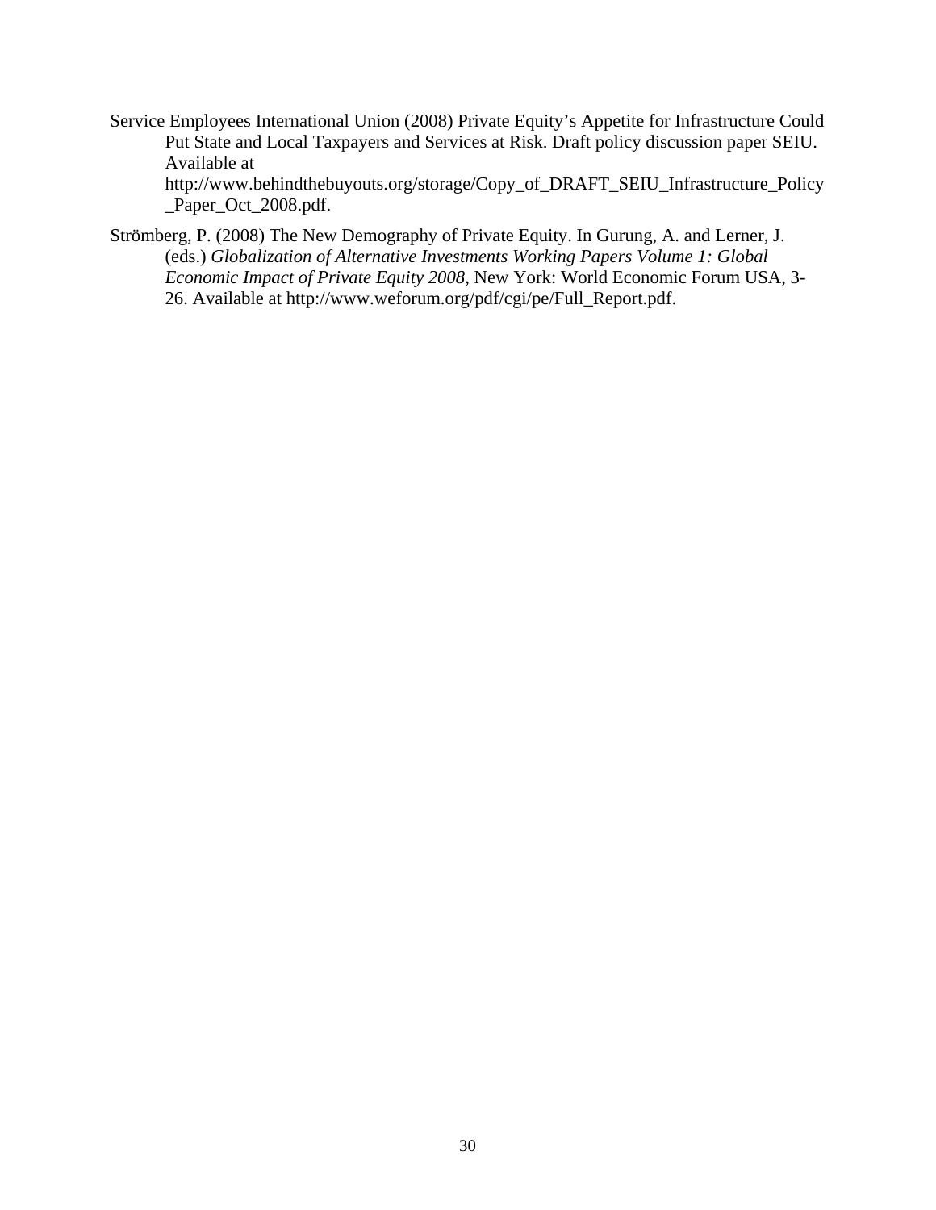Service Employees International Union (2008) Private Equity's Appetite for Infrastructure Could Put State and Local Taxpayers and Services at Risk. Draft policy discussion paper SEIU. Available at http://www.behindthebuyouts.org/storage/Copy_of_DRAFT_SEIU_Infrastructure_Policy_Paper_Oct_2008.pdf.

Strömberg, P. (2008) The New Demography of Private Equity. In Gurung, A. and Lerner, J. (eds.) *Globalization of Alternative Investments Working Papers Volume 1: Global Economic Impact of Private Equity 2008*, New York: World Economic Forum USA, 3-26. Available at http://www.weforum.org/pdf/cgi/pe/Full_Report.pdf.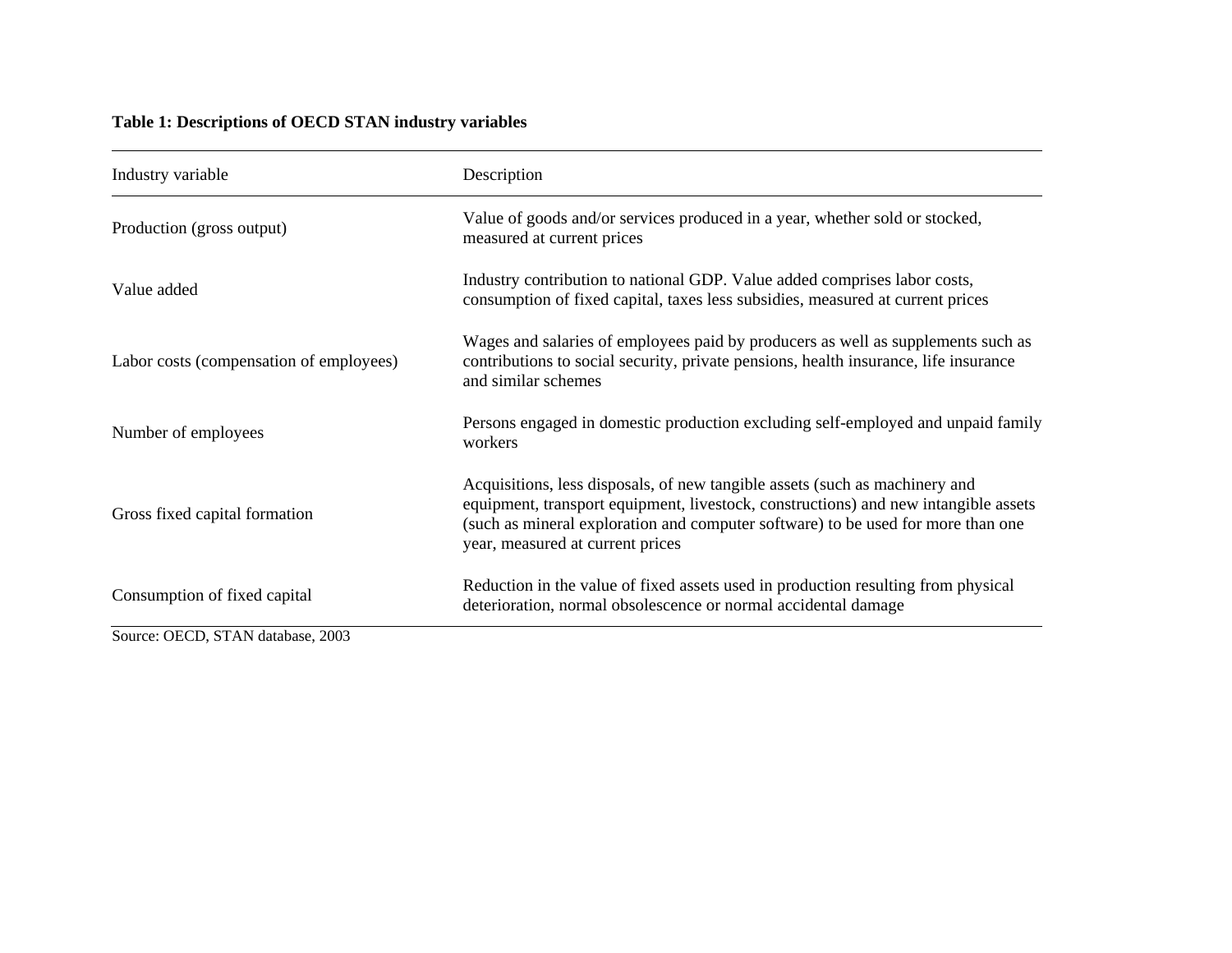**Table 1: Descriptions of OECD STAN industry variables**

| Industry variable | Description |
|---|---|
| Production (gross output) | Value of goods and/or services produced in a year, whether sold or stocked, measured at current prices |
| Value added | Industry contribution to national GDP. Value added comprises labor costs, consumption of fixed capital, taxes less subsidies, measured at current prices |
| Labor costs (compensation of employees) | Wages and salaries of employees paid by producers as well as supplements such as contributions to social security, private pensions, health insurance, life insurance and similar schemes |
| Number of employees | Persons engaged in domestic production excluding self-employed and unpaid family workers |
| Gross fixed capital formation | Acquisitions, less disposals, of new tangible assets (such as machinery and equipment, transport equipment, livestock, constructions) and new intangible assets (such as mineral exploration and computer software) to be used for more than one year, measured at current prices |
| Consumption of fixed capital | Reduction in the value of fixed assets used in production resulting from physical deterioration, normal obsolescence or normal accidental damage |

Source: OECD, STAN database, 2003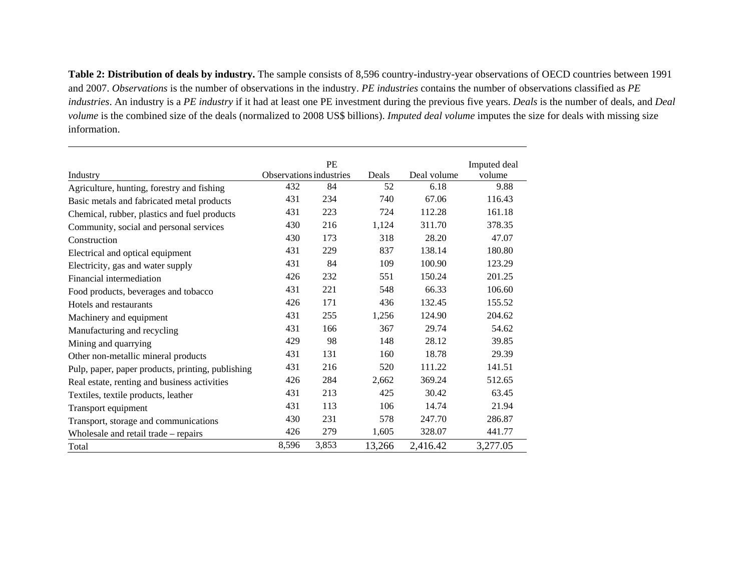**Table 2: Distribution of deals by industry.** The sample consists of 8,596 country-industry-year observations of OECD countries between 1991 and 2007. *Observations* is the number of observations in the industry. *PE industries* contains the number of observations classified as *PE industries*. An industry is a *PE industry* if it had at least one PE investment during the previous five years. *Deals* is the number of deals, and *Deal volume* is the combined size of the deals (normalized to 2008 US$ billions). *Imputed deal volume* imputes the size for deals with missing size information.

| Industry | Observations | PE industries | Deals | Deal volume | Imputed deal volume |
|---|---|---|---|---|---|
| Agriculture, hunting, forestry and fishing | 432 | 84 | 52 | 6.18 | 9.88 |
| Basic metals and fabricated metal products | 431 | 234 | 740 | 67.06 | 116.43 |
| Chemical, rubber, plastics and fuel products | 431 | 223 | 724 | 112.28 | 161.18 |
| Community, social and personal services | 430 | 216 | 1,124 | 311.70 | 378.35 |
| Construction | 430 | 173 | 318 | 28.20 | 47.07 |
| Electrical and optical equipment | 431 | 229 | 837 | 138.14 | 180.80 |
| Electricity, gas and water supply | 431 | 84 | 109 | 100.90 | 123.29 |
| Financial intermediation | 426 | 232 | 551 | 150.24 | 201.25 |
| Food products, beverages and tobacco | 431 | 221 | 548 | 66.33 | 106.60 |
| Hotels and restaurants | 426 | 171 | 436 | 132.45 | 155.52 |
| Machinery and equipment | 431 | 255 | 1,256 | 124.90 | 204.62 |
| Manufacturing and recycling | 431 | 166 | 367 | 29.74 | 54.62 |
| Mining and quarrying | 429 | 98 | 148 | 28.12 | 39.85 |
| Other non-metallic mineral products | 431 | 131 | 160 | 18.78 | 29.39 |
| Pulp, paper, paper products, printing, publishing | 431 | 216 | 520 | 111.22 | 141.51 |
| Real estate, renting and business activities | 426 | 284 | 2,662 | 369.24 | 512.65 |
| Textiles, textile products, leather | 431 | 213 | 425 | 30.42 | 63.45 |
| Transport equipment | 431 | 113 | 106 | 14.74 | 21.94 |
| Transport, storage and communications | 430 | 231 | 578 | 247.70 | 286.87 |
| Wholesale and retail trade – repairs | 426 | 279 | 1,605 | 328.07 | 441.77 |
| Total | 8,596 | 3,853 | 13,266 | 2,416.42 | 3,277.05 |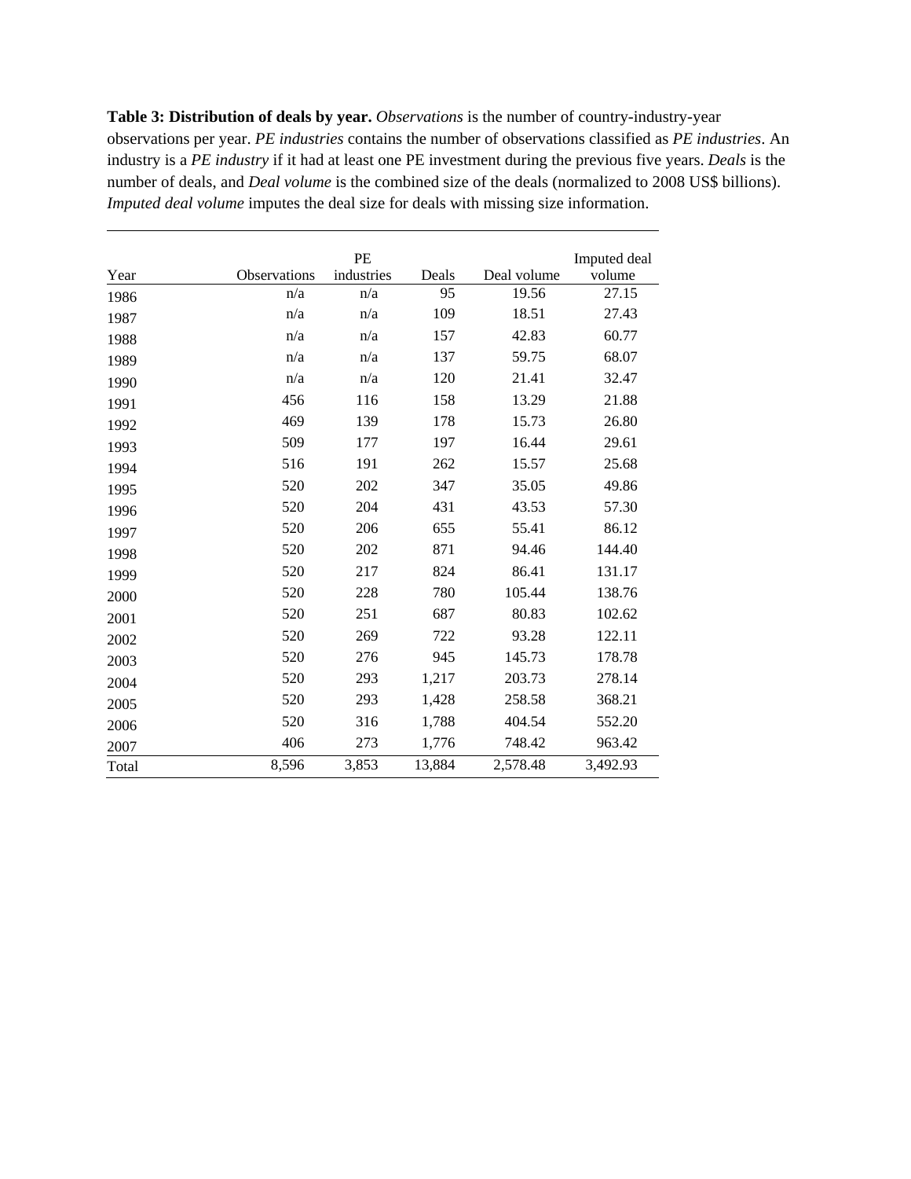**Table 3: Distribution of deals by year.** *Observations* is the number of country-industry-year observations per year. *PE industries* contains the number of observations classified as *PE industries*. An industry is a *PE industry* if it had at least one PE investment during the previous five years. *Deals* is the number of deals, and *Deal volume* is the combined size of the deals (normalized to 2008 US$ billions). *Imputed deal volume* imputes the deal size for deals with missing size information.

| Year | Observations | PE industries | Deals | Deal volume | Imputed deal volume |
|---|---|---|---|---|---|
| 1986 | n/a | n/a | 95 | 19.56 | 27.15 |
| 1987 | n/a | n/a | 109 | 18.51 | 27.43 |
| 1988 | n/a | n/a | 157 | 42.83 | 60.77 |
| 1989 | n/a | n/a | 137 | 59.75 | 68.07 |
| 1990 | n/a | n/a | 120 | 21.41 | 32.47 |
| 1991 | 456 | 116 | 158 | 13.29 | 21.88 |
| 1992 | 469 | 139 | 178 | 15.73 | 26.80 |
| 1993 | 509 | 177 | 197 | 16.44 | 29.61 |
| 1994 | 516 | 191 | 262 | 15.57 | 25.68 |
| 1995 | 520 | 202 | 347 | 35.05 | 49.86 |
| 1996 | 520 | 204 | 431 | 43.53 | 57.30 |
| 1997 | 520 | 206 | 655 | 55.41 | 86.12 |
| 1998 | 520 | 202 | 871 | 94.46 | 144.40 |
| 1999 | 520 | 217 | 824 | 86.41 | 131.17 |
| 2000 | 520 | 228 | 780 | 105.44 | 138.76 |
| 2001 | 520 | 251 | 687 | 80.83 | 102.62 |
| 2002 | 520 | 269 | 722 | 93.28 | 122.11 |
| 2003 | 520 | 276 | 945 | 145.73 | 178.78 |
| 2004 | 520 | 293 | 1,217 | 203.73 | 278.14 |
| 2005 | 520 | 293 | 1,428 | 258.58 | 368.21 |
| 2006 | 520 | 316 | 1,788 | 404.54 | 552.20 |
| 2007 | 406 | 273 | 1,776 | 748.42 | 963.42 |
| Total | 8,596 | 3,853 | 13,884 | 2,578.48 | 3,492.93 |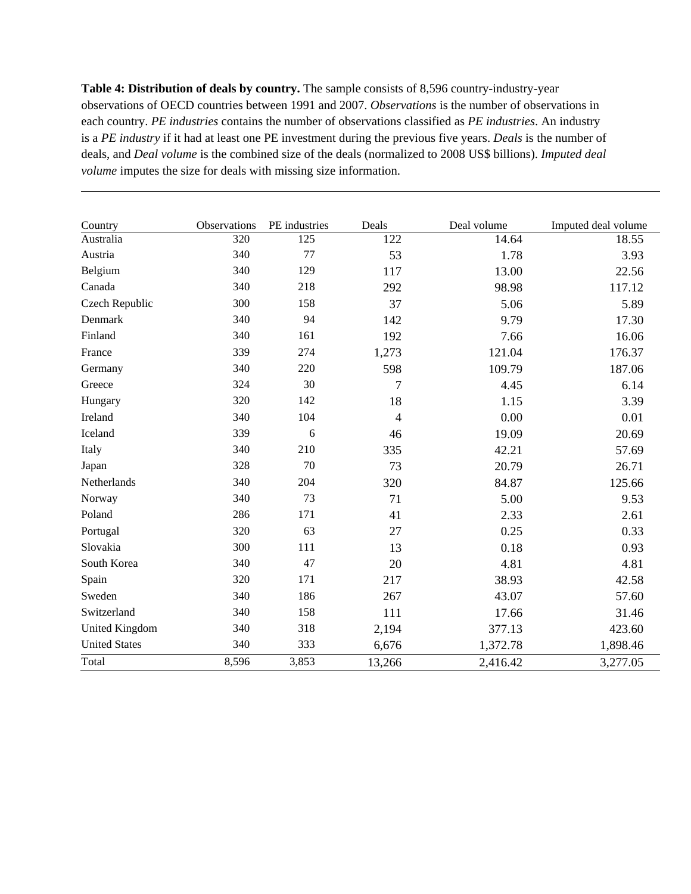**Table 4: Distribution of deals by country.** The sample consists of 8,596 country-industry-year observations of OECD countries between 1991 and 2007. *Observations* is the number of observations in each country. *PE industries* contains the number of observations classified as *PE industries*. An industry is a *PE industry* if it had at least one PE investment during the previous five years. *Deals* is the number of deals, and *Deal volume* is the combined size of the deals (normalized to 2008 US$ billions). *Imputed deal volume* imputes the size for deals with missing size information.

| Country | Observations | PE industries | Deals | Deal volume | Imputed deal volume |
|---|---|---|---|---|---|
| Australia | 320 | 125 | 122 | 14.64 | 18.55 |
| Austria | 340 | 77 | 53 | 1.78 | 3.93 |
| Belgium | 340 | 129 | 117 | 13.00 | 22.56 |
| Canada | 340 | 218 | 292 | 98.98 | 117.12 |
| Czech Republic | 300 | 158 | 37 | 5.06 | 5.89 |
| Denmark | 340 | 94 | 142 | 9.79 | 17.30 |
| Finland | 340 | 161 | 192 | 7.66 | 16.06 |
| France | 339 | 274 | 1,273 | 121.04 | 176.37 |
| Germany | 340 | 220 | 598 | 109.79 | 187.06 |
| Greece | 324 | 30 | 7 | 4.45 | 6.14 |
| Hungary | 320 | 142 | 18 | 1.15 | 3.39 |
| Ireland | 340 | 104 | 4 | 0.00 | 0.01 |
| Iceland | 339 | 6 | 46 | 19.09 | 20.69 |
| Italy | 340 | 210 | 335 | 42.21 | 57.69 |
| Japan | 328 | 70 | 73 | 20.79 | 26.71 |
| Netherlands | 340 | 204 | 320 | 84.87 | 125.66 |
| Norway | 340 | 73 | 71 | 5.00 | 9.53 |
| Poland | 286 | 171 | 41 | 2.33 | 2.61 |
| Portugal | 320 | 63 | 27 | 0.25 | 0.33 |
| Slovakia | 300 | 111 | 13 | 0.18 | 0.93 |
| South Korea | 340 | 47 | 20 | 4.81 | 4.81 |
| Spain | 320 | 171 | 217 | 38.93 | 42.58 |
| Sweden | 340 | 186 | 267 | 43.07 | 57.60 |
| Switzerland | 340 | 158 | 111 | 17.66 | 31.46 |
| United Kingdom | 340 | 318 | 2,194 | 377.13 | 423.60 |
| United States | 340 | 333 | 6,676 | 1,372.78 | 1,898.46 |
| Total | 8,596 | 3,853 | 13,266 | 2,416.42 | 3,277.05 |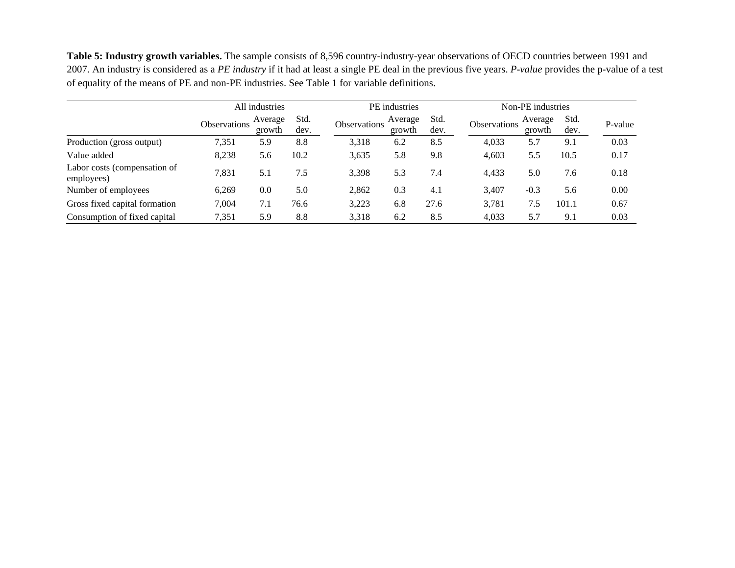**Table 5: Industry growth variables.** The sample consists of 8,596 country-industry-year observations of OECD countries between 1991 and 2007. An industry is considered as a *PE industry* if it had at least a single PE deal in the previous five years. *P-value* provides the p-value of a test of equality of the means of PE and non-PE industries. See Table 1 for variable definitions.

| | All industries | | | PE industries | | | Non-PE industries | | | |
|---|---|---|---|---|---|---|---|---|---|---|
| | Observations | Average growth | Std. dev. | Observations | Average growth | Std. dev. | Observations | Average growth | Std. dev. | P-value |
| Production (gross output) | 7,351 | 5.9 | 8.8 | 3,318 | 6.2 | 8.5 | 4,033 | 5.7 | 9.1 | 0.03 |
| Value added | 8,238 | 5.6 | 10.2 | 3,635 | 5.8 | 9.8 | 4,603 | 5.5 | 10.5 | 0.17 |
| Labor costs (compensation of employees) | 7,831 | 5.1 | 7.5 | 3,398 | 5.3 | 7.4 | 4,433 | 5.0 | 7.6 | 0.18 |
| Number of employees | 6,269 | 0.0 | 5.0 | 2,862 | 0.3 | 4.1 | 3,407 | -0.3 | 5.6 | 0.00 |
| Gross fixed capital formation | 7,004 | 7.1 | 76.6 | 3,223 | 6.8 | 27.6 | 3,781 | 7.5 | 101.1 | 0.67 |
| Consumption of fixed capital | 7,351 | 5.9 | 8.8 | 3,318 | 6.2 | 8.5 | 4,033 | 5.7 | 9.1 | 0.03 |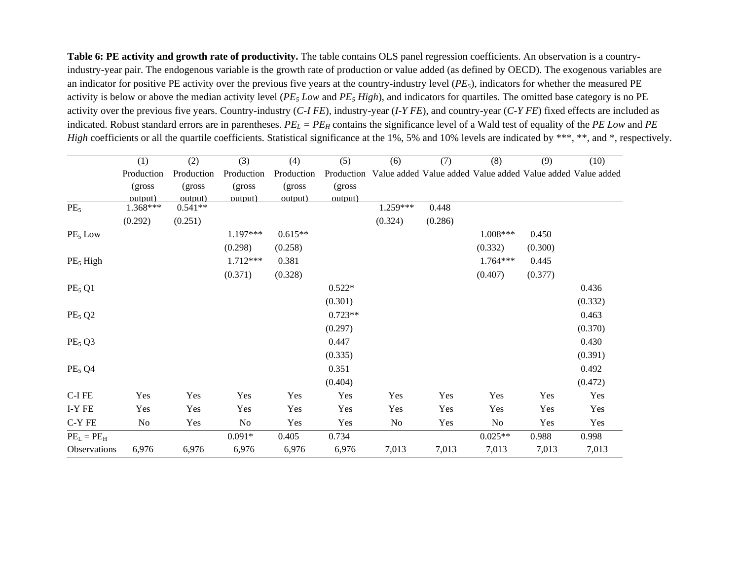**Table 6: PE activity and growth rate of productivity.** The table contains OLS panel regression coefficients. An observation is a country-industry-year pair. The endogenous variable is the growth rate of production or value added (as defined by OECD). The exogenous variables are an indicator for positive PE activity over the previous five years at the country-industry level ($PE_5$), indicators for whether the measured PE activity is below or above the median activity level ($PE_5$ *Low* and $PE_5$ *High*), and indicators for quartiles. The omitted base category is no PE activity over the previous five years. Country-industry (*C-I FE*), industry-year (*I-Y FE*), and country-year (*C-Y FE*) fixed effects are included as indicated. Robust standard errors are in parentheses. $PE_L = PE_H$ contains the significance level of a Wald test of equality of the *PE Low* and *PE High* coefficients or all the quartile coefficients. Statistical significance at the 1%, 5% and 10% levels are indicated by ***, **, and *, respectively.

| | (1) | (2) | (3) | (4) | (5) | (6) | (7) | (8) | (9) | (10) |
|---|---|---|---|---|---|---|---|---|---|---|
| | Production (gross output) | Production (gross output) | Production (gross output) | Production (gross output) | Production (gross output) | Value added | Value added | Value added | Value added | Value added |
| $PE_5$ | 1.368*** | 0.541** | | | | 1.259*** | 0.448 | | | |
| | (0.292) | (0.251) | | | | (0.324) | (0.286) | | | |
| $PE_5$ Low | | | 1.197*** | 0.615** | | | | 1.008*** | 0.450 | |
| | | | (0.298) | (0.258) | | | | (0.332) | (0.300) | |
| $PE_5$ High | | | 1.712*** | 0.381 | | | | 1.764*** | 0.445 | |
| | | | (0.371) | (0.328) | | | | (0.407) | (0.377) | |
| $PE_5$ Q1 | | | | | 0.522* | | | | | 0.436 |
| | | | | | (0.301) | | | | | (0.332) |
| $PE_5$ Q2 | | | | | 0.723** | | | | | 0.463 |
| | | | | | (0.297) | | | | | (0.370) |
| $PE_5$ Q3 | | | | | 0.447 | | | | | 0.430 |
| | | | | | (0.335) | | | | | (0.391) |
| $PE_5$ Q4 | | | | | 0.351 | | | | | 0.492 |
| | | | | | (0.404) | | | | | (0.472) |
| C-I FE | Yes | Yes | Yes | Yes | Yes | Yes | Yes | Yes | Yes | Yes |
| I-Y FE | Yes | Yes | Yes | Yes | Yes | Yes | Yes | Yes | Yes | Yes |
| C-Y FE | No | Yes | No | Yes | Yes | No | Yes | No | Yes | Yes |
| $PE_L = PE_H$ | | | 0.091* | 0.405 | 0.734 | | | 0.025** | 0.988 | 0.998 |
| Observations | 6,976 | 6,976 | 6,976 | 6,976 | 6,976 | 7,013 | 7,013 | 7,013 | 7,013 | 7,013 |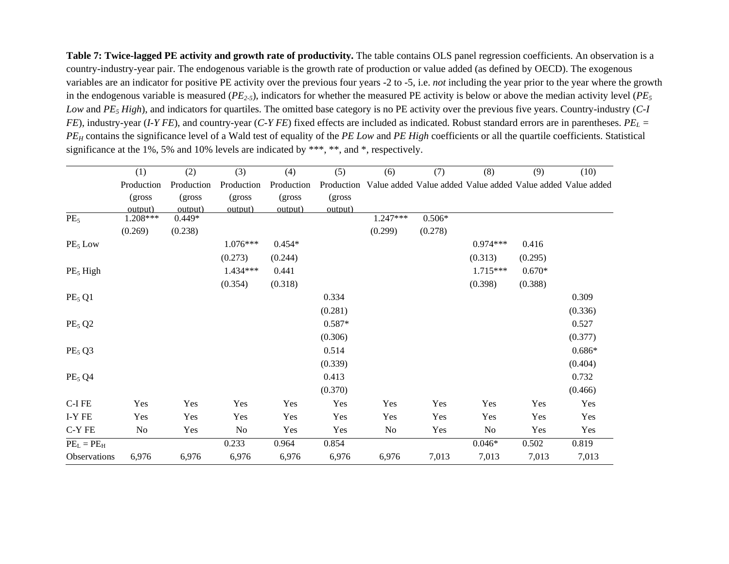**Table 7: Twice-lagged PE activity and growth rate of productivity.** The table contains OLS panel regression coefficients. An observation is a country-industry-year pair. The endogenous variable is the growth rate of production or value added (as defined by OECD). The exogenous variables are an indicator for positive PE activity over the previous four years -2 to -5, i.e. *not* including the year prior to the year where the growth in the endogenous variable is measured ($PE_{2\text{-}5}$), indicators for whether the measured PE activity is below or above the median activity level ($PE_5$ *Low* and $PE_5$ *High*), and indicators for quartiles. The omitted base category is no PE activity over the previous five years. Country-industry (*C-I FE*), industry-year (*I-Y FE*), and country-year (*C-Y FE*) fixed effects are included as indicated. Robust standard errors are in parentheses. $PE_L = PE_H$ contains the significance level of a Wald test of equality of the *PE Low* and *PE High* coefficients or all the quartile coefficients. Statistical significance at the 1%, 5% and 10% levels are indicated by ***, **, and *, respectively.

| | (1) | (2) | (3) | (4) | (5) | (6) | (7) | (8) | (9) | (10) |
|---|---|---|---|---|---|---|---|---|---|---|
| | Production (gross output) | Production (gross output) | Production (gross output) | Production (gross output) | Production (gross output) | Value added | Value added | Value added | Value added | Value added |
| $PE_5$ | 1.208*** | 0.449* | | | | 1.247*** | 0.506* | | | |
| | (0.269) | (0.238) | | | | (0.299) | (0.278) | | | |
| $PE_5$ Low | | | 1.076*** | 0.454* | | | | 0.974*** | 0.416 | |
| | | | (0.273) | (0.244) | | | | (0.313) | (0.295) | |
| $PE_5$ High | | | 1.434*** | 0.441 | | | | 1.715*** | 0.670* | |
| | | | (0.354) | (0.318) | | | | (0.398) | (0.388) | |
| $PE_5$ Q1 | | | | | 0.334 | | | | | 0.309 |
| | | | | | (0.281) | | | | | (0.336) |
| $PE_5$ Q2 | | | | | 0.587* | | | | | 0.527 |
| | | | | | (0.306) | | | | | (0.377) |
| $PE_5$ Q3 | | | | | 0.514 | | | | | 0.686* |
| | | | | | (0.339) | | | | | (0.404) |
| $PE_5$ Q4 | | | | | 0.413 | | | | | 0.732 |
| | | | | | (0.370) | | | | | (0.466) |
| C-I FE | Yes | Yes | Yes | Yes | Yes | Yes | Yes | Yes | Yes | Yes |
| I-Y FE | Yes | Yes | Yes | Yes | Yes | Yes | Yes | Yes | Yes | Yes |
| C-Y FE | No | Yes | No | Yes | Yes | No | Yes | No | Yes | Yes |
| $PE_L = PE_H$ | | | 0.233 | 0.964 | 0.854 | | | 0.046* | 0.502 | 0.819 |
| Observations | 6,976 | 6,976 | 6,976 | 6,976 | 6,976 | 6,976 | 7,013 | 7,013 | 7,013 | 7,013 |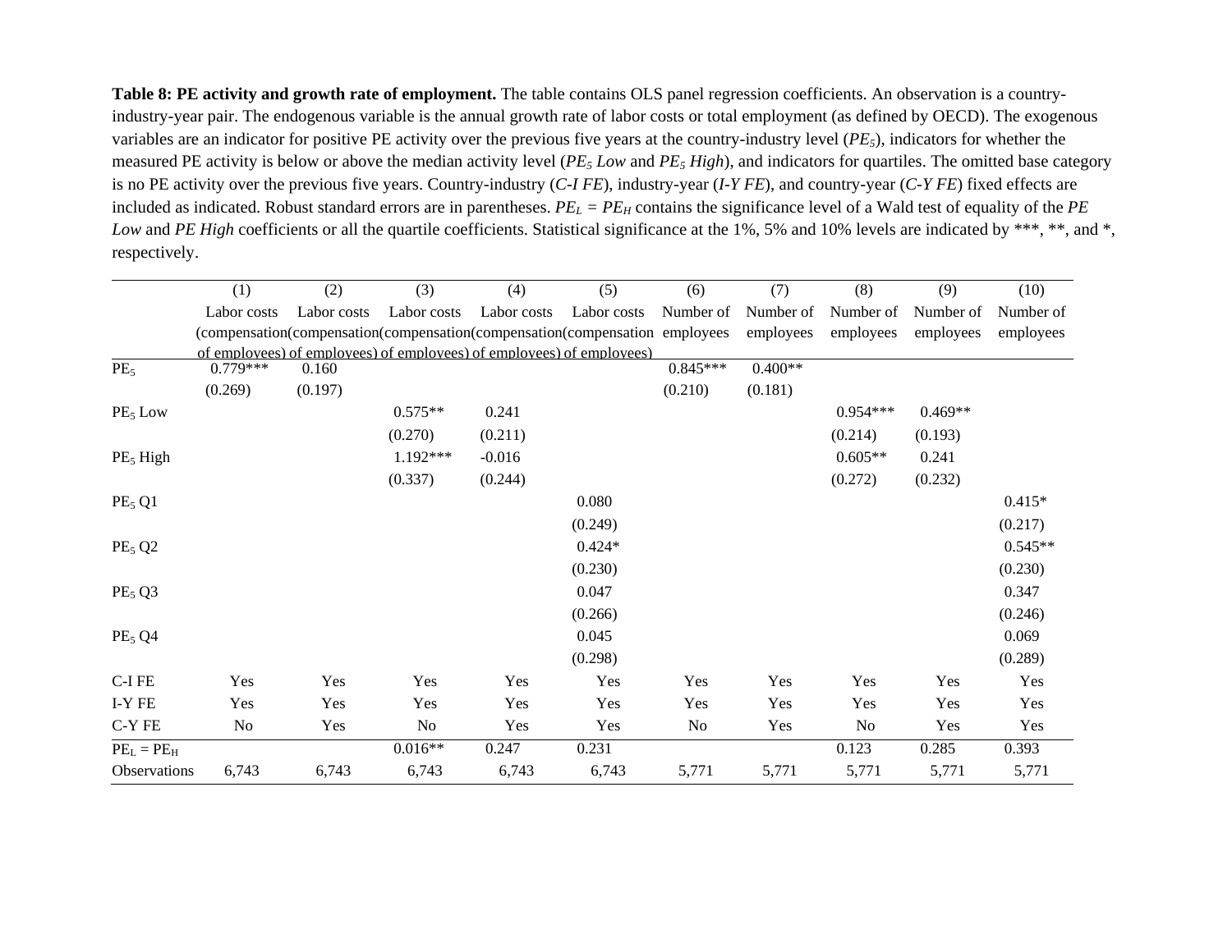**Table 8: PE activity and growth rate of employment.** The table contains OLS panel regression coefficients. An observation is a country-industry-year pair. The endogenous variable is the annual growth rate of labor costs or total employment (as defined by OECD). The exogenous variables are an indicator for positive PE activity over the previous five years at the country-industry level (*$PE_5$*), indicators for whether the measured PE activity is below or above the median activity level (*$PE_5$ Low* and *$PE_5$ High*), and indicators for quartiles. The omitted base category is no PE activity over the previous five years. Country-industry (*C-I FE*), industry-year (*I-Y FE*), and country-year (*C-Y FE*) fixed effects are included as indicated. Robust standard errors are in parentheses. *$PE_L = PE_H$* contains the significance level of a Wald test of equality of the *PE Low* and *PE High* coefficients or all the quartile coefficients. Statistical significance at the 1%, 5% and 10% levels are indicated by ***, **, and *, respectively.

| | (1) | (2) | (3) | (4) | (5) | (6) | (7) | (8) | (9) | (10) |
|---|---|---|---|---|---|---|---|---|---|---|
| | Labor costs (compensation of employees) | Labor costs (compensation of employees) | Labor costs (compensation of employees) | Labor costs (compensation of employees) | Labor costs (compensation of employees) | Number of employees | Number of employees | Number of employees | Number of employees | Number of employees |
| $PE_5$ | 0.779*** | 0.160 | | | | 0.845*** | 0.400** | | | |
| | (0.269) | (0.197) | | | | (0.210) | (0.181) | | | |
| $PE_5$ Low | | | 0.575** | 0.241 | | | | 0.954*** | 0.469** | |
| | | | (0.270) | (0.211) | | | | (0.214) | (0.193) | |
| $PE_5$ High | | | 1.192*** | -0.016 | | | | 0.605** | 0.241 | |
| | | | (0.337) | (0.244) | | | | (0.272) | (0.232) | |
| $PE_5$ Q1 | | | | | 0.080 | | | | | 0.415* |
| | | | | | (0.249) | | | | | (0.217) |
| $PE_5$ Q2 | | | | | 0.424* | | | | | 0.545** |
| | | | | | (0.230) | | | | | (0.230) |
| $PE_5$ Q3 | | | | | 0.047 | | | | | 0.347 |
| | | | | | (0.266) | | | | | (0.246) |
| $PE_5$ Q4 | | | | | 0.045 | | | | | 0.069 |
| | | | | | (0.298) | | | | | (0.289) |
| C-I FE | Yes | Yes | Yes | Yes | Yes | Yes | Yes | Yes | Yes | Yes |
| I-Y FE | Yes | Yes | Yes | Yes | Yes | Yes | Yes | Yes | Yes | Yes |
| C-Y FE | No | Yes | No | Yes | Yes | No | Yes | No | Yes | Yes |
| $PE_L = PE_H$ | | | 0.016** | 0.247 | 0.231 | | | 0.123 | 0.285 | 0.393 |
| Observations | 6,743 | 6,743 | 6,743 | 6,743 | 6,743 | 5,771 | 5,771 | 5,771 | 5,771 | 5,771 |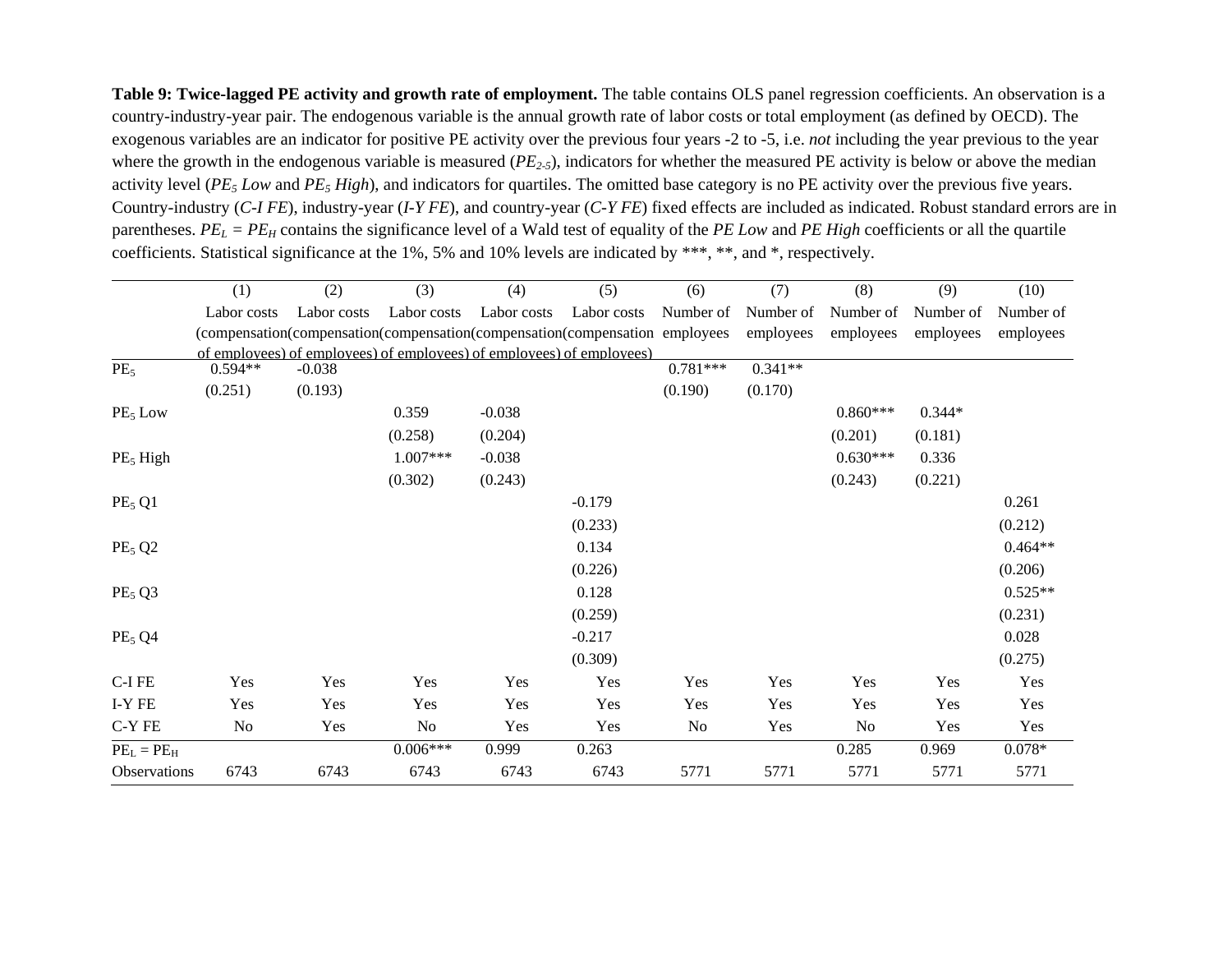**Table 9: Twice-lagged PE activity and growth rate of employment.** The table contains OLS panel regression coefficients. An observation is a country-industry-year pair. The endogenous variable is the annual growth rate of labor costs or total employment (as defined by OECD). The exogenous variables are an indicator for positive PE activity over the previous four years -2 to -5, i.e. *not* including the year previous to the year where the growth in the endogenous variable is measured ($PE_{2\text{-}5}$), indicators for whether the measured PE activity is below or above the median activity level ($PE_5$ *Low* and $PE_5$ *High*), and indicators for quartiles. The omitted base category is no PE activity over the previous five years. Country-industry (*C-I FE*), industry-year (*I-Y FE*), and country-year (*C-Y FE*) fixed effects are included as indicated. Robust standard errors are in parentheses. $PE_L = PE_H$ contains the significance level of a Wald test of equality of the *PE Low* and *PE High* coefficients or all the quartile coefficients. Statistical significance at the 1%, 5% and 10% levels are indicated by \*\*\*, \*\*, and \*, respectively.

| | (1) | (2) | (3) | (4) | (5) | (6) | (7) | (8) | (9) | (10) |
|---|---|---|---|---|---|---|---|---|---|---|
| | Labor costs (compensation of employees) | Labor costs (compensation of employees) | Labor costs (compensation of employees) | Labor costs (compensation of employees) | Labor costs (compensation of employees) | Number of employees | Number of employees | Number of employees | Number of employees | Number of employees |
| $PE_5$ | 0.594** | -0.038 | | | | 0.781*** | 0.341** | | | |
| | (0.251) | (0.193) | | | | (0.190) | (0.170) | | | |
| $PE_5$ Low | | | 0.359 | -0.038 | | | | 0.860*** | 0.344* | |
| | | | (0.258) | (0.204) | | | | (0.201) | (0.181) | |
| $PE_5$ High | | | 1.007*** | -0.038 | | | | 0.630*** | 0.336 | |
| | | | (0.302) | (0.243) | | | | (0.243) | (0.221) | |
| $PE_5$ Q1 | | | | | -0.179 | | | | | 0.261 |
| | | | | | (0.233) | | | | | (0.212) |
| $PE_5$ Q2 | | | | | 0.134 | | | | | 0.464** |
| | | | | | (0.226) | | | | | (0.206) |
| $PE_5$ Q3 | | | | | 0.128 | | | | | 0.525** |
| | | | | | (0.259) | | | | | (0.231) |
| $PE_5$ Q4 | | | | | -0.217 | | | | | 0.028 |
| | | | | | (0.309) | | | | | (0.275) |
| C-I FE | Yes | Yes | Yes | Yes | Yes | Yes | Yes | Yes | Yes | Yes |
| I-Y FE | Yes | Yes | Yes | Yes | Yes | Yes | Yes | Yes | Yes | Yes |
| C-Y FE | No | Yes | No | Yes | Yes | No | Yes | No | Yes | Yes |
| $PE_L = PE_H$ | | | 0.006*** | 0.999 | 0.263 | | | 0.285 | 0.969 | 0.078* |
| Observations | 6743 | 6743 | 6743 | 6743 | 6743 | 5771 | 5771 | 5771 | 5771 | 5771 |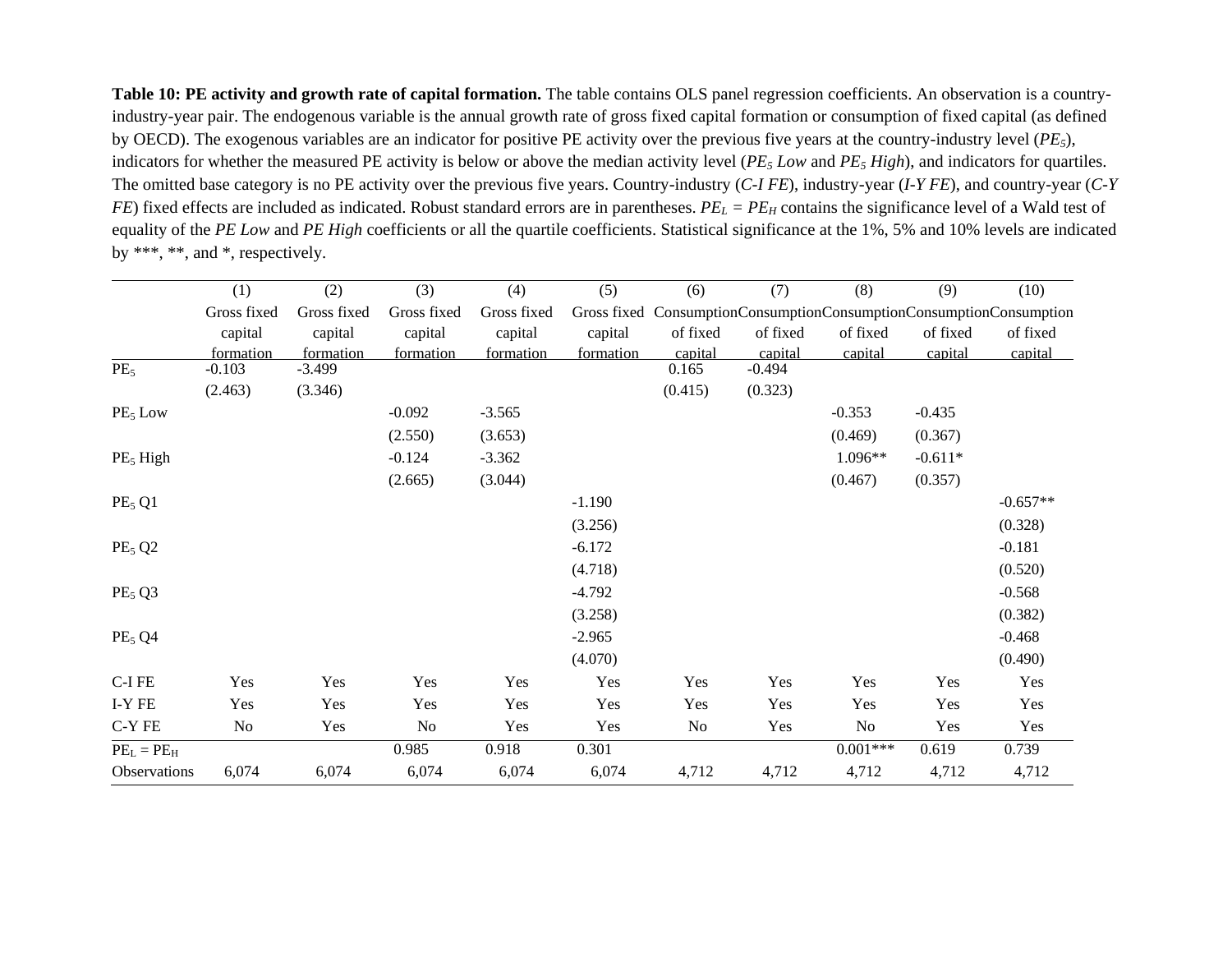**Table 10: PE activity and growth rate of capital formation.** The table contains OLS panel regression coefficients. An observation is a country-industry-year pair. The endogenous variable is the annual growth rate of gross fixed capital formation or consumption of fixed capital (as defined by OECD). The exogenous variables are an indicator for positive PE activity over the previous five years at the country-industry level ($PE_5$), indicators for whether the measured PE activity is below or above the median activity level ($PE_5$ *Low* and $PE_5$ *High*), and indicators for quartiles. The omitted base category is no PE activity over the previous five years. Country-industry (*C-I FE*), industry-year (*I-Y FE*), and country-year (*C-Y FE*) fixed effects are included as indicated. Robust standard errors are in parentheses. $PE_L = PE_H$ contains the significance level of a Wald test of equality of the *PE Low* and *PE High* coefficients or all the quartile coefficients. Statistical significance at the 1%, 5% and 10% levels are indicated by ***, **, and *, respectively.

| | (1) | (2) | (3) | (4) | (5) | (6) | (7) | (8) | (9) | (10) |
|---|---|---|---|---|---|---|---|---|---|---|
| | Gross fixed capital formation | Gross fixed capital formation | Gross fixed capital formation | Gross fixed capital formation | Gross fixed capital formation | Consumption of fixed capital | Consumption of fixed capital | Consumption of fixed capital | Consumption of fixed capital | Consumption of fixed capital |
| $PE_5$ | -0.103 | -3.499 | | | | 0.165 | -0.494 | | | |
| | (2.463) | (3.346) | | | | (0.415) | (0.323) | | | |
| $PE_5$ Low | | | -0.092 | -3.565 | | | | -0.353 | -0.435 | |
| | | | (2.550) | (3.653) | | | | (0.469) | (0.367) | |
| $PE_5$ High | | | -0.124 | -3.362 | | | | 1.096** | -0.611* | |
| | | | (2.665) | (3.044) | | | | (0.467) | (0.357) | |
| $PE_5$ Q1 | | | | | -1.190 | | | | | -0.657** |
| | | | | | (3.256) | | | | | (0.328) |
| $PE_5$ Q2 | | | | | -6.172 | | | | | -0.181 |
| | | | | | (4.718) | | | | | (0.520) |
| $PE_5$ Q3 | | | | | -4.792 | | | | | -0.568 |
| | | | | | (3.258) | | | | | (0.382) |
| $PE_5$ Q4 | | | | | -2.965 | | | | | -0.468 |
| | | | | | (4.070) | | | | | (0.490) |
| C-I FE | Yes | Yes | Yes | Yes | Yes | Yes | Yes | Yes | Yes | Yes |
| I-Y FE | Yes | Yes | Yes | Yes | Yes | Yes | Yes | Yes | Yes | Yes |
| C-Y FE | No | Yes | No | Yes | Yes | No | Yes | No | Yes | Yes |
| $PE_L = PE_H$ | | | 0.985 | 0.918 | 0.301 | | | 0.001*** | 0.619 | 0.739 |
| Observations | 6,074 | 6,074 | 6,074 | 6,074 | 6,074 | 4,712 | 4,712 | 4,712 | 4,712 | 4,712 |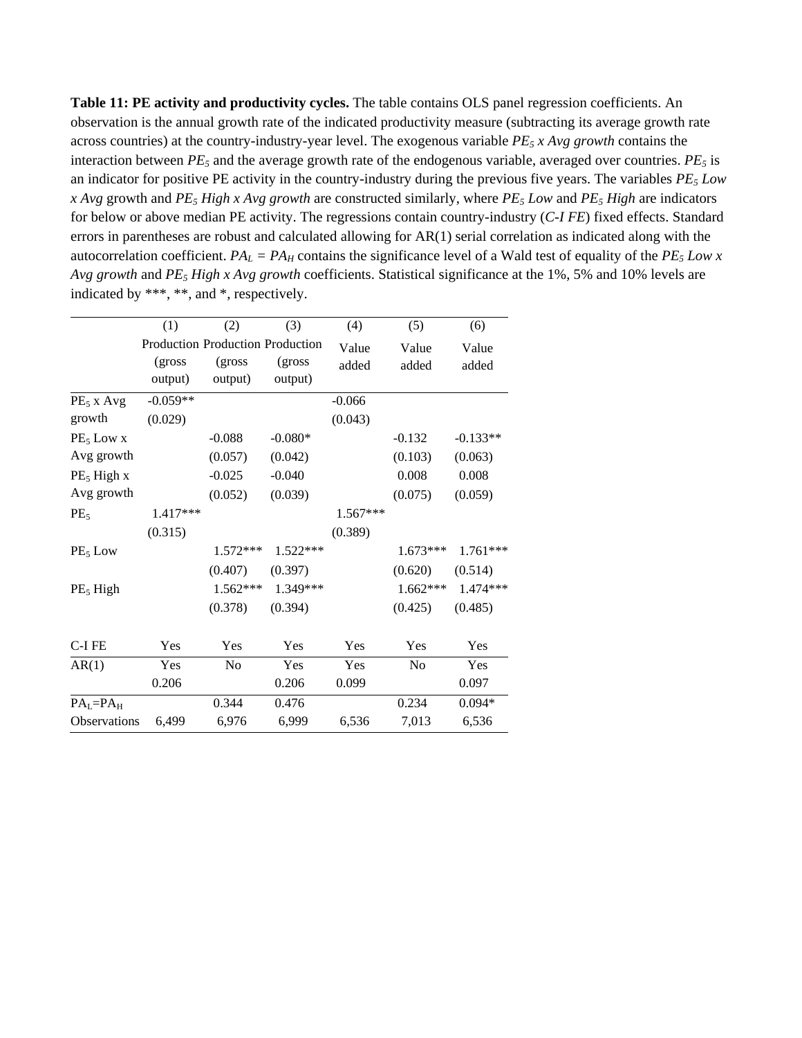**Table 11: PE activity and productivity cycles.** The table contains OLS panel regression coefficients. An observation is the annual growth rate of the indicated productivity measure (subtracting its average growth rate across countries) at the country-industry-year level. The exogenous variable *$PE_5$ x Avg growth* contains the interaction between $PE_5$ and the average growth rate of the endogenous variable, averaged over countries. $PE_5$ is an indicator for positive PE activity in the country-industry during the previous five years. The variables *$PE_5$ Low x Avg* growth and *$PE_5$ High x Avg growth* are constructed similarly, where *$PE_5$ Low* and *$PE_5$ High* are indicators for below or above median PE activity. The regressions contain country-industry (*C-I FE*) fixed effects. Standard errors in parentheses are robust and calculated allowing for AR(1) serial correlation as indicated along with the autocorrelation coefficient. $PA_L = PA_H$ contains the significance level of a Wald test of equality of the *$PE_5$ Low x Avg growth* and *$PE_5$ High x Avg growth* coefficients. Statistical significance at the 1%, 5% and 10% levels are indicated by ***, **, and *, respectively.

| | (1) | (2) | (3) | (4) | (5) | (6) |
|---|---|---|---|---|---|---|
| | Production (gross output) | Production (gross output) | Production (gross output) | Value added | Value added | Value added |
| $PE_5$ x Avg growth | -0.059** | | | -0.066 | | |
| | (0.029) | | | (0.043) | | |
| $PE_5$ Low x Avg growth | | -0.088 | -0.080* | | -0.132 | -0.133** |
| | | (0.057) | (0.042) | | (0.103) | (0.063) |
| $PE_5$ High x Avg growth | | -0.025 | -0.040 | | 0.008 | 0.008 |
| | | (0.052) | (0.039) | | (0.075) | (0.059) |
| $PE_5$ | 1.417*** | | | 1.567*** | | |
| | (0.315) | | | (0.389) | | |
| $PE_5$ Low | | 1.572*** | 1.522*** | | 1.673*** | 1.761*** |
| | | (0.407) | (0.397) | | (0.620) | (0.514) |
| $PE_5$ High | | 1.562*** | 1.349*** | | 1.662*** | 1.474*** |
| | | (0.378) | (0.394) | | (0.425) | (0.485) |
| C-I FE | Yes | Yes | Yes | Yes | Yes | Yes |
| AR(1) | Yes | No | Yes | Yes | No | Yes |
| | 0.206 | | 0.206 | 0.099 | | 0.097 |
| $PA_L$=$PA_H$ | | 0.344 | 0.476 | | 0.234 | 0.094* |
| Observations | 6,499 | 6,976 | 6,999 | 6,536 | 7,013 | 6,536 |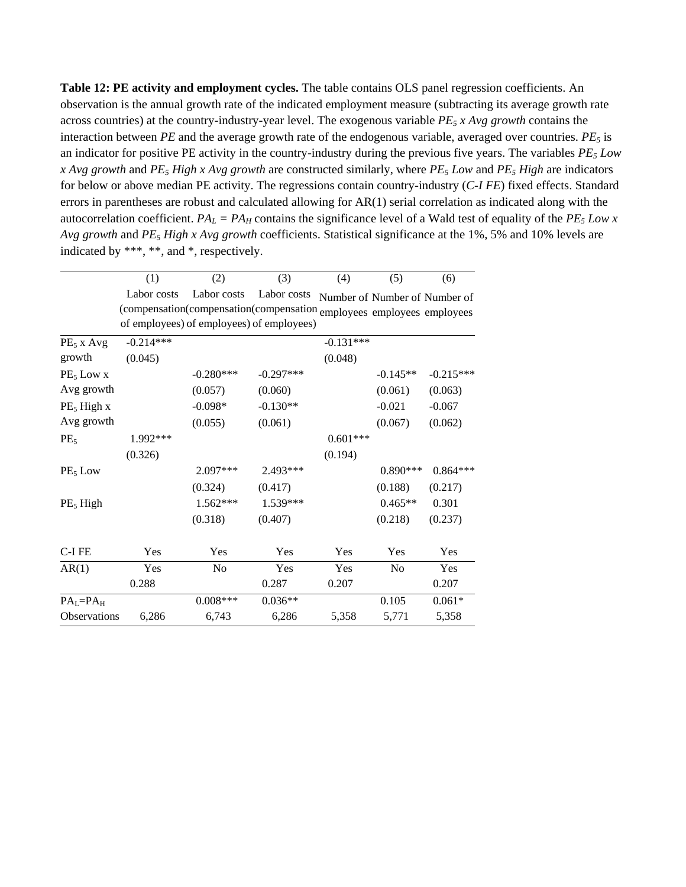**Table 12: PE activity and employment cycles.** The table contains OLS panel regression coefficients. An observation is the annual growth rate of the indicated employment measure (subtracting its average growth rate across countries) at the country-industry-year level. The exogenous variable *$PE_5$ x Avg growth* contains the interaction between *PE* and the average growth rate of the endogenous variable, averaged over countries. *$PE_5$* is an indicator for positive PE activity in the country-industry during the previous five years. The variables *$PE_5$ Low x Avg growth* and *$PE_5$ High x Avg growth* are constructed similarly, where *$PE_5$ Low* and *$PE_5$ High* are indicators for below or above median PE activity. The regressions contain country-industry (*C-I FE*) fixed effects. Standard errors in parentheses are robust and calculated allowing for AR(1) serial correlation as indicated along with the autocorrelation coefficient. *$PA_L = PA_H$* contains the significance level of a Wald test of equality of the *$PE_5$ Low x Avg growth* and *$PE_5$ High x Avg growth* coefficients. Statistical significance at the 1%, 5% and 10% levels are indicated by ***, **, and *, respectively.

| | (1) | (2) | (3) | (4) | (5) | (6) |
|---|---|---|---|---|---|---|
| | Labor costs (compensation of employees) | Labor costs (compensation of employees) | Labor costs (compensation of employees) | Number of employees | Number of employees | Number of employees |
| $PE_5$ x Avg growth | -0.214*** | | | -0.131*** | | |
| | (0.045) | | | (0.048) | | |
| $PE_5$ Low x Avg growth | | -0.280*** | -0.297*** | | -0.145** | -0.215*** |
| | | (0.057) | (0.060) | | (0.061) | (0.063) |
| $PE_5$ High x Avg growth | | -0.098* | -0.130** | | -0.021 | -0.067 |
| | | (0.055) | (0.061) | | (0.067) | (0.062) |
| $PE_5$ | 1.992*** | | | 0.601*** | | |
| | (0.326) | | | (0.194) | | |
| $PE_5$ Low | | 2.097*** | 2.493*** | | 0.890*** | 0.864*** |
| | | (0.324) | (0.417) | | (0.188) | (0.217) |
| $PE_5$ High | | 1.562*** | 1.539*** | | 0.465** | 0.301 |
| | | (0.318) | (0.407) | | (0.218) | (0.237) |
| C-I FE | Yes | Yes | Yes | Yes | Yes | Yes |
| AR(1) | Yes | No | Yes | Yes | No | Yes |
| | 0.288 | | 0.287 | 0.207 | | 0.207 |
| $PA_L$=$PA_H$ | | 0.008*** | 0.036** | | 0.105 | 0.061* |
| Observations | 6,286 | 6,743 | 6,286 | 5,358 | 5,771 | 5,358 |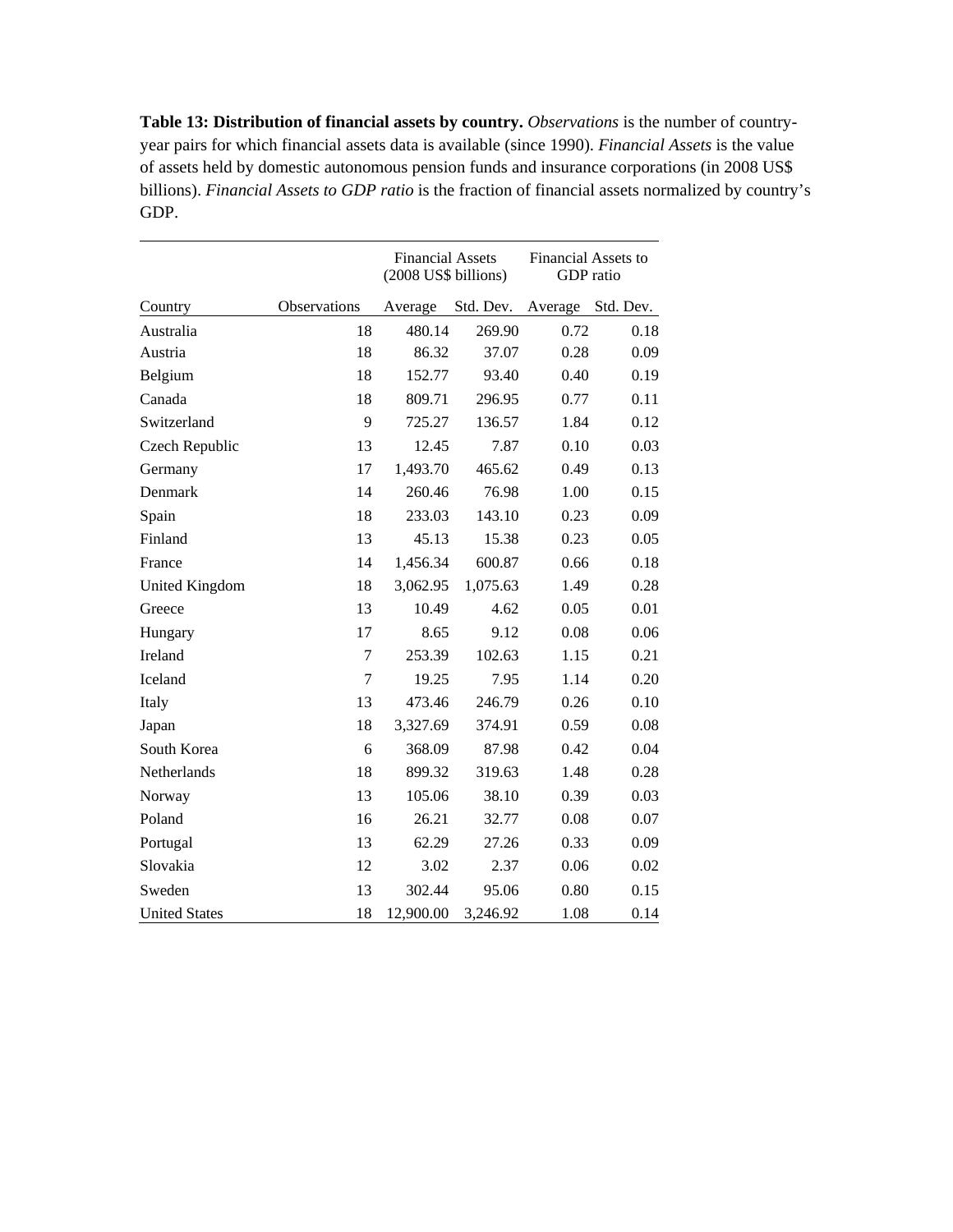**Table 13: Distribution of financial assets by country.** *Observations* is the number of country-year pairs for which financial assets data is available (since 1990). *Financial Assets* is the value of assets held by domestic autonomous pension funds and insurance corporations (in 2008 US$ billions). *Financial Assets to GDP ratio* is the fraction of financial assets normalized by country's GDP.

| | | Financial Assets (2008 US$ billions) | | Financial Assets to GDP ratio | |
|---|---|---|---|---|---|
| Country | Observations | Average | Std. Dev. | Average | Std. Dev. |
| Australia | 18 | 480.14 | 269.90 | 0.72 | 0.18 |
| Austria | 18 | 86.32 | 37.07 | 0.28 | 0.09 |
| Belgium | 18 | 152.77 | 93.40 | 0.40 | 0.19 |
| Canada | 18 | 809.71 | 296.95 | 0.77 | 0.11 |
| Switzerland | 9 | 725.27 | 136.57 | 1.84 | 0.12 |
| Czech Republic | 13 | 12.45 | 7.87 | 0.10 | 0.03 |
| Germany | 17 | 1,493.70 | 465.62 | 0.49 | 0.13 |
| Denmark | 14 | 260.46 | 76.98 | 1.00 | 0.15 |
| Spain | 18 | 233.03 | 143.10 | 0.23 | 0.09 |
| Finland | 13 | 45.13 | 15.38 | 0.23 | 0.05 |
| France | 14 | 1,456.34 | 600.87 | 0.66 | 0.18 |
| United Kingdom | 18 | 3,062.95 | 1,075.63 | 1.49 | 0.28 |
| Greece | 13 | 10.49 | 4.62 | 0.05 | 0.01 |
| Hungary | 17 | 8.65 | 9.12 | 0.08 | 0.06 |
| Ireland | 7 | 253.39 | 102.63 | 1.15 | 0.21 |
| Iceland | 7 | 19.25 | 7.95 | 1.14 | 0.20 |
| Italy | 13 | 473.46 | 246.79 | 0.26 | 0.10 |
| Japan | 18 | 3,327.69 | 374.91 | 0.59 | 0.08 |
| South Korea | 6 | 368.09 | 87.98 | 0.42 | 0.04 |
| Netherlands | 18 | 899.32 | 319.63 | 1.48 | 0.28 |
| Norway | 13 | 105.06 | 38.10 | 0.39 | 0.03 |
| Poland | 16 | 26.21 | 32.77 | 0.08 | 0.07 |
| Portugal | 13 | 62.29 | 27.26 | 0.33 | 0.09 |
| Slovakia | 12 | 3.02 | 2.37 | 0.06 | 0.02 |
| Sweden | 13 | 302.44 | 95.06 | 0.80 | 0.15 |
| United States | 18 | 12,900.00 | 3,246.92 | 1.08 | 0.14 |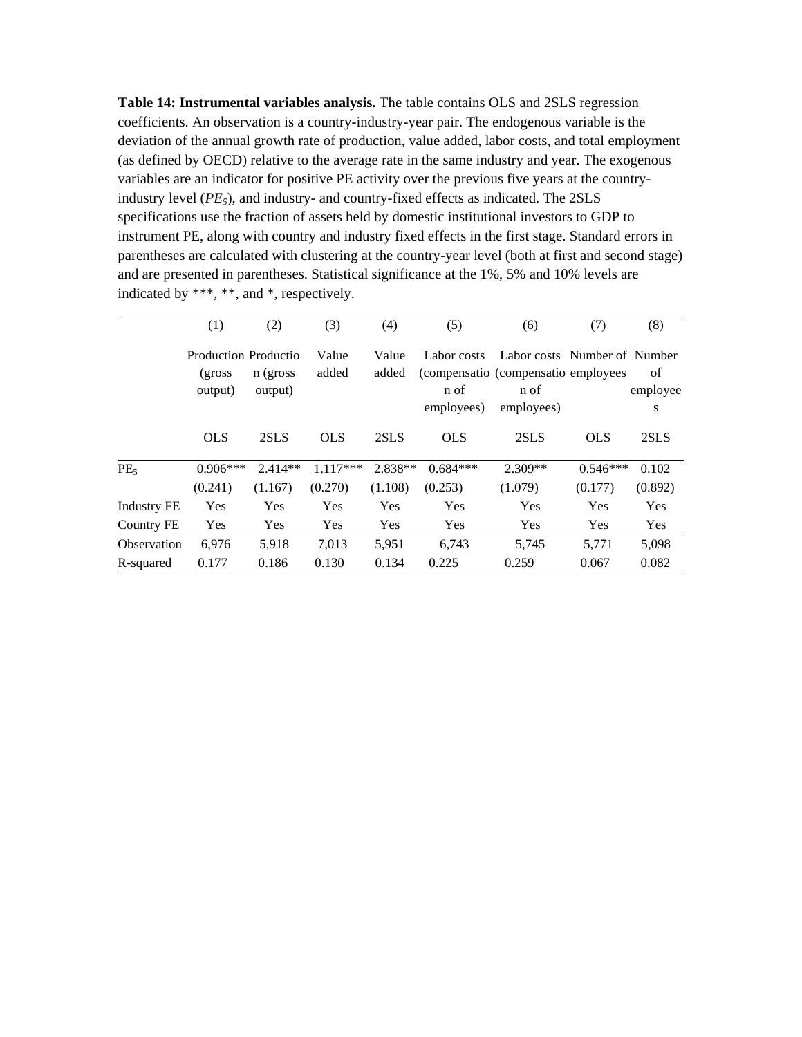**Table 14: Instrumental variables analysis.** The table contains OLS and 2SLS regression coefficients. An observation is a country-industry-year pair. The endogenous variable is the deviation of the annual growth rate of production, value added, labor costs, and total employment (as defined by OECD) relative to the average rate in the same industry and year. The exogenous variables are an indicator for positive PE activity over the previous five years at the country-industry level (*$PE_5$*), and industry- and country-fixed effects as indicated. The 2SLS specifications use the fraction of assets held by domestic institutional investors to GDP to instrument PE, along with country and industry fixed effects in the first stage. Standard errors in parentheses are calculated with clustering at the country-year level (both at first and second stage) and are presented in parentheses. Statistical significance at the 1%, 5% and 10% levels are indicated by ***, **, and *, respectively.

| | (1) | (2) | (3) | (4) | (5) | (6) | (7) | (8) |
|---|---|---|---|---|---|---|---|---|
| | Production (gross output) | Production (gross output) | Value added | Value added | Labor costs (compensation of employees) | Labor costs (compensation of employees) | Number of employees | Number of employees |
| | OLS | 2SLS | OLS | 2SLS | OLS | 2SLS | OLS | 2SLS |
| $PE_5$ | 0.906*** | 2.414** | 1.117*** | 2.838** | 0.684*** | 2.309** | 0.546*** | 0.102 |
| | (0.241) | (1.167) | (0.270) | (1.108) | (0.253) | (1.079) | (0.177) | (0.892) |
| Industry FE | Yes | Yes | Yes | Yes | Yes | Yes | Yes | Yes |
| Country FE | Yes | Yes | Yes | Yes | Yes | Yes | Yes | Yes |
| Observation | 6,976 | 5,918 | 7,013 | 5,951 | 6,743 | 5,745 | 5,771 | 5,098 |
| R-squared | 0.177 | 0.186 | 0.130 | 0.134 | 0.225 | 0.259 | 0.067 | 0.082 |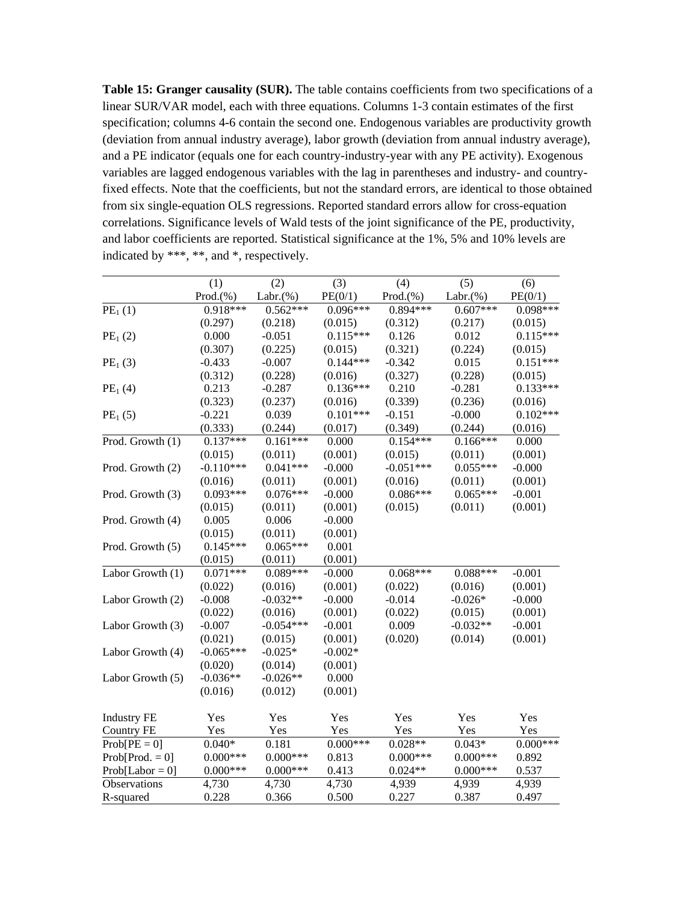**Table 15: Granger causality (SUR).** The table contains coefficients from two specifications of a linear SUR/VAR model, each with three equations. Columns 1-3 contain estimates of the first specification; columns 4-6 contain the second one. Endogenous variables are productivity growth (deviation from annual industry average), labor growth (deviation from annual industry average), and a PE indicator (equals one for each country-industry-year with any PE activity). Exogenous variables are lagged endogenous variables with the lag in parentheses and industry- and country-fixed effects. Note that the coefficients, but not the standard errors, are identical to those obtained from six single-equation OLS regressions. Reported standard errors allow for cross-equation correlations. Significance levels of Wald tests of the joint significance of the PE, productivity, and labor coefficients are reported. Statistical significance at the 1%, 5% and 10% levels are indicated by ***, **, and *, respectively.

| | (1) | (2) | (3) | (4) | (5) | (6) |
|---|---|---|---|---|---|---|
| | Prod.(%) | Labr.(%) | PE(0/1) | Prod.(%) | Labr.(%) | PE(0/1) |
| $PE_1$ (1) | 0.918*** | 0.562*** | 0.096*** | 0.894*** | 0.607*** | 0.098*** |
| | (0.297) | (0.218) | (0.015) | (0.312) | (0.217) | (0.015) |
| $PE_1$ (2) | 0.000 | -0.051 | 0.115*** | 0.126 | 0.012 | 0.115*** |
| | (0.307) | (0.225) | (0.015) | (0.321) | (0.224) | (0.015) |
| $PE_1$ (3) | -0.433 | -0.007 | 0.144*** | -0.342 | 0.015 | 0.151*** |
| | (0.312) | (0.228) | (0.016) | (0.327) | (0.228) | (0.015) |
| $PE_1$ (4) | 0.213 | -0.287 | 0.136*** | 0.210 | -0.281 | 0.133*** |
| | (0.323) | (0.237) | (0.016) | (0.339) | (0.236) | (0.016) |
| $PE_1$ (5) | -0.221 | 0.039 | 0.101*** | -0.151 | -0.000 | 0.102*** |
| | (0.333) | (0.244) | (0.017) | (0.349) | (0.244) | (0.016) |
| Prod. Growth (1) | 0.137*** | 0.161*** | 0.000 | 0.154*** | 0.166*** | 0.000 |
| | (0.015) | (0.011) | (0.001) | (0.015) | (0.011) | (0.001) |
| Prod. Growth (2) | -0.110*** | 0.041*** | -0.000 | -0.051*** | 0.055*** | -0.000 |
| | (0.016) | (0.011) | (0.001) | (0.016) | (0.011) | (0.001) |
| Prod. Growth (3) | 0.093*** | 0.076*** | -0.000 | 0.086*** | 0.065*** | -0.001 |
| | (0.015) | (0.011) | (0.001) | (0.015) | (0.011) | (0.001) |
| Prod. Growth (4) | 0.005 | 0.006 | -0.000 | | | |
| | (0.015) | (0.011) | (0.001) | | | |
| Prod. Growth (5) | 0.145*** | 0.065*** | 0.001 | | | |
| | (0.015) | (0.011) | (0.001) | | | |
| Labor Growth (1) | 0.071*** | 0.089*** | -0.000 | 0.068*** | 0.088*** | -0.001 |
| | (0.022) | (0.016) | (0.001) | (0.022) | (0.016) | (0.001) |
| Labor Growth (2) | -0.008 | -0.032** | -0.000 | -0.014 | -0.026* | -0.000 |
| | (0.022) | (0.016) | (0.001) | (0.022) | (0.015) | (0.001) |
| Labor Growth (3) | -0.007 | -0.054*** | -0.001 | 0.009 | -0.032** | -0.001 |
| | (0.021) | (0.015) | (0.001) | (0.020) | (0.014) | (0.001) |
| Labor Growth (4) | -0.065*** | -0.025* | -0.002* | | | |
| | (0.020) | (0.014) | (0.001) | | | |
| Labor Growth (5) | -0.036** | -0.026** | 0.000 | | | |
| | (0.016) | (0.012) | (0.001) | | | |
| Industry FE | Yes | Yes | Yes | Yes | Yes | Yes |
| Country FE | Yes | Yes | Yes | Yes | Yes | Yes |
| Prob[PE = 0] | 0.040* | 0.181 | 0.000*** | 0.028** | 0.043* | 0.000*** |
| Prob[Prod. = 0] | 0.000*** | 0.000*** | 0.813 | 0.000*** | 0.000*** | 0.892 |
| Prob[Labor = 0] | 0.000*** | 0.000*** | 0.413 | 0.024** | 0.000*** | 0.537 |
| Observations | 4,730 | 4,730 | 4,730 | 4,939 | 4,939 | 4,939 |
| R-squared | 0.228 | 0.366 | 0.500 | 0.227 | 0.387 | 0.497 |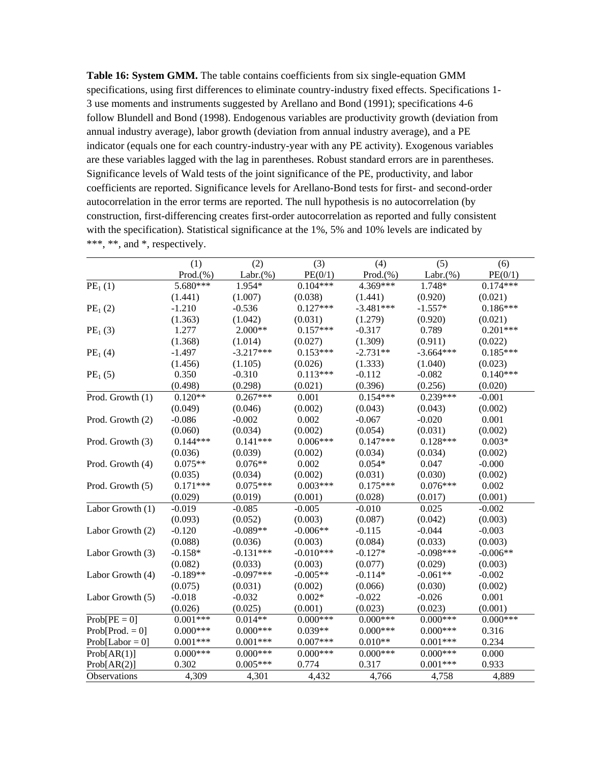**Table 16: System GMM.** The table contains coefficients from six single-equation GMM specifications, using first differences to eliminate country-industry fixed effects. Specifications 1-3 use moments and instruments suggested by Arellano and Bond (1991); specifications 4-6 follow Blundell and Bond (1998). Endogenous variables are productivity growth (deviation from annual industry average), labor growth (deviation from annual industry average), and a PE indicator (equals one for each country-industry-year with any PE activity). Exogenous variables are these variables lagged with the lag in parentheses. Robust standard errors are in parentheses. Significance levels of Wald tests of the joint significance of the PE, productivity, and labor coefficients are reported. Significance levels for Arellano-Bond tests for first- and second-order autocorrelation in the error terms are reported. The null hypothesis is no autocorrelation (by construction, first-differencing creates first-order autocorrelation as reported and fully consistent with the specification). Statistical significance at the 1%, 5% and 10% levels are indicated by ***, **, and *, respectively.

| | (1) Prod.(%) | (2) Labr.(%) | (3) PE(0/1) | (4) Prod.(%) | (5) Labr.(%) | (6) PE(0/1) |
|---|---|---|---|---|---|---|
| $PE_1$ (1) | 5.680*** | 1.954* | 0.104*** | 4.369*** | 1.748* | 0.174*** |
| | (1.441) | (1.007) | (0.038) | (1.441) | (0.920) | (0.021) |
| $PE_1$ (2) | -1.210 | -0.536 | 0.127*** | -3.481*** | -1.557* | 0.186*** |
| | (1.363) | (1.042) | (0.031) | (1.279) | (0.920) | (0.021) |
| $PE_1$ (3) | 1.277 | 2.000** | 0.157*** | -0.317 | 0.789 | 0.201*** |
| | (1.368) | (1.014) | (0.027) | (1.309) | (0.911) | (0.022) |
| $PE_1$ (4) | -1.497 | -3.217*** | 0.153*** | -2.731** | -3.664*** | 0.185*** |
| | (1.456) | (1.105) | (0.026) | (1.333) | (1.040) | (0.023) |
| $PE_1$ (5) | 0.350 | -0.310 | 0.113*** | -0.112 | -0.082 | 0.140*** |
| | (0.498) | (0.298) | (0.021) | (0.396) | (0.256) | (0.020) |
| Prod. Growth (1) | 0.120** | 0.267*** | 0.001 | 0.154*** | 0.239*** | -0.001 |
| | (0.049) | (0.046) | (0.002) | (0.043) | (0.043) | (0.002) |
| Prod. Growth (2) | -0.086 | -0.002 | 0.002 | -0.067 | -0.020 | 0.001 |
| | (0.060) | (0.034) | (0.002) | (0.054) | (0.031) | (0.002) |
| Prod. Growth (3) | 0.144*** | 0.141*** | 0.006*** | 0.147*** | 0.128*** | 0.003* |
| | (0.036) | (0.039) | (0.002) | (0.034) | (0.034) | (0.002) |
| Prod. Growth (4) | 0.075** | 0.076** | 0.002 | 0.054* | 0.047 | -0.000 |
| | (0.035) | (0.034) | (0.002) | (0.031) | (0.030) | (0.002) |
| Prod. Growth (5) | 0.171*** | 0.075*** | 0.003*** | 0.175*** | 0.076*** | 0.002 |
| | (0.029) | (0.019) | (0.001) | (0.028) | (0.017) | (0.001) |
| Labor Growth (1) | -0.019 | -0.085 | -0.005 | -0.010 | 0.025 | -0.002 |
| | (0.093) | (0.052) | (0.003) | (0.087) | (0.042) | (0.003) |
| Labor Growth (2) | -0.120 | -0.089** | -0.006** | -0.115 | -0.044 | -0.003 |
| | (0.088) | (0.036) | (0.003) | (0.084) | (0.033) | (0.003) |
| Labor Growth (3) | -0.158* | -0.131*** | -0.010*** | -0.127* | -0.098*** | -0.006** |
| | (0.082) | (0.033) | (0.003) | (0.077) | (0.029) | (0.003) |
| Labor Growth (4) | -0.189** | -0.097*** | -0.005** | -0.114* | -0.061** | -0.002 |
| | (0.075) | (0.031) | (0.002) | (0.066) | (0.030) | (0.002) |
| Labor Growth (5) | -0.018 | -0.032 | 0.002* | -0.022 | -0.026 | 0.001 |
| | (0.026) | (0.025) | (0.001) | (0.023) | (0.023) | (0.001) |
| Prob[PE = 0] | 0.001*** | 0.014** | 0.000*** | 0.000*** | 0.000*** | 0.000*** |
| Prob[Prod. = 0] | 0.000*** | 0.000*** | 0.039** | 0.000*** | 0.000*** | 0.316 |
| Prob[Labor = 0] | 0.001*** | 0.001*** | 0.007*** | 0.010** | 0.001*** | 0.234 |
| Prob[AR(1)] | 0.000*** | 0.000*** | 0.000*** | 0.000*** | 0.000*** | 0.000 |
| Prob[AR(2)] | 0.302 | 0.005*** | 0.774 | 0.317 | 0.001*** | 0.933 |
| Observations | 4,309 | 4,301 | 4,432 | 4,766 | 4,758 | 4,889 |